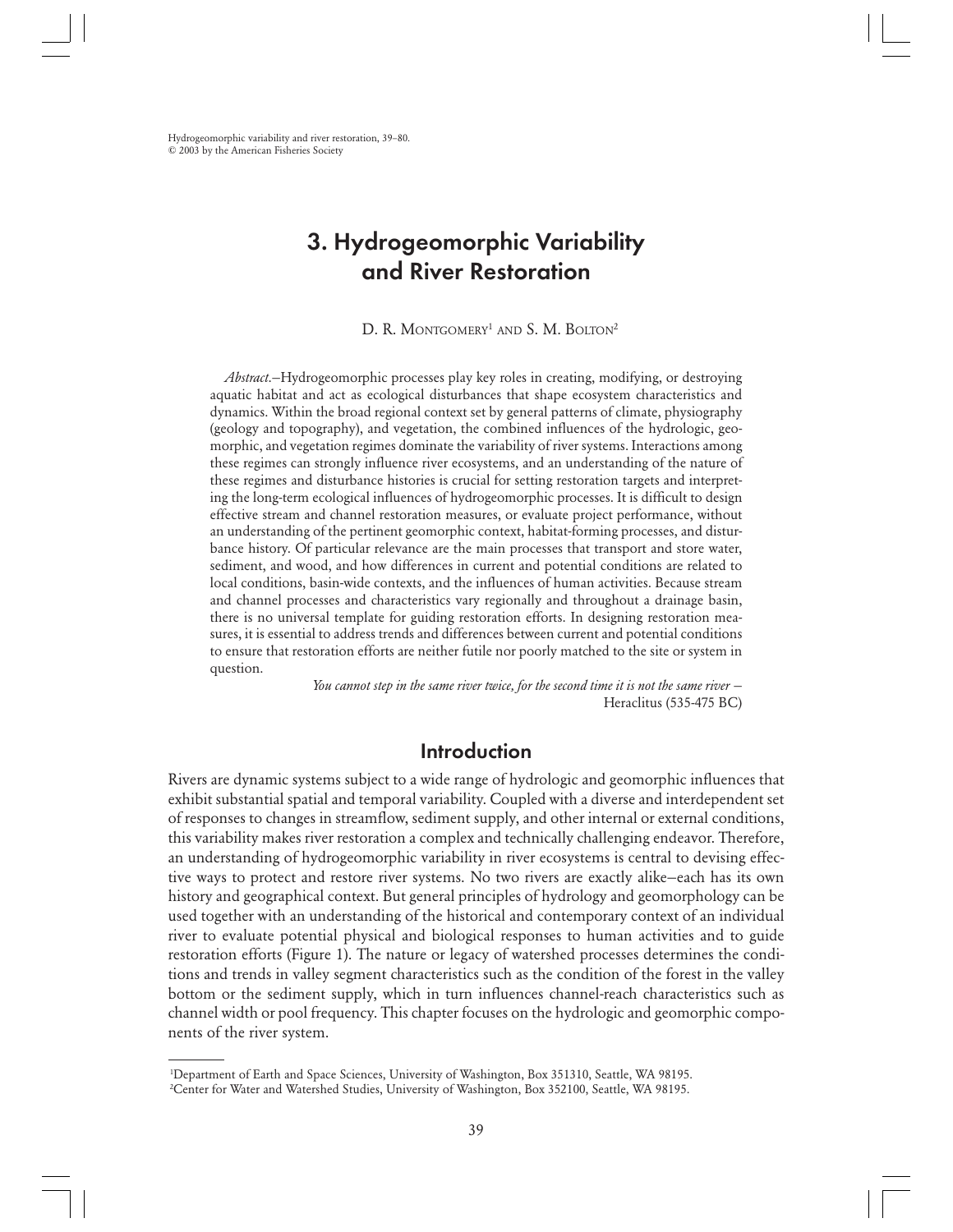Hydrogeomorphic variability and river restoration, 39–80.
© 2003 by the American Fisheries Society

# 3. Hydrogeomorphic Variability and River Restoration

D. R. MONTGOMERY[1] AND S. M. BOLTON[2]

*Abstract*.–Hydrogeomorphic processes play key roles in creating, modifying, or destroying aquatic habitat and act as ecological disturbances that shape ecosystem characteristics and dynamics. Within the broad regional context set by general patterns of climate, physiography (geology and topography), and vegetation, the combined influences of the hydrologic, geomorphic, and vegetation regimes dominate the variability of river systems. Interactions among these regimes can strongly influence river ecosystems, and an understanding of the nature of these regimes and disturbance histories is crucial for setting restoration targets and interpreting the long-term ecological influences of hydrogeomorphic processes. It is difficult to design effective stream and channel restoration measures, or evaluate project performance, without an understanding of the pertinent geomorphic context, habitat-forming processes, and disturbance history. Of particular relevance are the main processes that transport and store water, sediment, and wood, and how differences in current and potential conditions are related to local conditions, basin-wide contexts, and the influences of human activities. Because stream and channel processes and characteristics vary regionally and throughout a drainage basin, there is no universal template for guiding restoration efforts. In designing restoration measures, it is essential to address trends and differences between current and potential conditions to ensure that restoration efforts are neither futile nor poorly matched to the site or system in question.

*You cannot step in the same river twice, for the second time it is not the same river* – Heraclitus (535-475 BC)

## Introduction

Rivers are dynamic systems subject to a wide range of hydrologic and geomorphic influences that exhibit substantial spatial and temporal variability. Coupled with a diverse and interdependent set of responses to changes in streamflow, sediment supply, and other internal or external conditions, this variability makes river restoration a complex and technically challenging endeavor. Therefore, an understanding of hydrogeomorphic variability in river ecosystems is central to devising effective ways to protect and restore river systems. No two rivers are exactly alike–each has its own history and geographical context. But general principles of hydrology and geomorphology can be used together with an understanding of the historical and contemporary context of an individual river to evaluate potential physical and biological responses to human activities and to guide restoration efforts (Figure 1). The nature or legacy of watershed processes determines the conditions and trends in valley segment characteristics such as the condition of the forest in the valley bottom or the sediment supply, which in turn influences channel-reach characteristics such as channel width or pool frequency. This chapter focuses on the hydrologic and geomorphic components of the river system.

[1]Department of Earth and Space Sciences, University of Washington, Box 351310, Seattle, WA 98195.
[2]Center for Water and Watershed Studies, University of Washington, Box 352100, Seattle, WA 98195.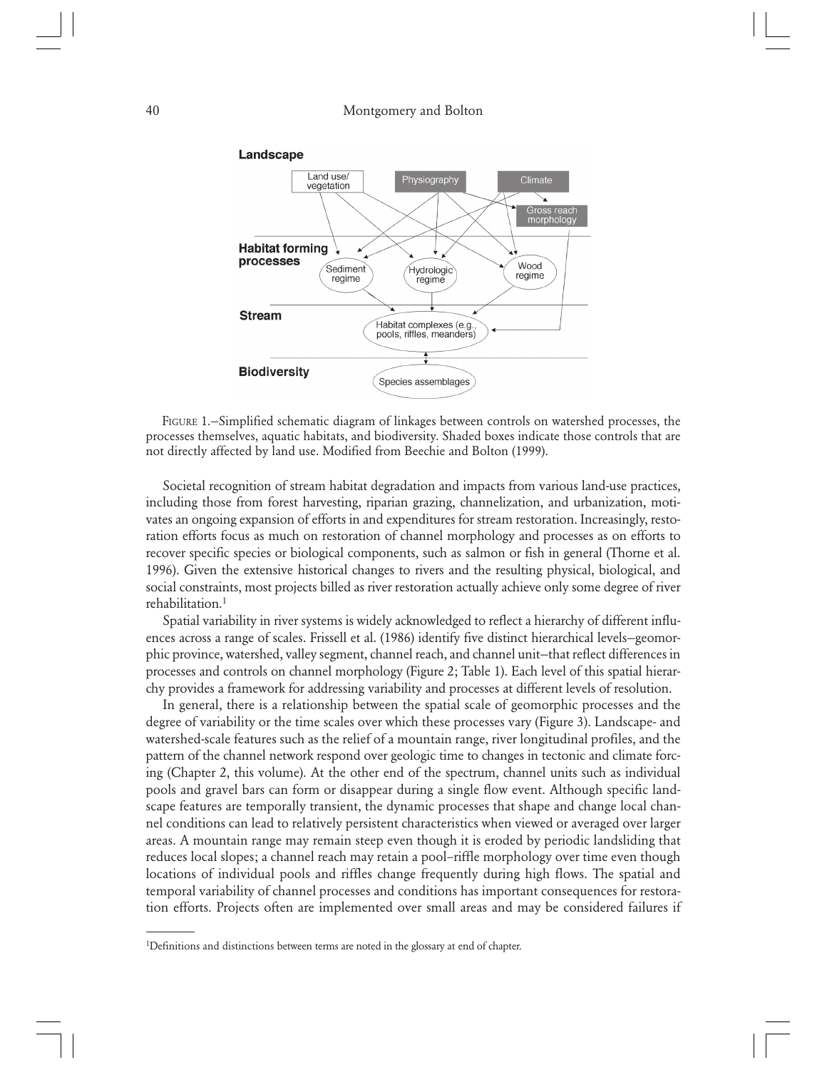FIGURE 1.—Simplified schematic diagram of linkages between controls on watershed processes, the processes themselves, aquatic habitats, and biodiversity. Shaded boxes indicate those controls that are not directly affected by land use. Modified from Beechie and Bolton (1999).

Societal recognition of stream habitat degradation and impacts from various land-use practices, including those from forest harvesting, riparian grazing, channelization, and urbanization, motivates an ongoing expansion of efforts in and expenditures for stream restoration. Increasingly, restoration efforts focus as much on restoration of channel morphology and processes as on efforts to recover specific species or biological components, such as salmon or fish in general (Thorne et al. 1996). Given the extensive historical changes to rivers and the resulting physical, biological, and social constraints, most projects billed as river restoration actually achieve only some degree of river rehabilitation.[1]

Spatial variability in river systems is widely acknowledged to reflect a hierarchy of different influences across a range of scales. Frissell et al. (1986) identify five distinct hierarchical levels—geomorphic province, watershed, valley segment, channel reach, and channel unit—that reflect differences in processes and controls on channel morphology (Figure 2; Table 1). Each level of this spatial hierarchy provides a framework for addressing variability and processes at different levels of resolution.

In general, there is a relationship between the spatial scale of geomorphic processes and the degree of variability or the time scales over which these processes vary (Figure 3). Landscape- and watershed-scale features such as the relief of a mountain range, river longitudinal profiles, and the pattern of the channel network respond over geologic time to changes in tectonic and climate forcing (Chapter 2, this volume). At the other end of the spectrum, channel units such as individual pools and gravel bars can form or disappear during a single flow event. Although specific landscape features are temporally transient, the dynamic processes that shape and change local channel conditions can lead to relatively persistent characteristics when viewed or averaged over larger areas. A mountain range may remain steep even though it is eroded by periodic landsliding that reduces local slopes; a channel reach may retain a pool–riffle morphology over time even though locations of individual pools and riffles change frequently during high flows. The spatial and temporal variability of channel processes and conditions has important consequences for restoration efforts. Projects often are implemented over small areas and may be considered failures if

[1]Definitions and distinctions between terms are noted in the glossary at end of chapter.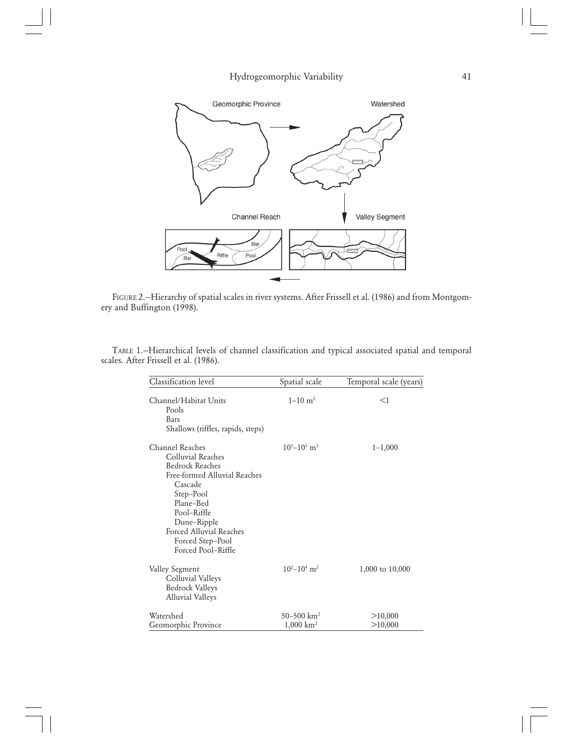FIGURE 2.—Hierarchy of spatial scales in river systems. After Frissell et al. (1986) and from Montgomery and Buffington (1998).

TABLE 1.—Hierarchical levels of channel classification and typical associated spatial and temporal scales. After Frissell et al. (1986).

| Classification level | Spatial scale | Temporal scale (years) |
|---|---|---|
| Channel/Habitat Units | 1–10 $m^2$ | <1 |
| Pools | | |
| Bars | | |
| Shallows (riffles, rapids, steps) | | |
| Channel Reaches | $10^1$–$10^3$ $m^3$ | 1–1,000 |
| Colluvial Reaches | | |
| Bedrock Reaches | | |
| Free-formed Alluvial Reaches | | |
| Cascade | | |
| Step–Pool | | |
| Plane–Bed | | |
| Pool–Riffle | | |
| Dune–Ripple | | |
| Forced Alluvial Reaches | | |
| Forced Step–Pool | | |
| Forced Pool–Riffle | | |
| Valley Segment | $10^2$–$10^4$ $m^2$ | 1,000 to 10,000 |
| Colluvial Valleys | | |
| Bedrock Valleys | | |
| Alluvial Valleys | | |
| Watershed | 50–500 $km^2$ | >10,000 |
| Geomorphic Province | 1,000 $km^2$ | >10,000 |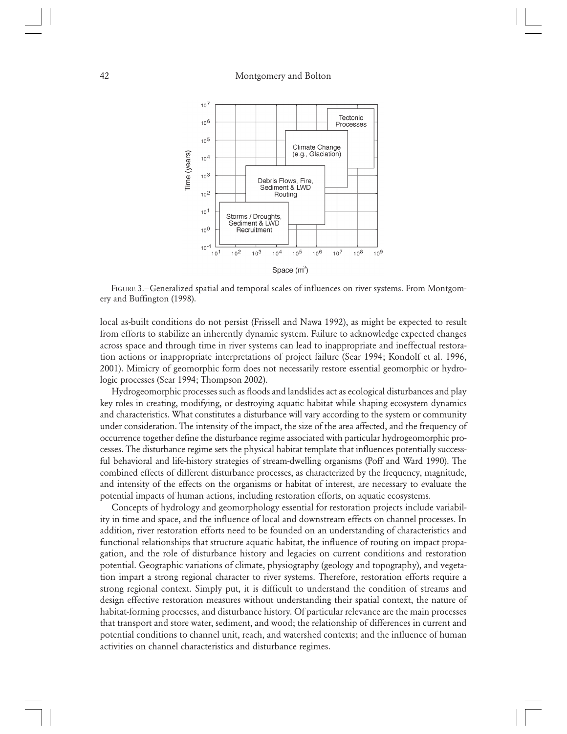FIGURE 3.—Generalized spatial and temporal scales of influences on river systems. From Montgomery and Buffington (1998).

local as-built conditions do not persist (Frissell and Nawa 1992), as might be expected to result from efforts to stabilize an inherently dynamic system. Failure to acknowledge expected changes across space and through time in river systems can lead to inappropriate and ineffectual restoration actions or inappropriate interpretations of project failure (Sear 1994; Kondolf et al. 1996, 2001). Mimicry of geomorphic form does not necessarily restore essential geomorphic or hydrologic processes (Sear 1994; Thompson 2002).

Hydrogeomorphic processes such as floods and landslides act as ecological disturbances and play key roles in creating, modifying, or destroying aquatic habitat while shaping ecosystem dynamics and characteristics. What constitutes a disturbance will vary according to the system or community under consideration. The intensity of the impact, the size of the area affected, and the frequency of occurrence together define the disturbance regime associated with particular hydrogeomorphic processes. The disturbance regime sets the physical habitat template that influences potentially successful behavioral and life-history strategies of stream-dwelling organisms (Poff and Ward 1990). The combined effects of different disturbance processes, as characterized by the frequency, magnitude, and intensity of the effects on the organisms or habitat of interest, are necessary to evaluate the potential impacts of human actions, including restoration efforts, on aquatic ecosystems.

Concepts of hydrology and geomorphology essential for restoration projects include variability in time and space, and the influence of local and downstream effects on channel processes. In addition, river restoration efforts need to be founded on an understanding of characteristics and functional relationships that structure aquatic habitat, the influence of routing on impact propagation, and the role of disturbance history and legacies on current conditions and restoration potential. Geographic variations of climate, physiography (geology and topography), and vegetation impart a strong regional character to river systems. Therefore, restoration efforts require a strong regional context. Simply put, it is difficult to understand the condition of streams and design effective restoration measures without understanding their spatial context, the nature of habitat-forming processes, and disturbance history. Of particular relevance are the main processes that transport and store water, sediment, and wood; the relationship of differences in current and potential conditions to channel unit, reach, and watershed contexts; and the influence of human activities on channel characteristics and disturbance regimes.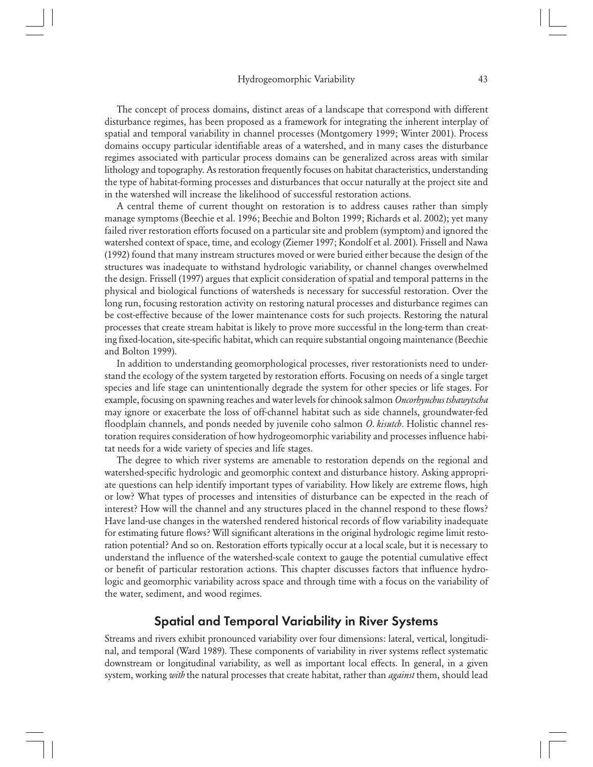The concept of process domains, distinct areas of a landscape that correspond with different disturbance regimes, has been proposed as a framework for integrating the inherent interplay of spatial and temporal variability in channel processes (Montgomery 1999; Winter 2001). Process domains occupy particular identifiable areas of a watershed, and in many cases the disturbance regimes associated with particular process domains can be generalized across areas with similar lithology and topography. As restoration frequently focuses on habitat characteristics, understanding the type of habitat-forming processes and disturbances that occur naturally at the project site and in the watershed will increase the likelihood of successful restoration actions.

A central theme of current thought on restoration is to address causes rather than simply manage symptoms (Beechie et al. 1996; Beechie and Bolton 1999; Richards et al. 2002); yet many failed river restoration efforts focused on a particular site and problem (symptom) and ignored the watershed context of space, time, and ecology (Ziemer 1997; Kondolf et al. 2001). Frissell and Nawa (1992) found that many instream structures moved or were buried either because the design of the structures was inadequate to withstand hydrologic variability, or channel changes overwhelmed the design. Frissell (1997) argues that explicit consideration of spatial and temporal patterns in the physical and biological functions of watersheds is necessary for successful restoration. Over the long run, focusing restoration activity on restoring natural processes and disturbance regimes can be cost-effective because of the lower maintenance costs for such projects. Restoring the natural processes that create stream habitat is likely to prove more successful in the long-term than creating fixed-location, site-specific habitat, which can require substantial ongoing maintenance (Beechie and Bolton 1999).

In addition to understanding geomorphological processes, river restorationists need to understand the ecology of the system targeted by restoration efforts. Focusing on needs of a single target species and life stage can unintentionally degrade the system for other species or life stages. For example, focusing on spawning reaches and water levels for chinook salmon *Oncorhynchus tshawytscha* may ignore or exacerbate the loss of off-channel habitat such as side channels, groundwater-fed floodplain channels, and ponds needed by juvenile coho salmon *O. kisutch*. Holistic channel restoration requires consideration of how hydrogeomorphic variability and processes influence habitat needs for a wide variety of species and life stages.

The degree to which river systems are amenable to restoration depends on the regional and watershed-specific hydrologic and geomorphic context and disturbance history. Asking appropriate questions can help identify important types of variability. How likely are extreme flows, high or low? What types of processes and intensities of disturbance can be expected in the reach of interest? How will the channel and any structures placed in the channel respond to these flows? Have land-use changes in the watershed rendered historical records of flow variability inadequate for estimating future flows? Will significant alterations in the original hydrologic regime limit restoration potential? And so on. Restoration efforts typically occur at a local scale, but it is necessary to understand the influence of the watershed-scale context to gauge the potential cumulative effect or benefit of particular restoration actions. This chapter discusses factors that influence hydrologic and geomorphic variability across space and through time with a focus on the variability of the water, sediment, and wood regimes.

## Spatial and Temporal Variability in River Systems

Streams and rivers exhibit pronounced variability over four dimensions: lateral, vertical, longitudinal, and temporal (Ward 1989). These components of variability in river systems reflect systematic downstream or longitudinal variability, as well as important local effects. In general, in a given system, working *with* the natural processes that create habitat, rather than *against* them, should lead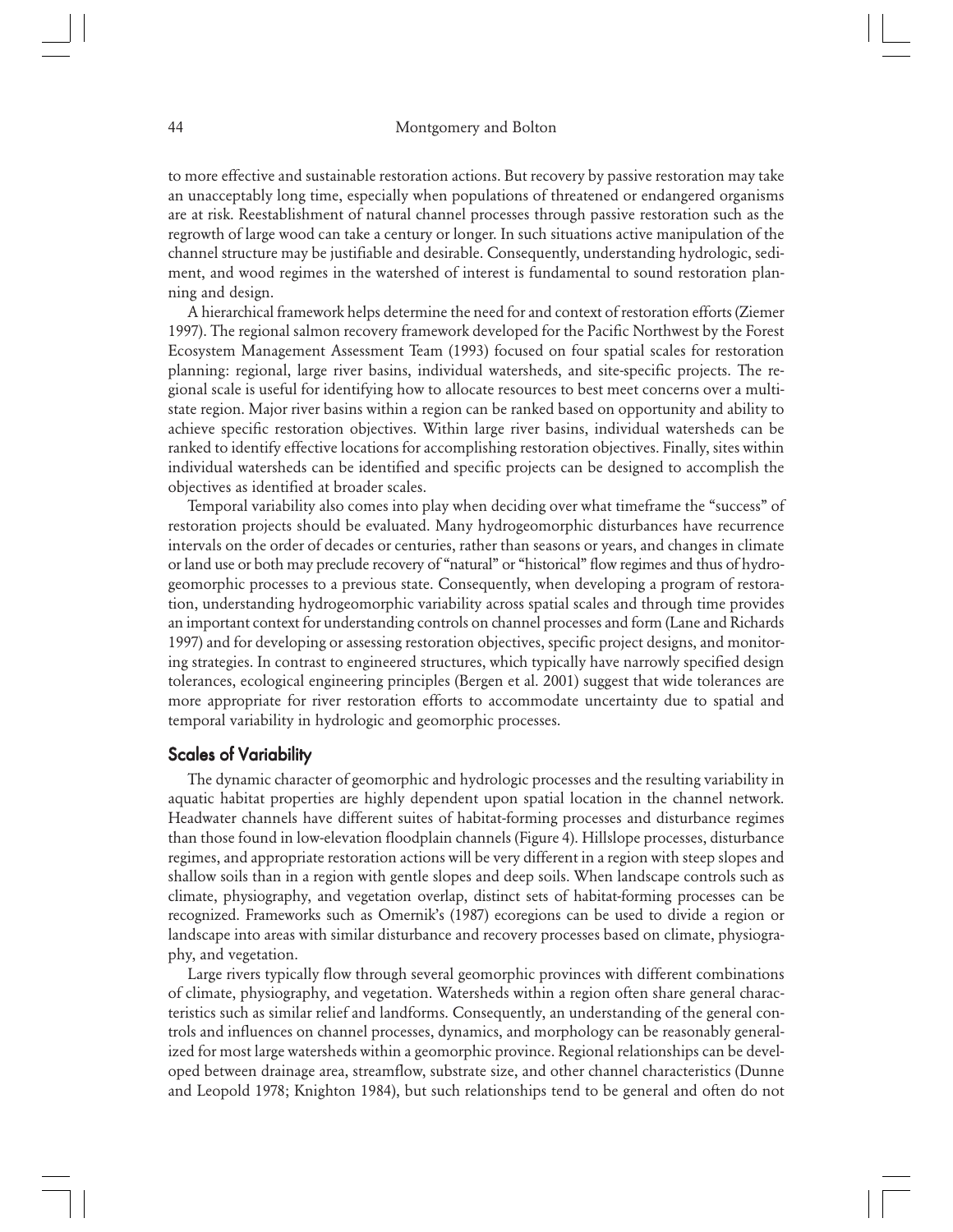to more effective and sustainable restoration actions. But recovery by passive restoration may take an unacceptably long time, especially when populations of threatened or endangered organisms are at risk. Reestablishment of natural channel processes through passive restoration such as the regrowth of large wood can take a century or longer. In such situations active manipulation of the channel structure may be justifiable and desirable. Consequently, understanding hydrologic, sediment, and wood regimes in the watershed of interest is fundamental to sound restoration planning and design.

A hierarchical framework helps determine the need for and context of restoration efforts (Ziemer 1997). The regional salmon recovery framework developed for the Pacific Northwest by the Forest Ecosystem Management Assessment Team (1993) focused on four spatial scales for restoration planning: regional, large river basins, individual watersheds, and site-specific projects. The regional scale is useful for identifying how to allocate resources to best meet concerns over a multistate region. Major river basins within a region can be ranked based on opportunity and ability to achieve specific restoration objectives. Within large river basins, individual watersheds can be ranked to identify effective locations for accomplishing restoration objectives. Finally, sites within individual watersheds can be identified and specific projects can be designed to accomplish the objectives as identified at broader scales.

Temporal variability also comes into play when deciding over what timeframe the "success" of restoration projects should be evaluated. Many hydrogeomorphic disturbances have recurrence intervals on the order of decades or centuries, rather than seasons or years, and changes in climate or land use or both may preclude recovery of "natural" or "historical" flow regimes and thus of hydrogeomorphic processes to a previous state. Consequently, when developing a program of restoration, understanding hydrogeomorphic variability across spatial scales and through time provides an important context for understanding controls on channel processes and form (Lane and Richards 1997) and for developing or assessing restoration objectives, specific project designs, and monitoring strategies. In contrast to engineered structures, which typically have narrowly specified design tolerances, ecological engineering principles (Bergen et al. 2001) suggest that wide tolerances are more appropriate for river restoration efforts to accommodate uncertainty due to spatial and temporal variability in hydrologic and geomorphic processes.

## Scales of Variability

The dynamic character of geomorphic and hydrologic processes and the resulting variability in aquatic habitat properties are highly dependent upon spatial location in the channel network. Headwater channels have different suites of habitat-forming processes and disturbance regimes than those found in low-elevation floodplain channels (Figure 4). Hillslope processes, disturbance regimes, and appropriate restoration actions will be very different in a region with steep slopes and shallow soils than in a region with gentle slopes and deep soils. When landscape controls such as climate, physiography, and vegetation overlap, distinct sets of habitat-forming processes can be recognized. Frameworks such as Omernik's (1987) ecoregions can be used to divide a region or landscape into areas with similar disturbance and recovery processes based on climate, physiography, and vegetation.

Large rivers typically flow through several geomorphic provinces with different combinations of climate, physiography, and vegetation. Watersheds within a region often share general characteristics such as similar relief and landforms. Consequently, an understanding of the general controls and influences on channel processes, dynamics, and morphology can be reasonably generalized for most large watersheds within a geomorphic province. Regional relationships can be developed between drainage area, streamflow, substrate size, and other channel characteristics (Dunne and Leopold 1978; Knighton 1984), but such relationships tend to be general and often do not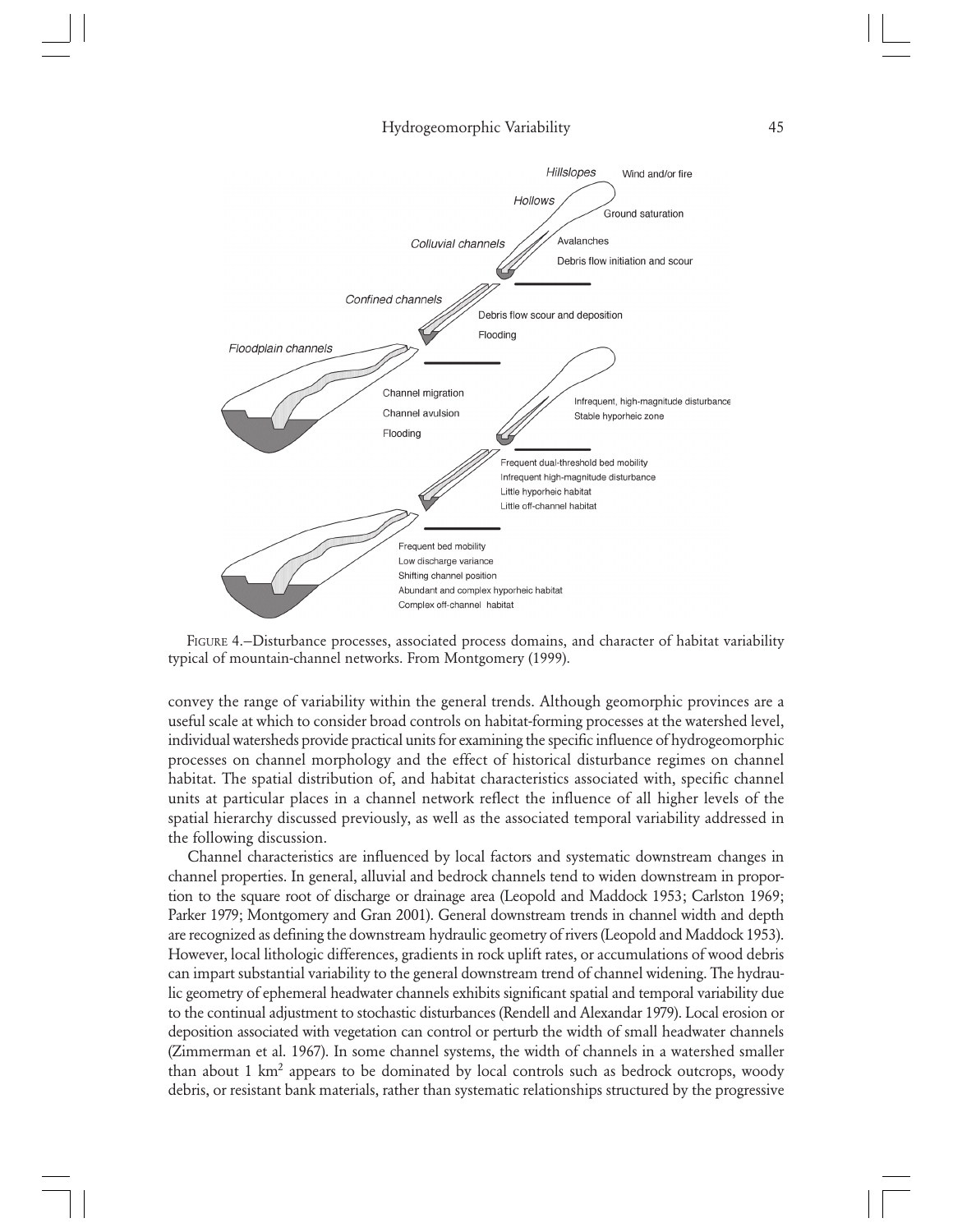FIGURE 4.—Disturbance processes, associated process domains, and character of habitat variability typical of mountain-channel networks. From Montgomery (1999).

convey the range of variability within the general trends. Although geomorphic provinces are a useful scale at which to consider broad controls on habitat-forming processes at the watershed level, individual watersheds provide practical units for examining the specific influence of hydrogeomorphic processes on channel morphology and the effect of historical disturbance regimes on channel habitat. The spatial distribution of, and habitat characteristics associated with, specific channel units at particular places in a channel network reflect the influence of all higher levels of the spatial hierarchy discussed previously, as well as the associated temporal variability addressed in the following discussion.

Channel characteristics are influenced by local factors and systematic downstream changes in channel properties. In general, alluvial and bedrock channels tend to widen downstream in proportion to the square root of discharge or drainage area (Leopold and Maddock 1953; Carlston 1969; Parker 1979; Montgomery and Gran 2001). General downstream trends in channel width and depth are recognized as defining the downstream hydraulic geometry of rivers (Leopold and Maddock 1953). However, local lithologic differences, gradients in rock uplift rates, or accumulations of wood debris can impart substantial variability to the general downstream trend of channel widening. The hydraulic geometry of ephemeral headwater channels exhibits significant spatial and temporal variability due to the continual adjustment to stochastic disturbances (Rendell and Alexandar 1979). Local erosion or deposition associated with vegetation can control or perturb the width of small headwater channels (Zimmerman et al. 1967). In some channel systems, the width of channels in a watershed smaller than about 1 km$^2$ appears to be dominated by local controls such as bedrock outcrops, woody debris, or resistant bank materials, rather than systematic relationships structured by the progressive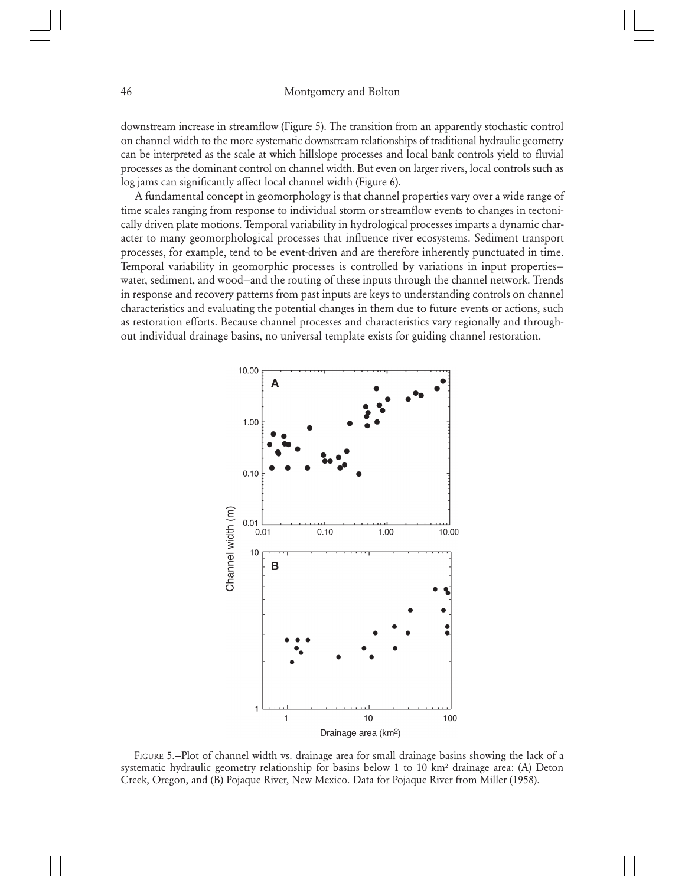downstream increase in streamflow (Figure 5). The transition from an apparently stochastic control on channel width to the more systematic downstream relationships of traditional hydraulic geometry can be interpreted as the scale at which hillslope processes and local bank controls yield to fluvial processes as the dominant control on channel width. But even on larger rivers, local controls such as log jams can significantly affect local channel width (Figure 6).

A fundamental concept in geomorphology is that channel properties vary over a wide range of time scales ranging from response to individual storm or streamflow events to changes in tectonically driven plate motions. Temporal variability in hydrological processes imparts a dynamic character to many geomorphological processes that influence river ecosystems. Sediment transport processes, for example, tend to be event-driven and are therefore inherently punctuated in time. Temporal variability in geomorphic processes is controlled by variations in input properties–water, sediment, and wood–and the routing of these inputs through the channel network. Trends in response and recovery patterns from past inputs are keys to understanding controls on channel characteristics and evaluating the potential changes in them due to future events or actions, such as restoration efforts. Because channel processes and characteristics vary regionally and throughout individual drainage basins, no universal template exists for guiding channel restoration.

FIGURE 5.–Plot of channel width vs. drainage area for small drainage basins showing the lack of a systematic hydraulic geometry relationship for basins below 1 to 10 km² drainage area: (A) Deton Creek, Oregon, and (B) Pojaque River, New Mexico. Data for Pojaque River from Miller (1958).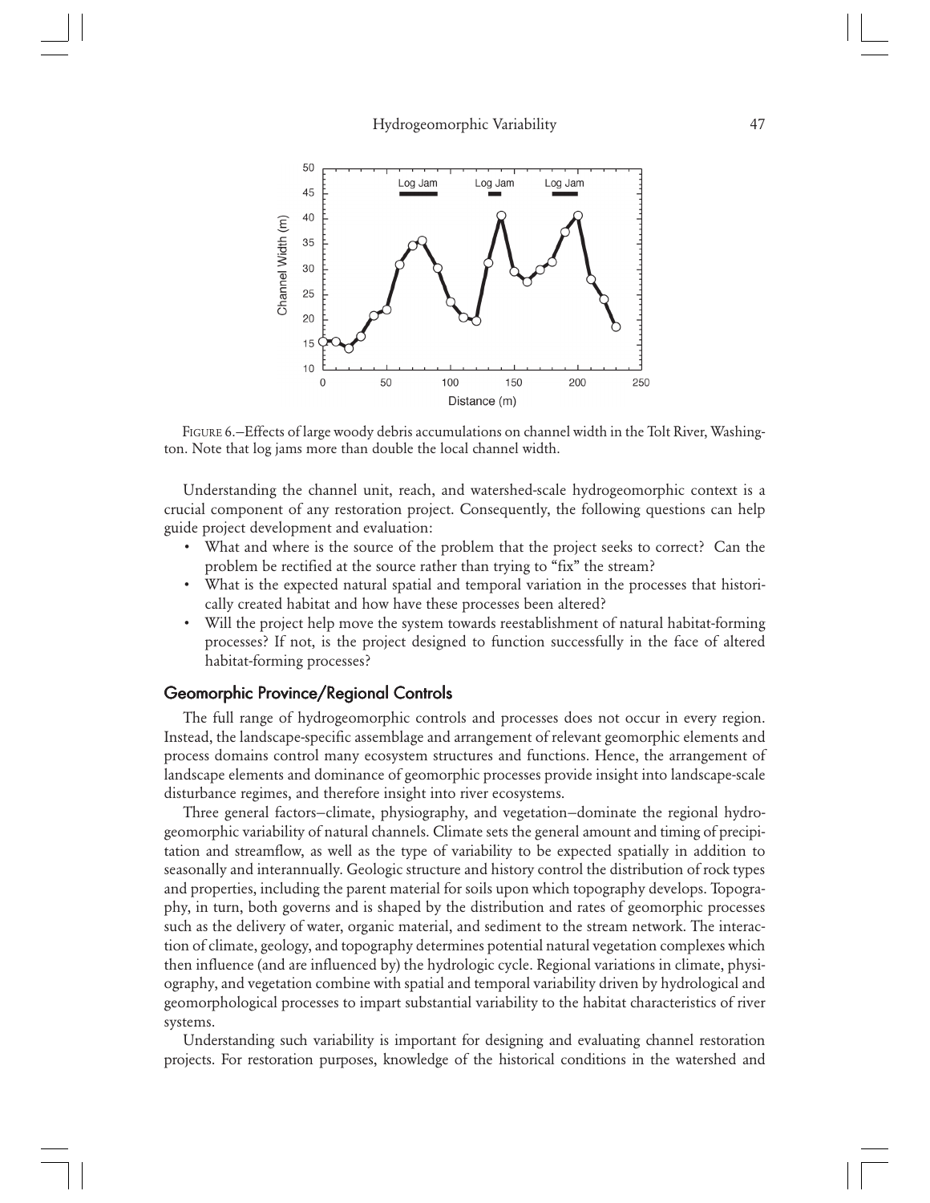FIGURE 6.—Effects of large woody debris accumulations on channel width in the Tolt River, Washington. Note that log jams more than double the local channel width.

Understanding the channel unit, reach, and watershed-scale hydrogeomorphic context is a crucial component of any restoration project. Consequently, the following questions can help guide project development and evaluation:

- What and where is the source of the problem that the project seeks to correct? Can the problem be rectified at the source rather than trying to "fix" the stream?
- What is the expected natural spatial and temporal variation in the processes that historically created habitat and how have these processes been altered?
- Will the project help move the system towards reestablishment of natural habitat-forming processes? If not, is the project designed to function successfully in the face of altered habitat-forming processes?

## Geomorphic Province/Regional Controls

The full range of hydrogeomorphic controls and processes does not occur in every region. Instead, the landscape-specific assemblage and arrangement of relevant geomorphic elements and process domains control many ecosystem structures and functions. Hence, the arrangement of landscape elements and dominance of geomorphic processes provide insight into landscape-scale disturbance regimes, and therefore insight into river ecosystems.

Three general factors—climate, physiography, and vegetation—dominate the regional hydrogeomorphic variability of natural channels. Climate sets the general amount and timing of precipitation and streamflow, as well as the type of variability to be expected spatially in addition to seasonally and interannually. Geologic structure and history control the distribution of rock types and properties, including the parent material for soils upon which topography develops. Topography, in turn, both governs and is shaped by the distribution and rates of geomorphic processes such as the delivery of water, organic material, and sediment to the stream network. The interaction of climate, geology, and topography determines potential natural vegetation complexes which then influence (and are influenced by) the hydrologic cycle. Regional variations in climate, physiography, and vegetation combine with spatial and temporal variability driven by hydrological and geomorphological processes to impart substantial variability to the habitat characteristics of river systems.

Understanding such variability is important for designing and evaluating channel restoration projects. For restoration purposes, knowledge of the historical conditions in the watershed and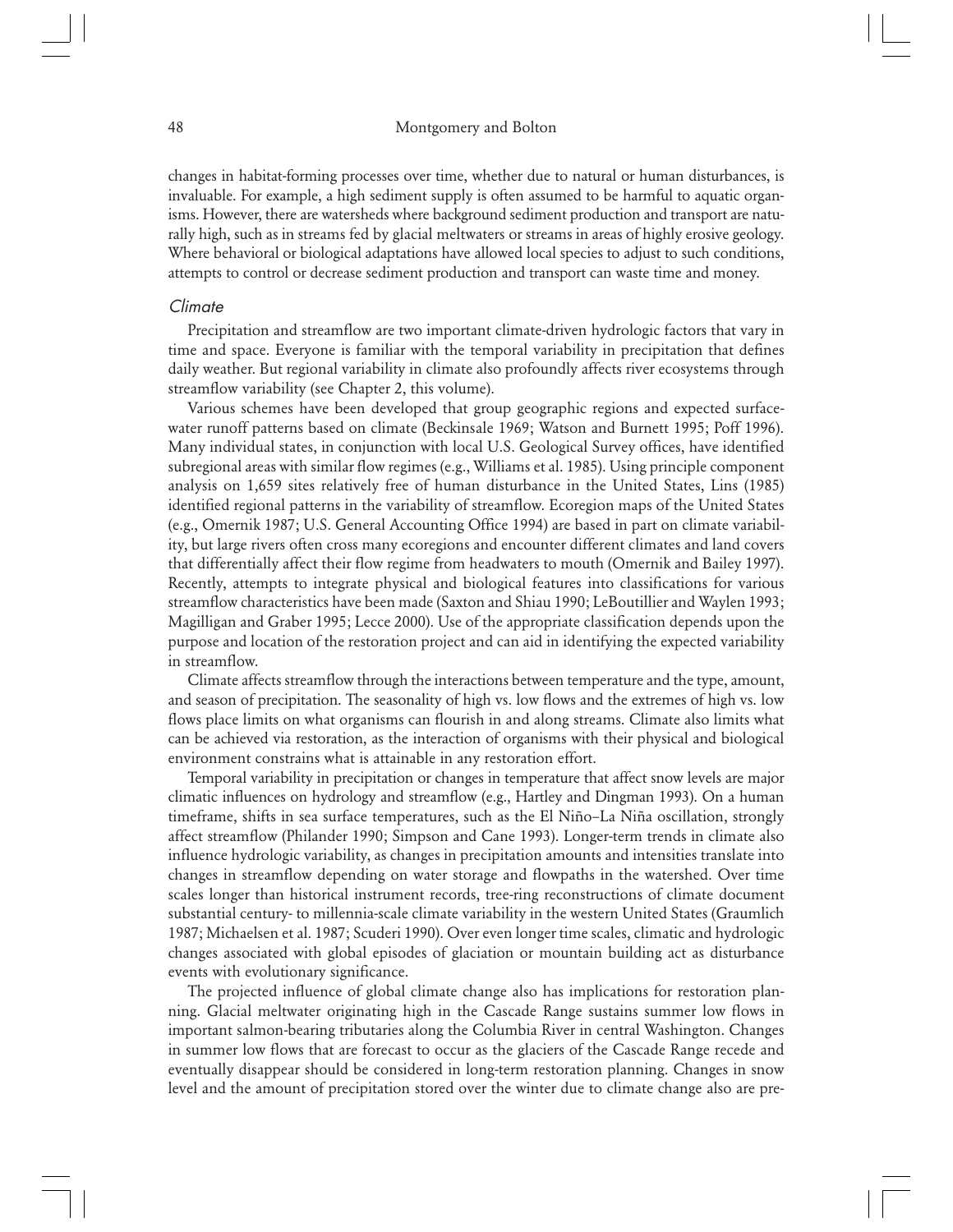changes in habitat-forming processes over time, whether due to natural or human disturbances, is invaluable. For example, a high sediment supply is often assumed to be harmful to aquatic organisms. However, there are watersheds where background sediment production and transport are naturally high, such as in streams fed by glacial meltwaters or streams in areas of highly erosive geology. Where behavioral or biological adaptations have allowed local species to adjust to such conditions, attempts to control or decrease sediment production and transport can waste time and money.

### *Climate*

Precipitation and streamflow are two important climate-driven hydrologic factors that vary in time and space. Everyone is familiar with the temporal variability in precipitation that defines daily weather. But regional variability in climate also profoundly affects river ecosystems through streamflow variability (see Chapter 2, this volume).

Various schemes have been developed that group geographic regions and expected surface-water runoff patterns based on climate (Beckinsale 1969; Watson and Burnett 1995; Poff 1996). Many individual states, in conjunction with local U.S. Geological Survey offices, have identified subregional areas with similar flow regimes (e.g., Williams et al. 1985). Using principle component analysis on 1,659 sites relatively free of human disturbance in the United States, Lins (1985) identified regional patterns in the variability of streamflow. Ecoregion maps of the United States (e.g., Omernik 1987; U.S. General Accounting Office 1994) are based in part on climate variability, but large rivers often cross many ecoregions and encounter different climates and land covers that differentially affect their flow regime from headwaters to mouth (Omernik and Bailey 1997). Recently, attempts to integrate physical and biological features into classifications for various streamflow characteristics have been made (Saxton and Shiau 1990; LeBoutillier and Waylen 1993; Magilligan and Graber 1995; Lecce 2000). Use of the appropriate classification depends upon the purpose and location of the restoration project and can aid in identifying the expected variability in streamflow.

Climate affects streamflow through the interactions between temperature and the type, amount, and season of precipitation. The seasonality of high vs. low flows and the extremes of high vs. low flows place limits on what organisms can flourish in and along streams. Climate also limits what can be achieved via restoration, as the interaction of organisms with their physical and biological environment constrains what is attainable in any restoration effort.

Temporal variability in precipitation or changes in temperature that affect snow levels are major climatic influences on hydrology and streamflow (e.g., Hartley and Dingman 1993). On a human timeframe, shifts in sea surface temperatures, such as the El Niño–La Niña oscillation, strongly affect streamflow (Philander 1990; Simpson and Cane 1993). Longer-term trends in climate also influence hydrologic variability, as changes in precipitation amounts and intensities translate into changes in streamflow depending on water storage and flowpaths in the watershed. Over time scales longer than historical instrument records, tree-ring reconstructions of climate document substantial century- to millennia-scale climate variability in the western United States (Graumlich 1987; Michaelsen et al. 1987; Scuderi 1990). Over even longer time scales, climatic and hydrologic changes associated with global episodes of glaciation or mountain building act as disturbance events with evolutionary significance.

The projected influence of global climate change also has implications for restoration planning. Glacial meltwater originating high in the Cascade Range sustains summer low flows in important salmon-bearing tributaries along the Columbia River in central Washington. Changes in summer low flows that are forecast to occur as the glaciers of the Cascade Range recede and eventually disappear should be considered in long-term restoration planning. Changes in snow level and the amount of precipitation stored over the winter due to climate change also are pre-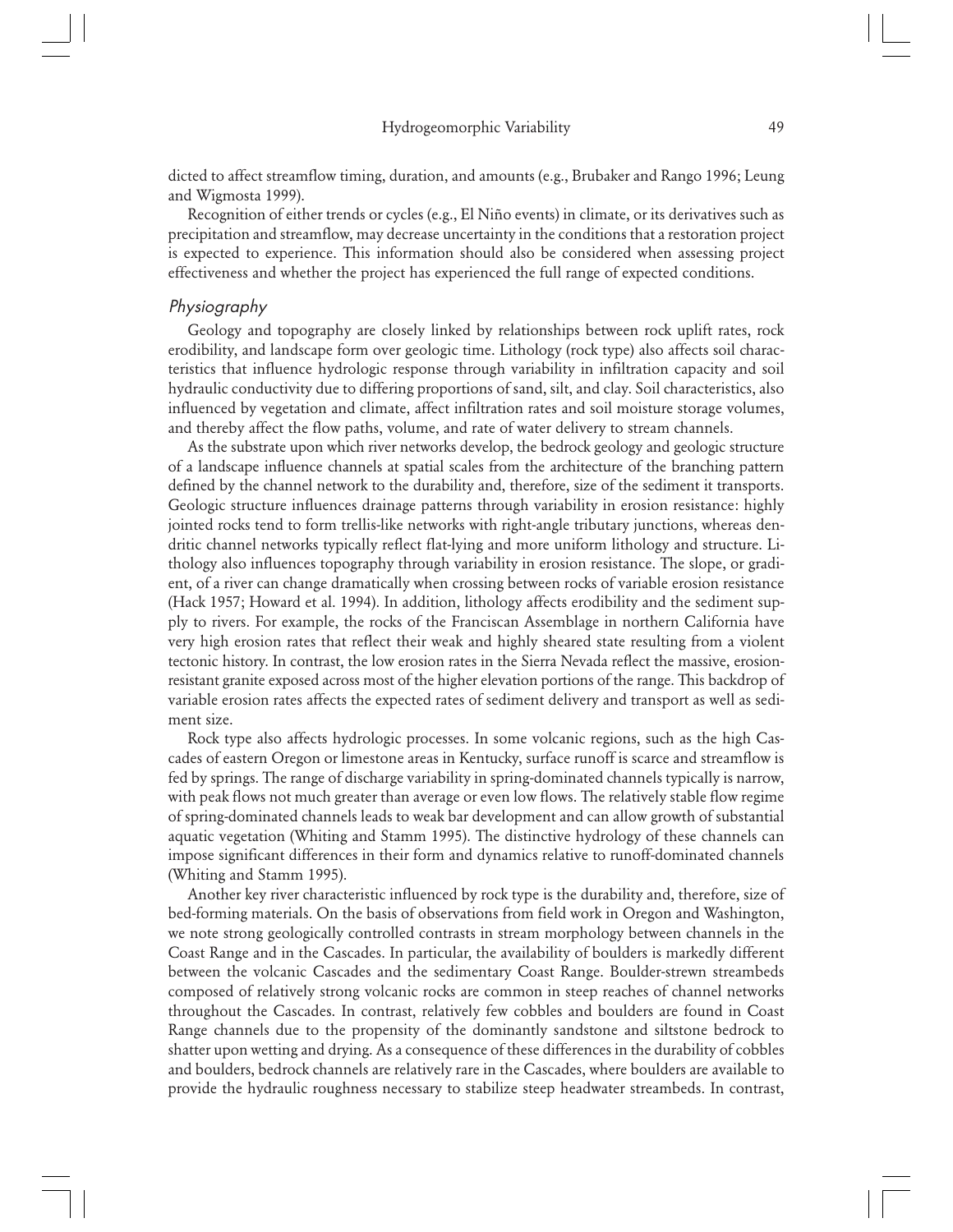dicted to affect streamflow timing, duration, and amounts (e.g., Brubaker and Rango 1996; Leung and Wigmosta 1999).

Recognition of either trends or cycles (e.g., El Niño events) in climate, or its derivatives such as precipitation and streamflow, may decrease uncertainty in the conditions that a restoration project is expected to experience. This information should also be considered when assessing project effectiveness and whether the project has experienced the full range of expected conditions.

### *Physiography*

Geology and topography are closely linked by relationships between rock uplift rates, rock erodibility, and landscape form over geologic time. Lithology (rock type) also affects soil characteristics that influence hydrologic response through variability in infiltration capacity and soil hydraulic conductivity due to differing proportions of sand, silt, and clay. Soil characteristics, also influenced by vegetation and climate, affect infiltration rates and soil moisture storage volumes, and thereby affect the flow paths, volume, and rate of water delivery to stream channels.

As the substrate upon which river networks develop, the bedrock geology and geologic structure of a landscape influence channels at spatial scales from the architecture of the branching pattern defined by the channel network to the durability and, therefore, size of the sediment it transports. Geologic structure influences drainage patterns through variability in erosion resistance: highly jointed rocks tend to form trellis-like networks with right-angle tributary junctions, whereas dendritic channel networks typically reflect flat-lying and more uniform lithology and structure. Lithology also influences topography through variability in erosion resistance. The slope, or gradient, of a river can change dramatically when crossing between rocks of variable erosion resistance (Hack 1957; Howard et al. 1994). In addition, lithology affects erodibility and the sediment supply to rivers. For example, the rocks of the Franciscan Assemblage in northern California have very high erosion rates that reflect their weak and highly sheared state resulting from a violent tectonic history. In contrast, the low erosion rates in the Sierra Nevada reflect the massive, erosion-resistant granite exposed across most of the higher elevation portions of the range. This backdrop of variable erosion rates affects the expected rates of sediment delivery and transport as well as sediment size.

Rock type also affects hydrologic processes. In some volcanic regions, such as the high Cascades of eastern Oregon or limestone areas in Kentucky, surface runoff is scarce and streamflow is fed by springs. The range of discharge variability in spring-dominated channels typically is narrow, with peak flows not much greater than average or even low flows. The relatively stable flow regime of spring-dominated channels leads to weak bar development and can allow growth of substantial aquatic vegetation (Whiting and Stamm 1995). The distinctive hydrology of these channels can impose significant differences in their form and dynamics relative to runoff-dominated channels (Whiting and Stamm 1995).

Another key river characteristic influenced by rock type is the durability and, therefore, size of bed-forming materials. On the basis of observations from field work in Oregon and Washington, we note strong geologically controlled contrasts in stream morphology between channels in the Coast Range and in the Cascades. In particular, the availability of boulders is markedly different between the volcanic Cascades and the sedimentary Coast Range. Boulder-strewn streambeds composed of relatively strong volcanic rocks are common in steep reaches of channel networks throughout the Cascades. In contrast, relatively few cobbles and boulders are found in Coast Range channels due to the propensity of the dominantly sandstone and siltstone bedrock to shatter upon wetting and drying. As a consequence of these differences in the durability of cobbles and boulders, bedrock channels are relatively rare in the Cascades, where boulders are available to provide the hydraulic roughness necessary to stabilize steep headwater streambeds. In contrast,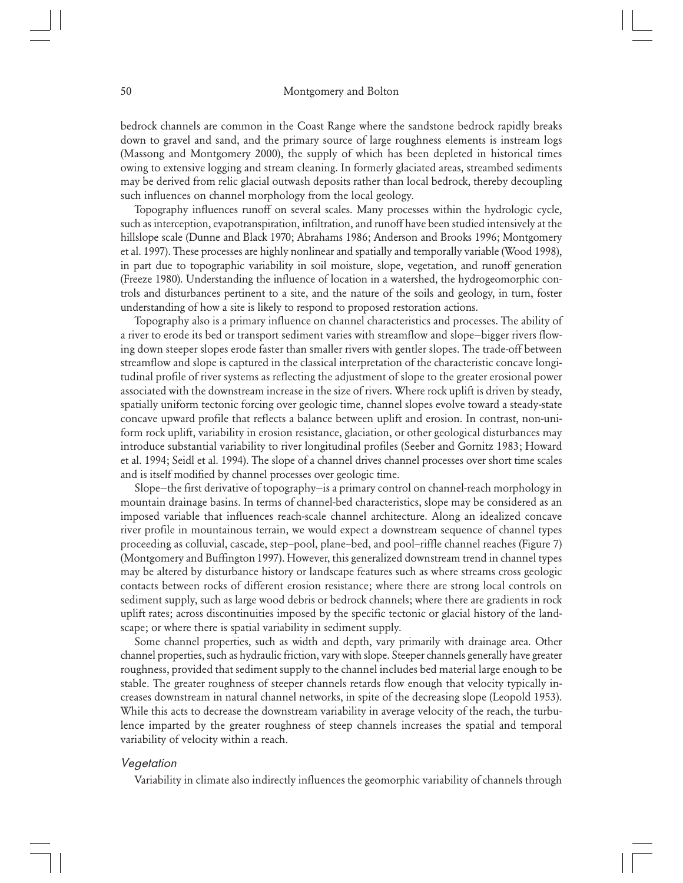bedrock channels are common in the Coast Range where the sandstone bedrock rapidly breaks down to gravel and sand, and the primary source of large roughness elements is instream logs (Massong and Montgomery 2000), the supply of which has been depleted in historical times owing to extensive logging and stream cleaning. In formerly glaciated areas, streambed sediments may be derived from relic glacial outwash deposits rather than local bedrock, thereby decoupling such influences on channel morphology from the local geology.

Topography influences runoff on several scales. Many processes within the hydrologic cycle, such as interception, evapotranspiration, infiltration, and runoff have been studied intensively at the hillslope scale (Dunne and Black 1970; Abrahams 1986; Anderson and Brooks 1996; Montgomery et al. 1997). These processes are highly nonlinear and spatially and temporally variable (Wood 1998), in part due to topographic variability in soil moisture, slope, vegetation, and runoff generation (Freeze 1980). Understanding the influence of location in a watershed, the hydrogeomorphic controls and disturbances pertinent to a site, and the nature of the soils and geology, in turn, foster understanding of how a site is likely to respond to proposed restoration actions.

Topography also is a primary influence on channel characteristics and processes. The ability of a river to erode its bed or transport sediment varies with streamflow and slope—bigger rivers flowing down steeper slopes erode faster than smaller rivers with gentler slopes. The trade-off between streamflow and slope is captured in the classical interpretation of the characteristic concave longitudinal profile of river systems as reflecting the adjustment of slope to the greater erosional power associated with the downstream increase in the size of rivers. Where rock uplift is driven by steady, spatially uniform tectonic forcing over geologic time, channel slopes evolve toward a steady-state concave upward profile that reflects a balance between uplift and erosion. In contrast, non-uniform rock uplift, variability in erosion resistance, glaciation, or other geological disturbances may introduce substantial variability to river longitudinal profiles (Seeber and Gornitz 1983; Howard et al. 1994; Seidl et al. 1994). The slope of a channel drives channel processes over short time scales and is itself modified by channel processes over geologic time.

Slope—the first derivative of topography—is a primary control on channel-reach morphology in mountain drainage basins. In terms of channel-bed characteristics, slope may be considered as an imposed variable that influences reach-scale channel architecture. Along an idealized concave river profile in mountainous terrain, we would expect a downstream sequence of channel types proceeding as colluvial, cascade, step–pool, plane–bed, and pool–riffle channel reaches (Figure 7) (Montgomery and Buffington 1997). However, this generalized downstream trend in channel types may be altered by disturbance history or landscape features such as where streams cross geologic contacts between rocks of different erosion resistance; where there are strong local controls on sediment supply, such as large wood debris or bedrock channels; where there are gradients in rock uplift rates; across discontinuities imposed by the specific tectonic or glacial history of the landscape; or where there is spatial variability in sediment supply.

Some channel properties, such as width and depth, vary primarily with drainage area. Other channel properties, such as hydraulic friction, vary with slope. Steeper channels generally have greater roughness, provided that sediment supply to the channel includes bed material large enough to be stable. The greater roughness of steeper channels retards flow enough that velocity typically increases downstream in natural channel networks, in spite of the decreasing slope (Leopold 1953). While this acts to decrease the downstream variability in average velocity of the reach, the turbulence imparted by the greater roughness of steep channels increases the spatial and temporal variability of velocity within a reach.

### *Vegetation*

Variability in climate also indirectly influences the geomorphic variability of channels through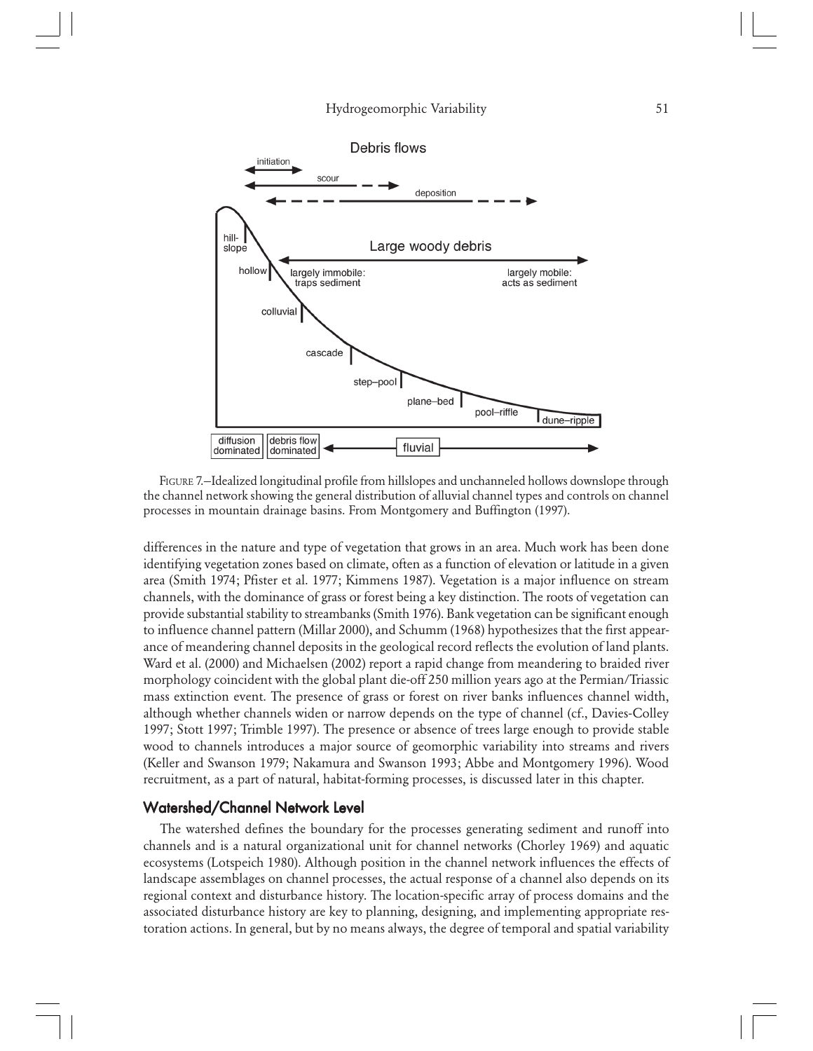FIGURE 7.—Idealized longitudinal profile from hillslopes and unchanneled hollows downslope through the channel network showing the general distribution of alluvial channel types and controls on channel processes in mountain drainage basins. From Montgomery and Buffington (1997).

differences in the nature and type of vegetation that grows in an area. Much work has been done identifying vegetation zones based on climate, often as a function of elevation or latitude in a given area (Smith 1974; Pfister et al. 1977; Kimmens 1987). Vegetation is a major influence on stream channels, with the dominance of grass or forest being a key distinction. The roots of vegetation can provide substantial stability to streambanks (Smith 1976). Bank vegetation can be significant enough to influence channel pattern (Millar 2000), and Schumm (1968) hypothesizes that the first appearance of meandering channel deposits in the geological record reflects the evolution of land plants. Ward et al. (2000) and Michaelsen (2002) report a rapid change from meandering to braided river morphology coincident with the global plant die-off 250 million years ago at the Permian/Triassic mass extinction event. The presence of grass or forest on river banks influences channel width, although whether channels widen or narrow depends on the type of channel (cf., Davies-Colley 1997; Stott 1997; Trimble 1997). The presence or absence of trees large enough to provide stable wood to channels introduces a major source of geomorphic variability into streams and rivers (Keller and Swanson 1979; Nakamura and Swanson 1993; Abbe and Montgomery 1996). Wood recruitment, as a part of natural, habitat-forming processes, is discussed later in this chapter.

## Watershed/Channel Network Level

The watershed defines the boundary for the processes generating sediment and runoff into channels and is a natural organizational unit for channel networks (Chorley 1969) and aquatic ecosystems (Lotspeich 1980). Although position in the channel network influences the effects of landscape assemblages on channel processes, the actual response of a channel also depends on its regional context and disturbance history. The location-specific array of process domains and the associated disturbance history are key to planning, designing, and implementing appropriate restoration actions. In general, but by no means always, the degree of temporal and spatial variability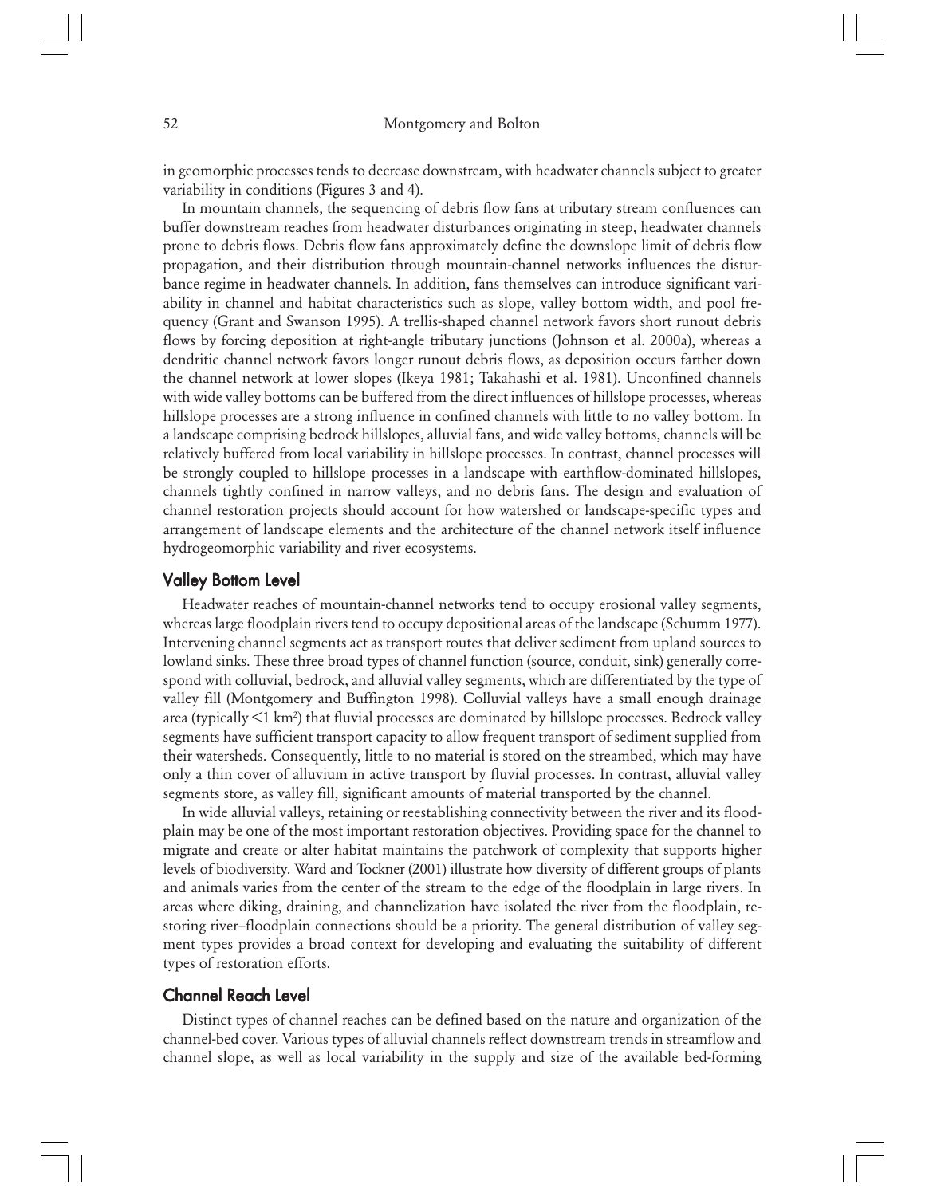in geomorphic processes tends to decrease downstream, with headwater channels subject to greater variability in conditions (Figures 3 and 4).

In mountain channels, the sequencing of debris flow fans at tributary stream confluences can buffer downstream reaches from headwater disturbances originating in steep, headwater channels prone to debris flows. Debris flow fans approximately define the downslope limit of debris flow propagation, and their distribution through mountain-channel networks influences the disturbance regime in headwater channels. In addition, fans themselves can introduce significant variability in channel and habitat characteristics such as slope, valley bottom width, and pool frequency (Grant and Swanson 1995). A trellis-shaped channel network favors short runout debris flows by forcing deposition at right-angle tributary junctions (Johnson et al. 2000a), whereas a dendritic channel network favors longer runout debris flows, as deposition occurs farther down the channel network at lower slopes (Ikeya 1981; Takahashi et al. 1981). Unconfined channels with wide valley bottoms can be buffered from the direct influences of hillslope processes, whereas hillslope processes are a strong influence in confined channels with little to no valley bottom. In a landscape comprising bedrock hillslopes, alluvial fans, and wide valley bottoms, channels will be relatively buffered from local variability in hillslope processes. In contrast, channel processes will be strongly coupled to hillslope processes in a landscape with earthflow-dominated hillslopes, channels tightly confined in narrow valleys, and no debris fans. The design and evaluation of channel restoration projects should account for how watershed or landscape-specific types and arrangement of landscape elements and the architecture of the channel network itself influence hydrogeomorphic variability and river ecosystems.

## Valley Bottom Level

Headwater reaches of mountain-channel networks tend to occupy erosional valley segments, whereas large floodplain rivers tend to occupy depositional areas of the landscape (Schumm 1977). Intervening channel segments act as transport routes that deliver sediment from upland sources to lowland sinks. These three broad types of channel function (source, conduit, sink) generally correspond with colluvial, bedrock, and alluvial valley segments, which are differentiated by the type of valley fill (Montgomery and Buffington 1998). Colluvial valleys have a small enough drainage area (typically $<1$ km$^2$) that fluvial processes are dominated by hillslope processes. Bedrock valley segments have sufficient transport capacity to allow frequent transport of sediment supplied from their watersheds. Consequently, little to no material is stored on the streambed, which may have only a thin cover of alluvium in active transport by fluvial processes. In contrast, alluvial valley segments store, as valley fill, significant amounts of material transported by the channel.

In wide alluvial valleys, retaining or reestablishing connectivity between the river and its floodplain may be one of the most important restoration objectives. Providing space for the channel to migrate and create or alter habitat maintains the patchwork of complexity that supports higher levels of biodiversity. Ward and Tockner (2001) illustrate how diversity of different groups of plants and animals varies from the center of the stream to the edge of the floodplain in large rivers. In areas where diking, draining, and channelization have isolated the river from the floodplain, restoring river–floodplain connections should be a priority. The general distribution of valley segment types provides a broad context for developing and evaluating the suitability of different types of restoration efforts.

## Channel Reach Level

Distinct types of channel reaches can be defined based on the nature and organization of the channel-bed cover. Various types of alluvial channels reflect downstream trends in streamflow and channel slope, as well as local variability in the supply and size of the available bed-forming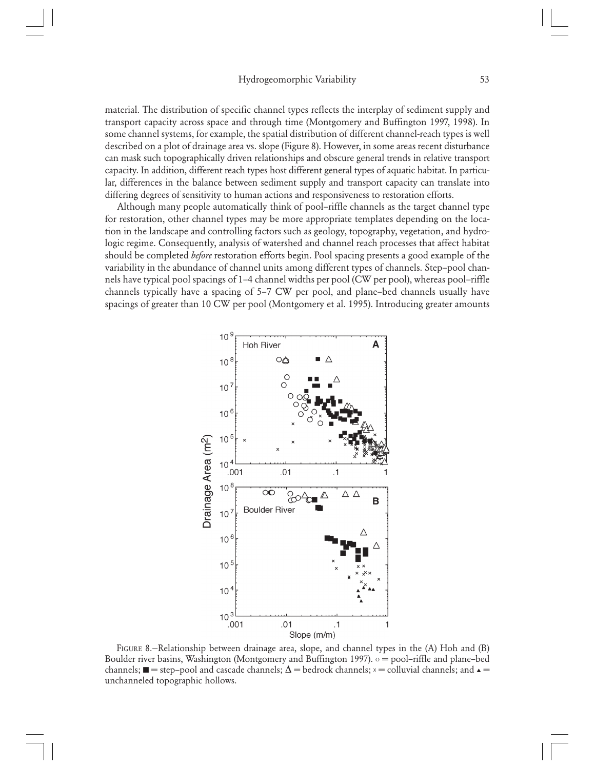material. The distribution of specific channel types reflects the interplay of sediment supply and transport capacity across space and through time (Montgomery and Buffington 1997, 1998). In some channel systems, for example, the spatial distribution of different channel-reach types is well described on a plot of drainage area vs. slope (Figure 8). However, in some areas recent disturbance can mask such topographically driven relationships and obscure general trends in relative transport capacity. In addition, different reach types host different general types of aquatic habitat. In particular, differences in the balance between sediment supply and transport capacity can translate into differing degrees of sensitivity to human actions and responsiveness to restoration efforts.

Although many people automatically think of pool–riffle channels as the target channel type for restoration, other channel types may be more appropriate templates depending on the location in the landscape and controlling factors such as geology, topography, vegetation, and hydrologic regime. Consequently, analysis of watershed and channel reach processes that affect habitat should be completed *before* restoration efforts begin. Pool spacing presents a good example of the variability in the abundance of channel units among different types of channels. Step–pool channels have typical pool spacings of 1–4 channel widths per pool (CW per pool), whereas pool–riffle channels typically have a spacing of 5–7 CW per pool, and plane–bed channels usually have spacings of greater than 10 CW per pool (Montgomery et al. 1995). Introducing greater amounts

FIGURE 8.–Relationship between drainage area, slope, and channel types in the (A) Hoh and (B) Boulder river basins, Washington (Montgomery and Buffington 1997). ○ = pool–riffle and plane–bed channels; ■ = step–pool and cascade channels; Δ = bedrock channels; × = colluvial channels; and ▲ = unchanneled topographic hollows.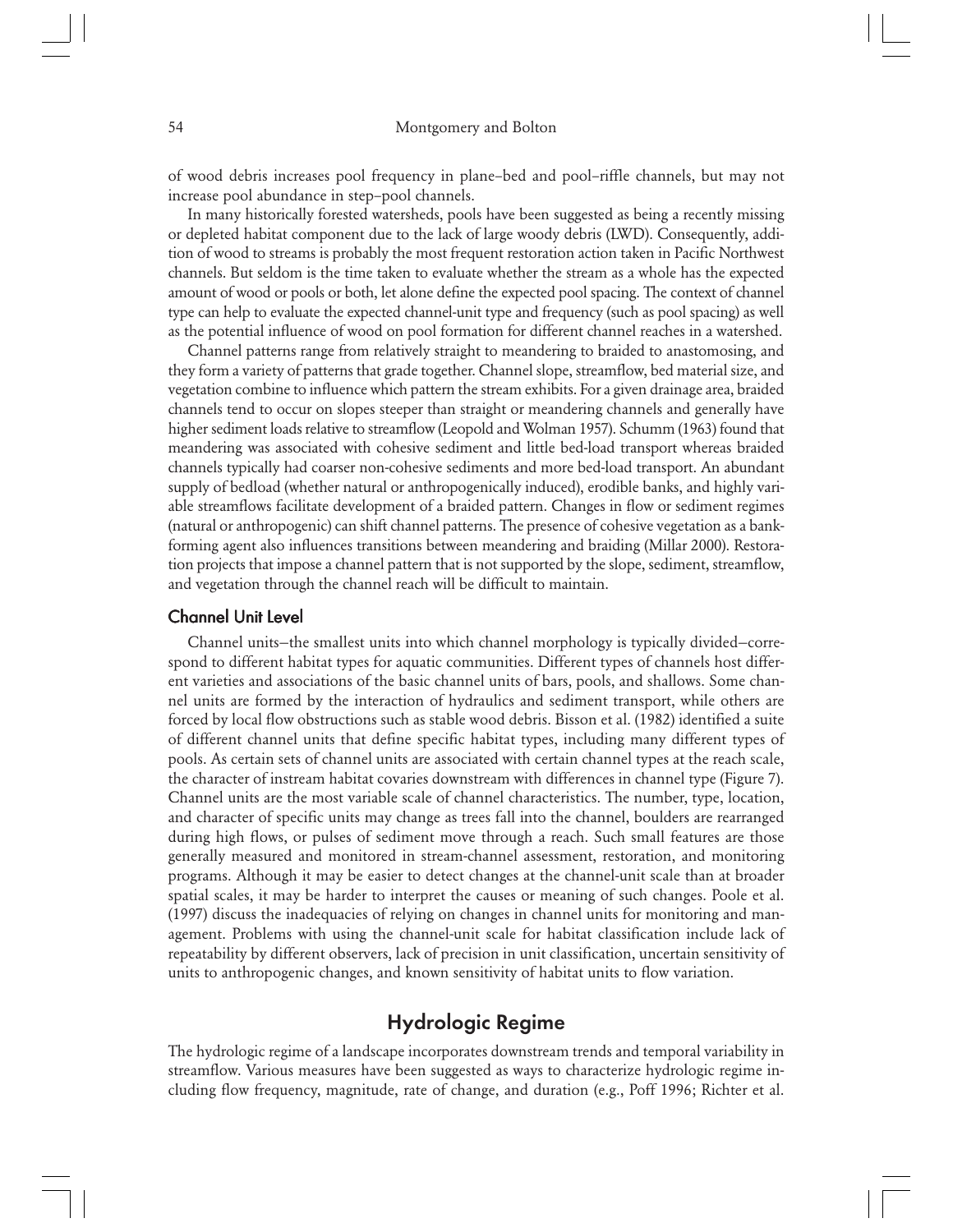of wood debris increases pool frequency in plane–bed and pool–riffle channels, but may not increase pool abundance in step–pool channels.

In many historically forested watersheds, pools have been suggested as being a recently missing or depleted habitat component due to the lack of large woody debris (LWD). Consequently, addition of wood to streams is probably the most frequent restoration action taken in Pacific Northwest channels. But seldom is the time taken to evaluate whether the stream as a whole has the expected amount of wood or pools or both, let alone define the expected pool spacing. The context of channel type can help to evaluate the expected channel-unit type and frequency (such as pool spacing) as well as the potential influence of wood on pool formation for different channel reaches in a watershed.

Channel patterns range from relatively straight to meandering to braided to anastomosing, and they form a variety of patterns that grade together. Channel slope, streamflow, bed material size, and vegetation combine to influence which pattern the stream exhibits. For a given drainage area, braided channels tend to occur on slopes steeper than straight or meandering channels and generally have higher sediment loads relative to streamflow (Leopold and Wolman 1957). Schumm (1963) found that meandering was associated with cohesive sediment and little bed-load transport whereas braided channels typically had coarser non-cohesive sediments and more bed-load transport. An abundant supply of bedload (whether natural or anthropogenically induced), erodible banks, and highly variable streamflows facilitate development of a braided pattern. Changes in flow or sediment regimes (natural or anthropogenic) can shift channel patterns. The presence of cohesive vegetation as a bank-forming agent also influences transitions between meandering and braiding (Millar 2000). Restoration projects that impose a channel pattern that is not supported by the slope, sediment, streamflow, and vegetation through the channel reach will be difficult to maintain.

### Channel Unit Level

Channel units—the smallest units into which channel morphology is typically divided—correspond to different habitat types for aquatic communities. Different types of channels host different varieties and associations of the basic channel units of bars, pools, and shallows. Some channel units are formed by the interaction of hydraulics and sediment transport, while others are forced by local flow obstructions such as stable wood debris. Bisson et al. (1982) identified a suite of different channel units that define specific habitat types, including many different types of pools. As certain sets of channel units are associated with certain channel types at the reach scale, the character of instream habitat covaries downstream with differences in channel type (Figure 7). Channel units are the most variable scale of channel characteristics. The number, type, location, and character of specific units may change as trees fall into the channel, boulders are rearranged during high flows, or pulses of sediment move through a reach. Such small features are those generally measured and monitored in stream-channel assessment, restoration, and monitoring programs. Although it may be easier to detect changes at the channel-unit scale than at broader spatial scales, it may be harder to interpret the causes or meaning of such changes. Poole et al. (1997) discuss the inadequacies of relying on changes in channel units for monitoring and management. Problems with using the channel-unit scale for habitat classification include lack of repeatability by different observers, lack of precision in unit classification, uncertain sensitivity of units to anthropogenic changes, and known sensitivity of habitat units to flow variation.

## Hydrologic Regime

The hydrologic regime of a landscape incorporates downstream trends and temporal variability in streamflow. Various measures have been suggested as ways to characterize hydrologic regime including flow frequency, magnitude, rate of change, and duration (e.g., Poff 1996; Richter et al.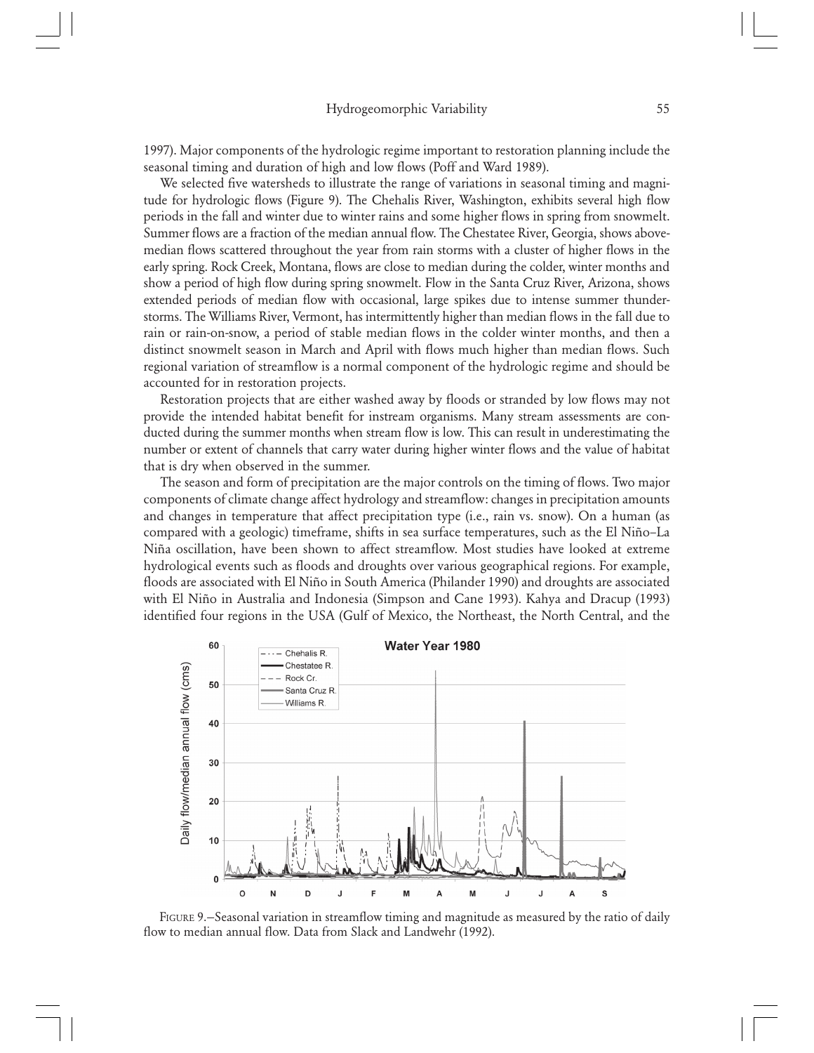1997). Major components of the hydrologic regime important to restoration planning include the seasonal timing and duration of high and low flows (Poff and Ward 1989).

We selected five watersheds to illustrate the range of variations in seasonal timing and magnitude for hydrologic flows (Figure 9). The Chehalis River, Washington, exhibits several high flow periods in the fall and winter due to winter rains and some higher flows in spring from snowmelt. Summer flows are a fraction of the median annual flow. The Chestatee River, Georgia, shows above-median flows scattered throughout the year from rain storms with a cluster of higher flows in the early spring. Rock Creek, Montana, flows are close to median during the colder, winter months and show a period of high flow during spring snowmelt. Flow in the Santa Cruz River, Arizona, shows extended periods of median flow with occasional, large spikes due to intense summer thunderstorms. The Williams River, Vermont, has intermittently higher than median flows in the fall due to rain or rain-on-snow, a period of stable median flows in the colder winter months, and then a distinct snowmelt season in March and April with flows much higher than median flows. Such regional variation of streamflow is a normal component of the hydrologic regime and should be accounted for in restoration projects.

Restoration projects that are either washed away by floods or stranded by low flows may not provide the intended habitat benefit for instream organisms. Many stream assessments are conducted during the summer months when stream flow is low. This can result in underestimating the number or extent of channels that carry water during higher winter flows and the value of habitat that is dry when observed in the summer.

The season and form of precipitation are the major controls on the timing of flows. Two major components of climate change affect hydrology and streamflow: changes in precipitation amounts and changes in temperature that affect precipitation type (i.e., rain vs. snow). On a human (as compared with a geologic) timeframe, shifts in sea surface temperatures, such as the El Niño–La Niña oscillation, have been shown to affect streamflow. Most studies have looked at extreme hydrological events such as floods and droughts over various geographical regions. For example, floods are associated with El Niño in South America (Philander 1990) and droughts are associated with El Niño in Australia and Indonesia (Simpson and Cane 1993). Kahya and Dracup (1993) identified four regions in the USA (Gulf of Mexico, the Northeast, the North Central, and the

FIGURE 9.—Seasonal variation in streamflow timing and magnitude as measured by the ratio of daily flow to median annual flow. Data from Slack and Landwehr (1992).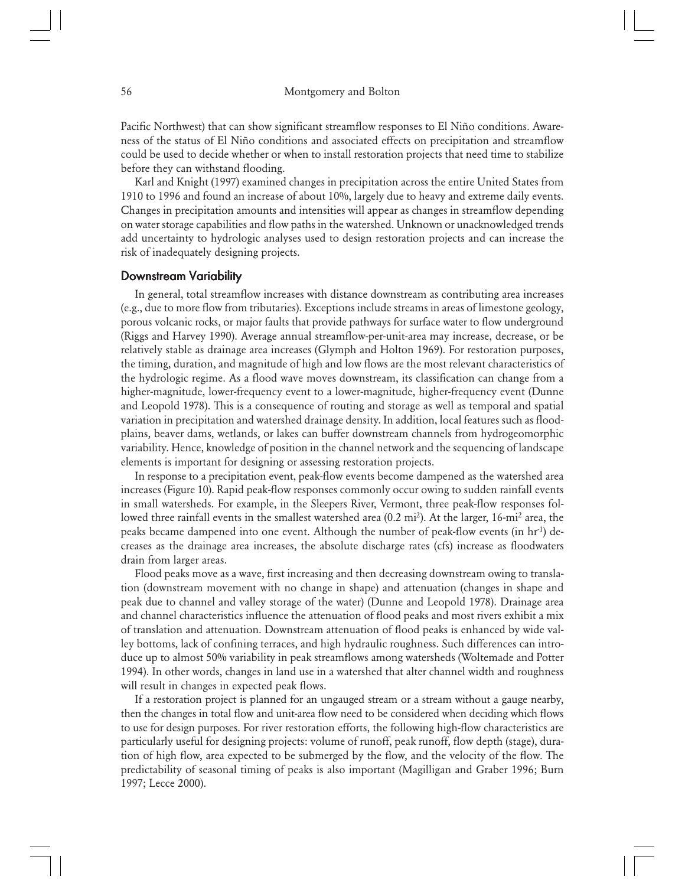Pacific Northwest) that can show significant streamflow responses to El Niño conditions. Awareness of the status of El Niño conditions and associated effects on precipitation and streamflow could be used to decide whether or when to install restoration projects that need time to stabilize before they can withstand flooding.

Karl and Knight (1997) examined changes in precipitation across the entire United States from 1910 to 1996 and found an increase of about 10%, largely due to heavy and extreme daily events. Changes in precipitation amounts and intensities will appear as changes in streamflow depending on water storage capabilities and flow paths in the watershed. Unknown or unacknowledged trends add uncertainty to hydrologic analyses used to design restoration projects and can increase the risk of inadequately designing projects.

## Downstream Variability

In general, total streamflow increases with distance downstream as contributing area increases (e.g., due to more flow from tributaries). Exceptions include streams in areas of limestone geology, porous volcanic rocks, or major faults that provide pathways for surface water to flow underground (Riggs and Harvey 1990). Average annual streamflow-per-unit-area may increase, decrease, or be relatively stable as drainage area increases (Glymph and Holton 1969). For restoration purposes, the timing, duration, and magnitude of high and low flows are the most relevant characteristics of the hydrologic regime. As a flood wave moves downstream, its classification can change from a higher-magnitude, lower-frequency event to a lower-magnitude, higher-frequency event (Dunne and Leopold 1978). This is a consequence of routing and storage as well as temporal and spatial variation in precipitation and watershed drainage density. In addition, local features such as floodplains, beaver dams, wetlands, or lakes can buffer downstream channels from hydrogeomorphic variability. Hence, knowledge of position in the channel network and the sequencing of landscape elements is important for designing or assessing restoration projects.

In response to a precipitation event, peak-flow events become dampened as the watershed area increases (Figure 10). Rapid peak-flow responses commonly occur owing to sudden rainfall events in small watersheds. For example, in the Sleepers River, Vermont, three peak-flow responses followed three rainfall events in the smallest watershed area (0.2 mi$^2$). At the larger, 16-mi$^2$ area, the peaks became dampened into one event. Although the number of peak-flow events (in hr$^{-1}$) decreases as the drainage area increases, the absolute discharge rates (cfs) increase as floodwaters drain from larger areas.

Flood peaks move as a wave, first increasing and then decreasing downstream owing to translation (downstream movement with no change in shape) and attenuation (changes in shape and peak due to channel and valley storage of the water) (Dunne and Leopold 1978). Drainage area and channel characteristics influence the attenuation of flood peaks and most rivers exhibit a mix of translation and attenuation. Downstream attenuation of flood peaks is enhanced by wide valley bottoms, lack of confining terraces, and high hydraulic roughness. Such differences can introduce up to almost 50% variability in peak streamflows among watersheds (Woltemade and Potter 1994). In other words, changes in land use in a watershed that alter channel width and roughness will result in changes in expected peak flows.

If a restoration project is planned for an ungauged stream or a stream without a gauge nearby, then the changes in total flow and unit-area flow need to be considered when deciding which flows to use for design purposes. For river restoration efforts, the following high-flow characteristics are particularly useful for designing projects: volume of runoff, peak runoff, flow depth (stage), duration of high flow, area expected to be submerged by the flow, and the velocity of the flow. The predictability of seasonal timing of peaks is also important (Magilligan and Graber 1996; Burn 1997; Lecce 2000).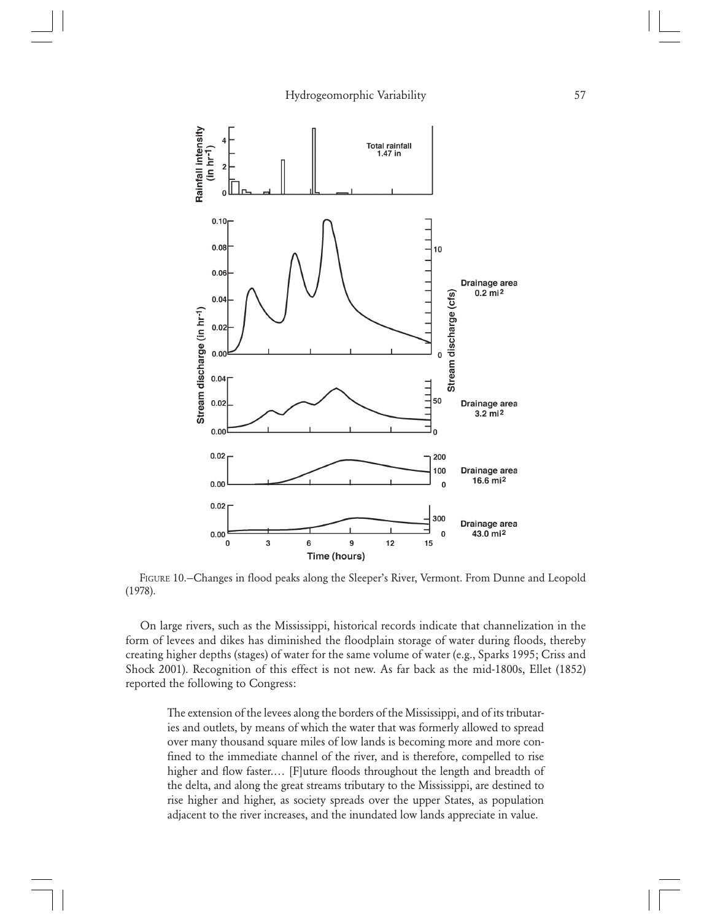FIGURE 10.–Changes in flood peaks along the Sleeper's River, Vermont. From Dunne and Leopold (1978).

On large rivers, such as the Mississippi, historical records indicate that channelization in the form of levees and dikes has diminished the floodplain storage of water during floods, thereby creating higher depths (stages) of water for the same volume of water (e.g., Sparks 1995; Criss and Shock 2001). Recognition of this effect is not new. As far back as the mid-1800s, Ellet (1852) reported the following to Congress:

> The extension of the levees along the borders of the Mississippi, and of its tributaries and outlets, by means of which the water that was formerly allowed to spread over many thousand square miles of low lands is becoming more and more confined to the immediate channel of the river, and is therefore, compelled to rise higher and flow faster.… [F]uture floods throughout the length and breadth of the delta, and along the great streams tributary to the Mississippi, are destined to rise higher and higher, as society spreads over the upper States, as population adjacent to the river increases, and the inundated low lands appreciate in value.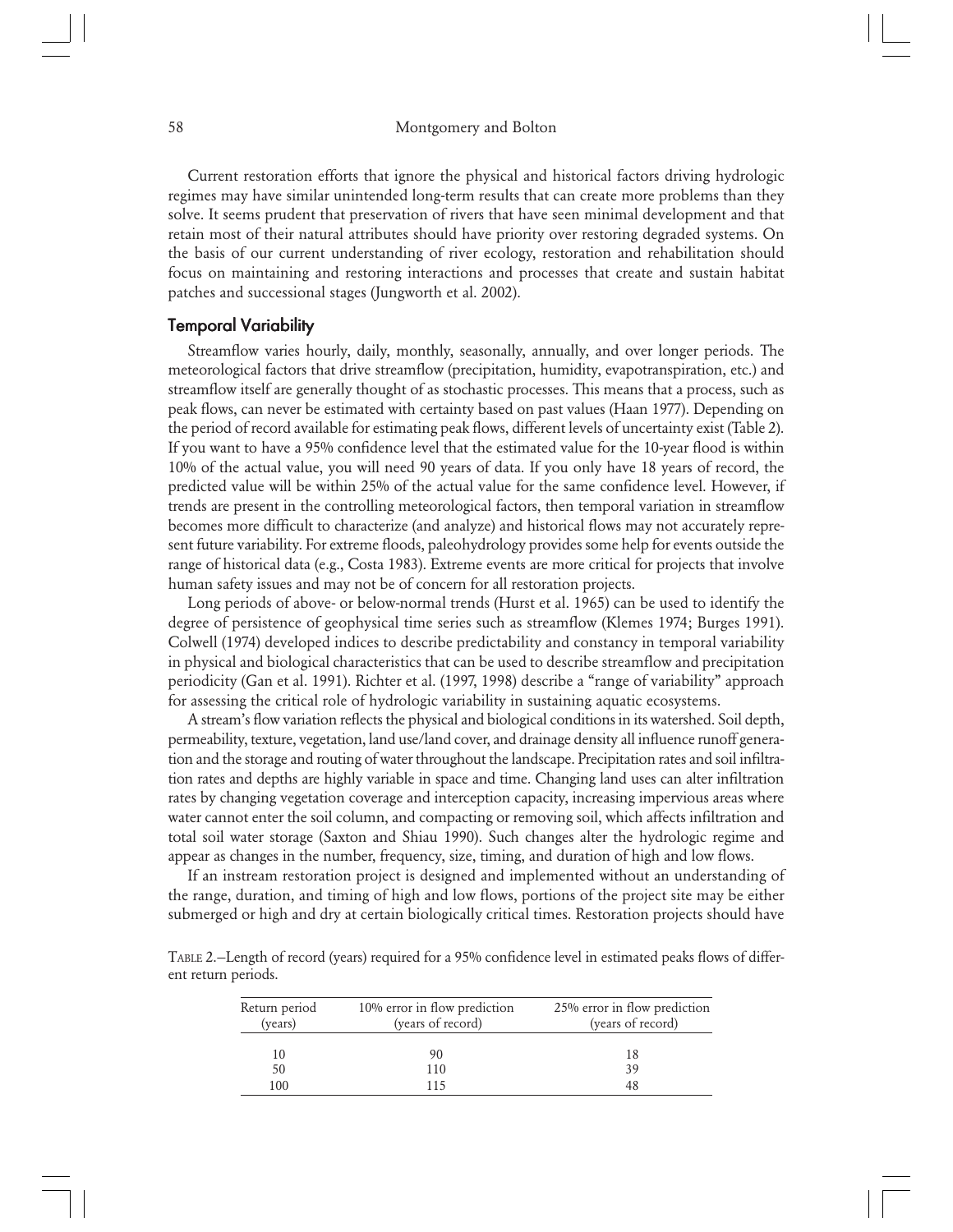Current restoration efforts that ignore the physical and historical factors driving hydrologic regimes may have similar unintended long-term results that can create more problems than they solve. It seems prudent that preservation of rivers that have seen minimal development and that retain most of their natural attributes should have priority over restoring degraded systems. On the basis of our current understanding of river ecology, restoration and rehabilitation should focus on maintaining and restoring interactions and processes that create and sustain habitat patches and successional stages (Jungworth et al. 2002).

## Temporal Variability

Streamflow varies hourly, daily, monthly, seasonally, annually, and over longer periods. The meteorological factors that drive streamflow (precipitation, humidity, evapotranspiration, etc.) and streamflow itself are generally thought of as stochastic processes. This means that a process, such as peak flows, can never be estimated with certainty based on past values (Haan 1977). Depending on the period of record available for estimating peak flows, different levels of uncertainty exist (Table 2). If you want to have a 95% confidence level that the estimated value for the 10-year flood is within 10% of the actual value, you will need 90 years of data. If you only have 18 years of record, the predicted value will be within 25% of the actual value for the same confidence level. However, if trends are present in the controlling meteorological factors, then temporal variation in streamflow becomes more difficult to characterize (and analyze) and historical flows may not accurately represent future variability. For extreme floods, paleohydrology provides some help for events outside the range of historical data (e.g., Costa 1983). Extreme events are more critical for projects that involve human safety issues and may not be of concern for all restoration projects.

Long periods of above- or below-normal trends (Hurst et al. 1965) can be used to identify the degree of persistence of geophysical time series such as streamflow (Klemes 1974; Burges 1991). Colwell (1974) developed indices to describe predictability and constancy in temporal variability in physical and biological characteristics that can be used to describe streamflow and precipitation periodicity (Gan et al. 1991). Richter et al. (1997, 1998) describe a "range of variability" approach for assessing the critical role of hydrologic variability in sustaining aquatic ecosystems.

A stream's flow variation reflects the physical and biological conditions in its watershed. Soil depth, permeability, texture, vegetation, land use/land cover, and drainage density all influence runoff generation and the storage and routing of water throughout the landscape. Precipitation rates and soil infiltration rates and depths are highly variable in space and time. Changing land uses can alter infiltration rates by changing vegetation coverage and interception capacity, increasing impervious areas where water cannot enter the soil column, and compacting or removing soil, which affects infiltration and total soil water storage (Saxton and Shiau 1990). Such changes alter the hydrologic regime and appear as changes in the number, frequency, size, timing, and duration of high and low flows.

If an instream restoration project is designed and implemented without an understanding of the range, duration, and timing of high and low flows, portions of the project site may be either submerged or high and dry at certain biologically critical times. Restoration projects should have

TABLE 2.—Length of record (years) required for a 95% confidence level in estimated peaks flows of different return periods.

| Return period (years) | 10% error in flow prediction (years of record) | 25% error in flow prediction (years of record) |
|---|---|---|
| 10 | 90 | 18 |
| 50 | 110 | 39 |
| 100 | 115 | 48 |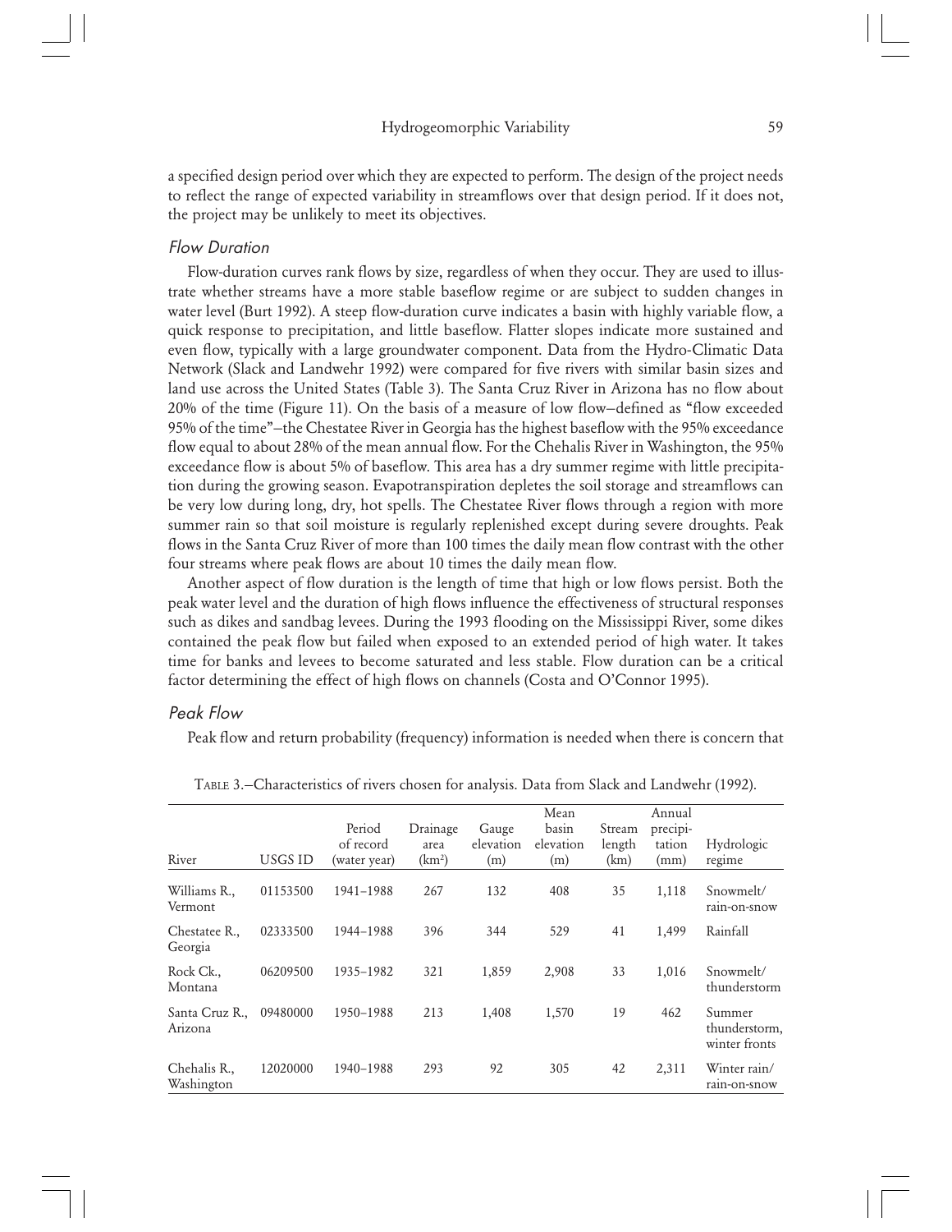a specified design period over which they are expected to perform. The design of the project needs to reflect the range of expected variability in streamflows over that design period. If it does not, the project may be unlikely to meet its objectives.

### *Flow Duration*

Flow-duration curves rank flows by size, regardless of when they occur. They are used to illustrate whether streams have a more stable baseflow regime or are subject to sudden changes in water level (Burt 1992). A steep flow-duration curve indicates a basin with highly variable flow, a quick response to precipitation, and little baseflow. Flatter slopes indicate more sustained and even flow, typically with a large groundwater component. Data from the Hydro-Climatic Data Network (Slack and Landwehr 1992) were compared for five rivers with similar basin sizes and land use across the United States (Table 3). The Santa Cruz River in Arizona has no flow about 20% of the time (Figure 11). On the basis of a measure of low flow—defined as "flow exceeded 95% of the time"—the Chestatee River in Georgia has the highest baseflow with the 95% exceedance flow equal to about 28% of the mean annual flow. For the Chehalis River in Washington, the 95% exceedance flow is about 5% of baseflow. This area has a dry summer regime with little precipitation during the growing season. Evapotranspiration depletes the soil storage and streamflows can be very low during long, dry, hot spells. The Chestatee River flows through a region with more summer rain so that soil moisture is regularly replenished except during severe droughts. Peak flows in the Santa Cruz River of more than 100 times the daily mean flow contrast with the other four streams where peak flows are about 10 times the daily mean flow.

Another aspect of flow duration is the length of time that high or low flows persist. Both the peak water level and the duration of high flows influence the effectiveness of structural responses such as dikes and sandbag levees. During the 1993 flooding on the Mississippi River, some dikes contained the peak flow but failed when exposed to an extended period of high water. It takes time for banks and levees to become saturated and less stable. Flow duration can be a critical factor determining the effect of high flows on channels (Costa and O'Connor 1995).

### *Peak Flow*

Peak flow and return probability (frequency) information is needed when there is concern that

TABLE 3.—Characteristics of rivers chosen for analysis. Data from Slack and Landwehr (1992).

| River | USGS ID | Period of record (water year) | Drainage area (km$^2$) | Gauge elevation (m) | Mean basin elevation (m) | Stream length (km) | Annual precipitation (mm) | Hydrologic regime |
|---|---|---|---|---|---|---|---|---|
| Williams R., Vermont | 01153500 | 1941–1988 | 267 | 132 | 408 | 35 | 1,118 | Snowmelt/ rain-on-snow |
| Chestatee R., Georgia | 02333500 | 1944–1988 | 396 | 344 | 529 | 41 | 1,499 | Rainfall |
| Rock Ck., Montana | 06209500 | 1935–1982 | 321 | 1,859 | 2,908 | 33 | 1,016 | Snowmelt/ thunderstorm |
| Santa Cruz R., Arizona | 09480000 | 1950–1988 | 213 | 1,408 | 1,570 | 19 | 462 | Summer thunderstorm, winter fronts |
| Chehalis R., Washington | 12020000 | 1940–1988 | 293 | 92 | 305 | 42 | 2,311 | Winter rain/ rain-on-snow |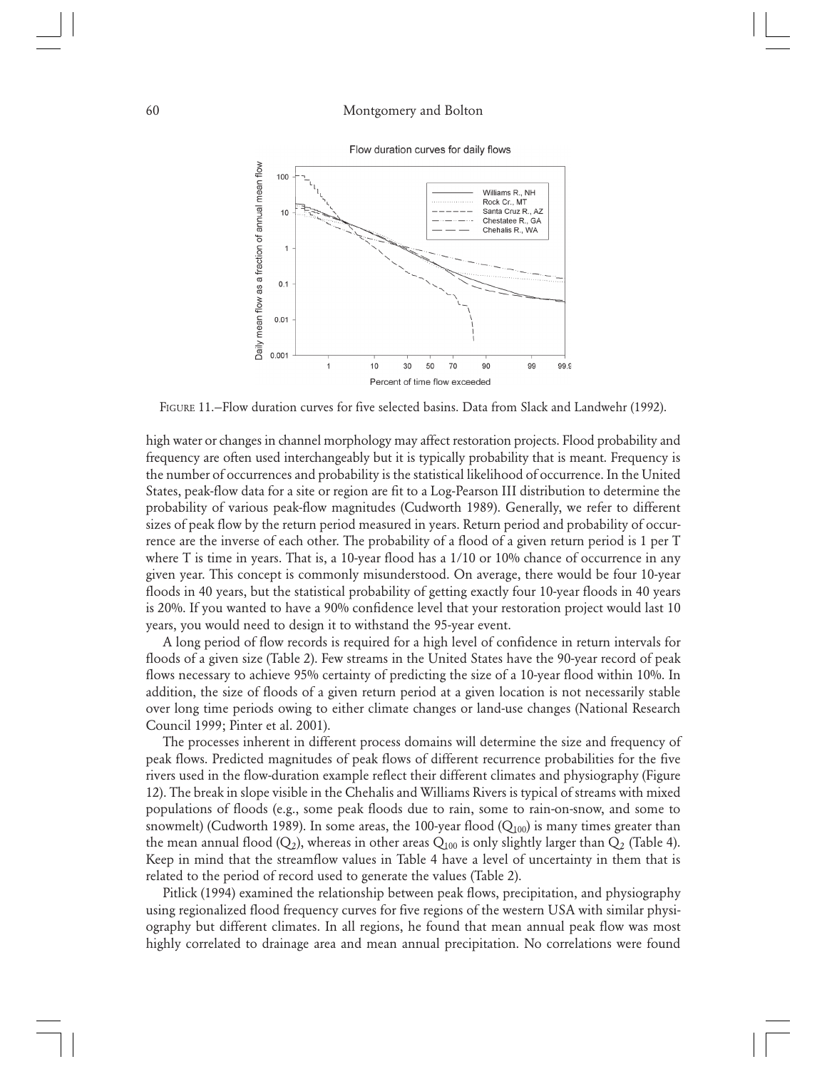FIGURE 11.—Flow duration curves for five selected basins. Data from Slack and Landwehr (1992).

high water or changes in channel morphology may affect restoration projects. Flood probability and frequency are often used interchangeably but it is typically probability that is meant. Frequency is the number of occurrences and probability is the statistical likelihood of occurrence. In the United States, peak-flow data for a site or region are fit to a Log-Pearson III distribution to determine the probability of various peak-flow magnitudes (Cudworth 1989). Generally, we refer to different sizes of peak flow by the return period measured in years. Return period and probability of occurrence are the inverse of each other. The probability of a flood of a given return period is 1 per T where T is time in years. That is, a 10-year flood has a 1/10 or 10% chance of occurrence in any given year. This concept is commonly misunderstood. On average, there would be four 10-year floods in 40 years, but the statistical probability of getting exactly four 10-year floods in 40 years is 20%. If you wanted to have a 90% confidence level that your restoration project would last 10 years, you would need to design it to withstand the 95-year event.

A long period of flow records is required for a high level of confidence in return intervals for floods of a given size (Table 2). Few streams in the United States have the 90-year record of peak flows necessary to achieve 95% certainty of predicting the size of a 10-year flood within 10%. In addition, the size of floods of a given return period at a given location is not necessarily stable over long time periods owing to either climate changes or land-use changes (National Research Council 1999; Pinter et al. 2001).

The processes inherent in different process domains will determine the size and frequency of peak flows. Predicted magnitudes of peak flows of different recurrence probabilities for the five rivers used in the flow-duration example reflect their different climates and physiography (Figure 12). The break in slope visible in the Chehalis and Williams Rivers is typical of streams with mixed populations of floods (e.g., some peak floods due to rain, some to rain-on-snow, and some to snowmelt) (Cudworth 1989). In some areas, the 100-year flood ($Q_{100}$) is many times greater than the mean annual flood ($Q_2$), whereas in other areas $Q_{100}$ is only slightly larger than $Q_2$ (Table 4). Keep in mind that the streamflow values in Table 4 have a level of uncertainty in them that is related to the period of record used to generate the values (Table 2).

Pitlick (1994) examined the relationship between peak flows, precipitation, and physiography using regionalized flood frequency curves for five regions of the western USA with similar physiography but different climates. In all regions, he found that mean annual peak flow was most highly correlated to drainage area and mean annual precipitation. No correlations were found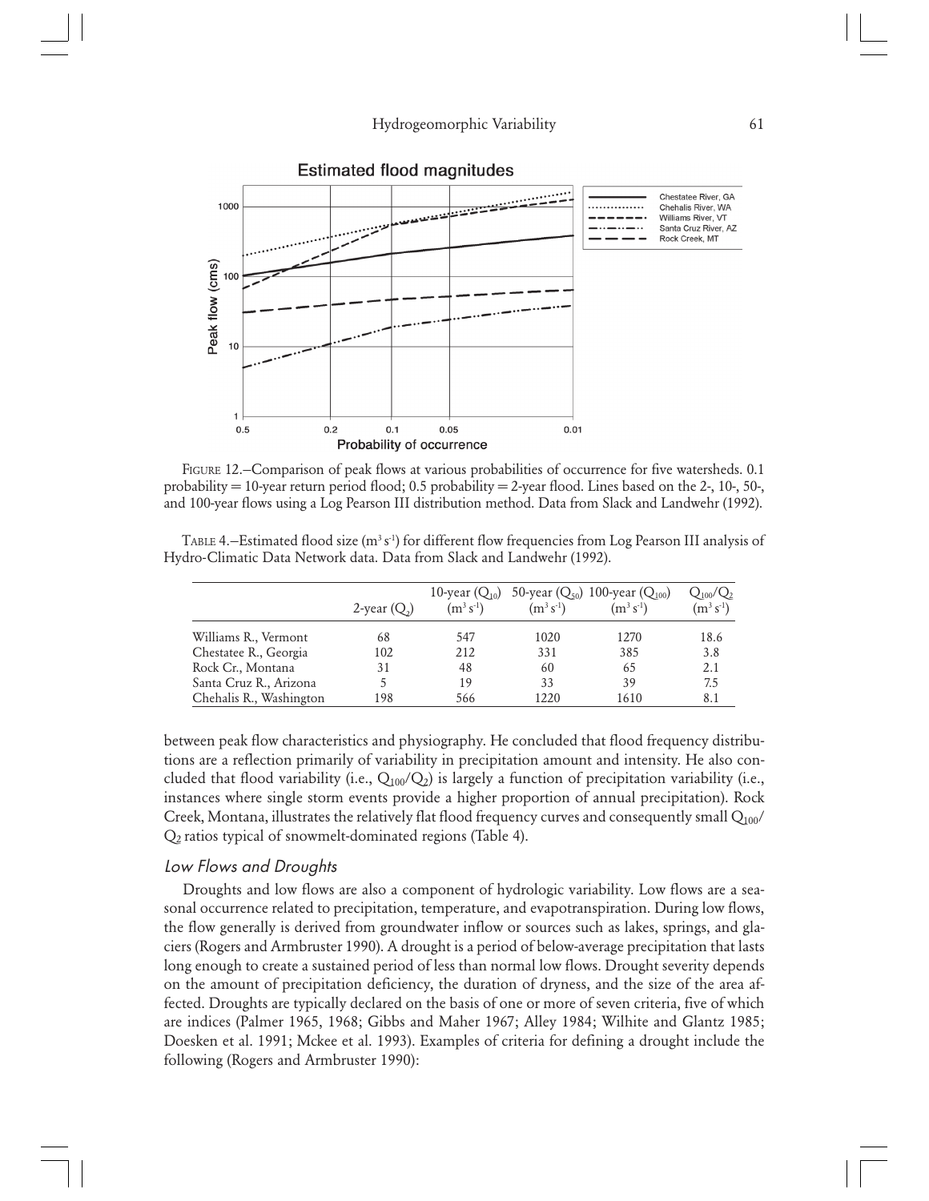FIGURE 12.—Comparison of peak flows at various probabilities of occurrence for five watersheds. 0.1 probability = 10-year return period flood; 0.5 probability = 2-year flood. Lines based on the 2-, 10-, 50-, and 100-year flows using a Log Pearson III distribution method. Data from Slack and Landwehr (1992).

TABLE 4.—Estimated flood size ($m^3 s^{-1}$) for different flow frequencies from Log Pearson III analysis of Hydro-Climatic Data Network data. Data from Slack and Landwehr (1992).

| | 2-year ($Q_2$) | 10-year ($Q_{10}$) ($m^3 s^{-1}$) | 50-year ($Q_{50}$) ($m^3 s^{-1}$) | 100-year ($Q_{100}$) ($m^3 s^{-1}$) | $Q_{100}/Q_2$ ($m^3 s^{-1}$) |
|---|---|---|---|---|---|
| Williams R., Vermont | 68 | 547 | 1020 | 1270 | 18.6 |
| Chestatee R., Georgia | 102 | 212 | 331 | 385 | 3.8 |
| Rock Cr., Montana | 31 | 48 | 60 | 65 | 2.1 |
| Santa Cruz R., Arizona | 5 | 19 | 33 | 39 | 7.5 |
| Chehalis R., Washington | 198 | 566 | 1220 | 1610 | 8.1 |

between peak flow characteristics and physiography. He concluded that flood frequency distributions are a reflection primarily of variability in precipitation amount and intensity. He also concluded that flood variability (i.e., $Q_{100}/Q_2$) is largely a function of precipitation variability (i.e., instances where single storm events provide a higher proportion of annual precipitation). Rock Creek, Montana, illustrates the relatively flat flood frequency curves and consequently small $Q_{100}/Q_2$ ratios typical of snowmelt-dominated regions (Table 4).

### *Low Flows and Droughts*

Droughts and low flows are also a component of hydrologic variability. Low flows are a seasonal occurrence related to precipitation, temperature, and evapotranspiration. During low flows, the flow generally is derived from groundwater inflow or sources such as lakes, springs, and glaciers (Rogers and Armbruster 1990). A drought is a period of below-average precipitation that lasts long enough to create a sustained period of less than normal low flows. Drought severity depends on the amount of precipitation deficiency, the duration of dryness, and the size of the area affected. Droughts are typically declared on the basis of one or more of seven criteria, five of which are indices (Palmer 1965, 1968; Gibbs and Maher 1967; Alley 1984; Wilhite and Glantz 1985; Doesken et al. 1991; Mckee et al. 1993). Examples of criteria for defining a drought include the following (Rogers and Armbruster 1990):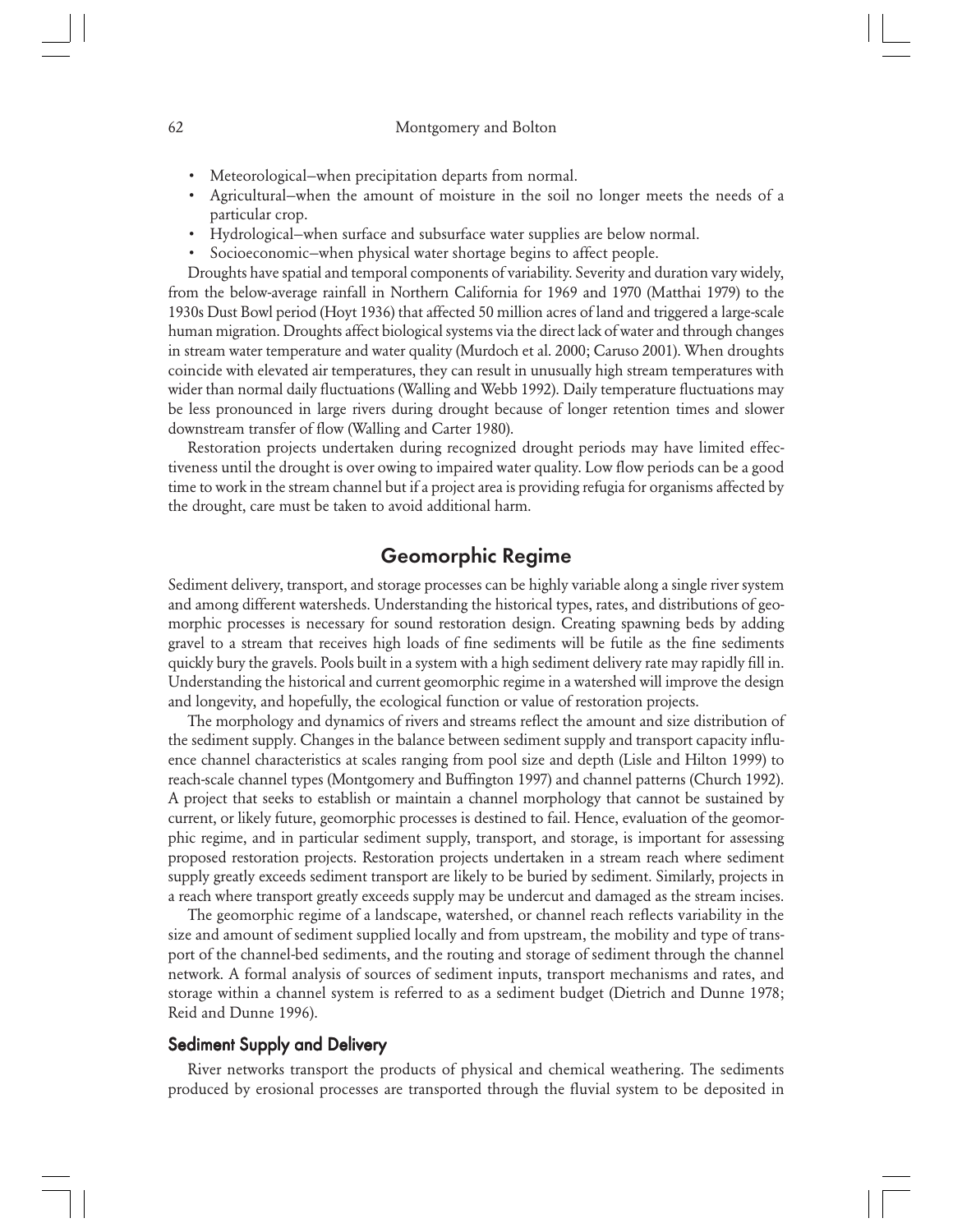- Meteorological–when precipitation departs from normal.
- Agricultural–when the amount of moisture in the soil no longer meets the needs of a particular crop.
- Hydrological–when surface and subsurface water supplies are below normal.
- Socioeconomic–when physical water shortage begins to affect people.

Droughts have spatial and temporal components of variability. Severity and duration vary widely, from the below-average rainfall in Northern California for 1969 and 1970 (Matthai 1979) to the 1930s Dust Bowl period (Hoyt 1936) that affected 50 million acres of land and triggered a large-scale human migration. Droughts affect biological systems via the direct lack of water and through changes in stream water temperature and water quality (Murdoch et al. 2000; Caruso 2001). When droughts coincide with elevated air temperatures, they can result in unusually high stream temperatures with wider than normal daily fluctuations (Walling and Webb 1992). Daily temperature fluctuations may be less pronounced in large rivers during drought because of longer retention times and slower downstream transfer of flow (Walling and Carter 1980).

Restoration projects undertaken during recognized drought periods may have limited effectiveness until the drought is over owing to impaired water quality. Low flow periods can be a good time to work in the stream channel but if a project area is providing refugia for organisms affected by the drought, care must be taken to avoid additional harm.

## Geomorphic Regime

Sediment delivery, transport, and storage processes can be highly variable along a single river system and among different watersheds. Understanding the historical types, rates, and distributions of geomorphic processes is necessary for sound restoration design. Creating spawning beds by adding gravel to a stream that receives high loads of fine sediments will be futile as the fine sediments quickly bury the gravels. Pools built in a system with a high sediment delivery rate may rapidly fill in. Understanding the historical and current geomorphic regime in a watershed will improve the design and longevity, and hopefully, the ecological function or value of restoration projects.

The morphology and dynamics of rivers and streams reflect the amount and size distribution of the sediment supply. Changes in the balance between sediment supply and transport capacity influence channel characteristics at scales ranging from pool size and depth (Lisle and Hilton 1999) to reach-scale channel types (Montgomery and Buffington 1997) and channel patterns (Church 1992). A project that seeks to establish or maintain a channel morphology that cannot be sustained by current, or likely future, geomorphic processes is destined to fail. Hence, evaluation of the geomorphic regime, and in particular sediment supply, transport, and storage, is important for assessing proposed restoration projects. Restoration projects undertaken in a stream reach where sediment supply greatly exceeds sediment transport are likely to be buried by sediment. Similarly, projects in a reach where transport greatly exceeds supply may be undercut and damaged as the stream incises.

The geomorphic regime of a landscape, watershed, or channel reach reflects variability in the size and amount of sediment supplied locally and from upstream, the mobility and type of transport of the channel-bed sediments, and the routing and storage of sediment through the channel network. A formal analysis of sources of sediment inputs, transport mechanisms and rates, and storage within a channel system is referred to as a sediment budget (Dietrich and Dunne 1978; Reid and Dunne 1996).

### Sediment Supply and Delivery

River networks transport the products of physical and chemical weathering. The sediments produced by erosional processes are transported through the fluvial system to be deposited in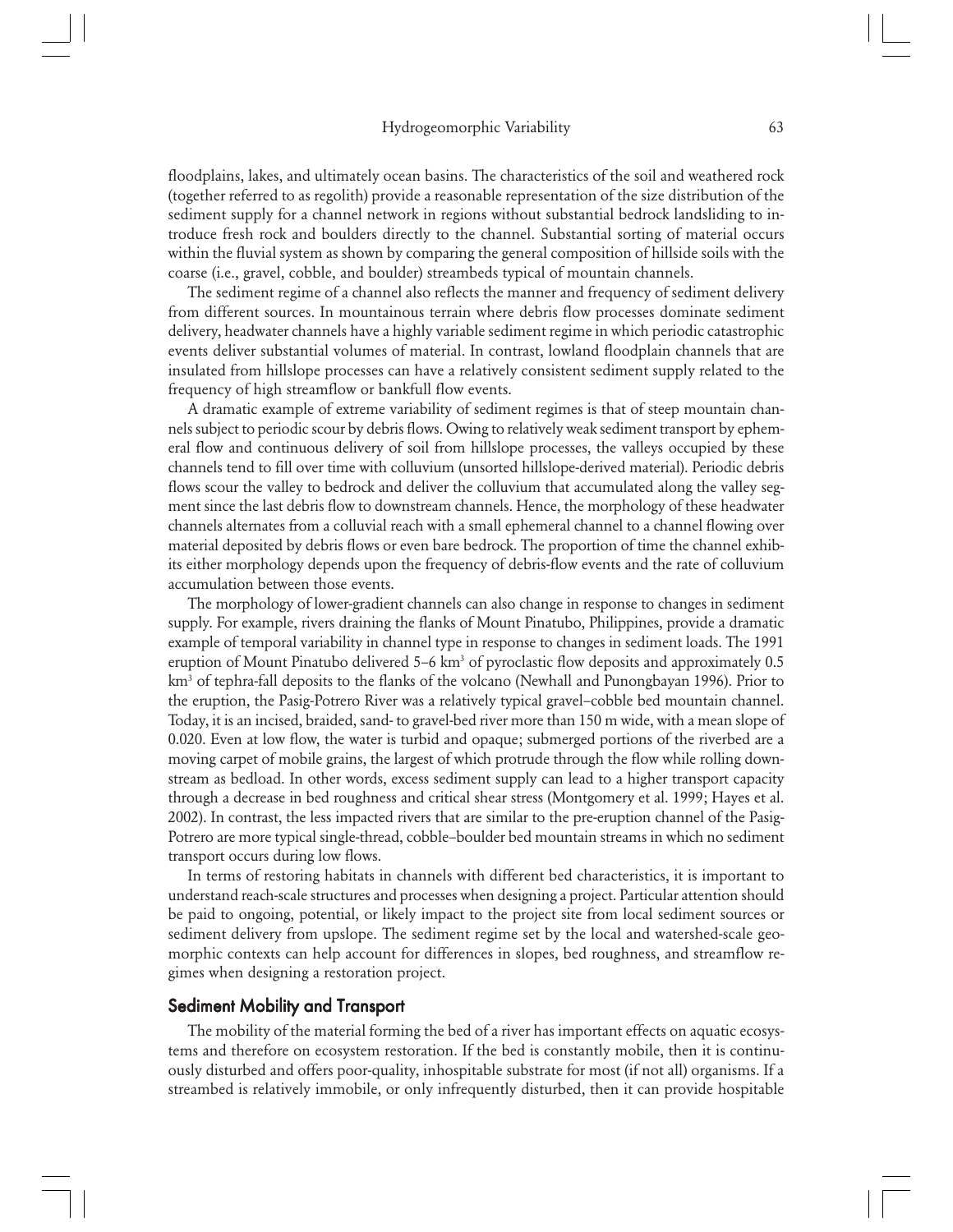floodplains, lakes, and ultimately ocean basins. The characteristics of the soil and weathered rock (together referred to as regolith) provide a reasonable representation of the size distribution of the sediment supply for a channel network in regions without substantial bedrock landsliding to introduce fresh rock and boulders directly to the channel. Substantial sorting of material occurs within the fluvial system as shown by comparing the general composition of hillside soils with the coarse (i.e., gravel, cobble, and boulder) streambeds typical of mountain channels.

The sediment regime of a channel also reflects the manner and frequency of sediment delivery from different sources. In mountainous terrain where debris flow processes dominate sediment delivery, headwater channels have a highly variable sediment regime in which periodic catastrophic events deliver substantial volumes of material. In contrast, lowland floodplain channels that are insulated from hillslope processes can have a relatively consistent sediment supply related to the frequency of high streamflow or bankfull flow events.

A dramatic example of extreme variability of sediment regimes is that of steep mountain channels subject to periodic scour by debris flows. Owing to relatively weak sediment transport by ephemeral flow and continuous delivery of soil from hillslope processes, the valleys occupied by these channels tend to fill over time with colluvium (unsorted hillslope-derived material). Periodic debris flows scour the valley to bedrock and deliver the colluvium that accumulated along the valley segment since the last debris flow to downstream channels. Hence, the morphology of these headwater channels alternates from a colluvial reach with a small ephemeral channel to a channel flowing over material deposited by debris flows or even bare bedrock. The proportion of time the channel exhibits either morphology depends upon the frequency of debris-flow events and the rate of colluvium accumulation between those events.

The morphology of lower-gradient channels can also change in response to changes in sediment supply. For example, rivers draining the flanks of Mount Pinatubo, Philippines, provide a dramatic example of temporal variability in channel type in response to changes in sediment loads. The 1991 eruption of Mount Pinatubo delivered 5–6 $km^3$ of pyroclastic flow deposits and approximately 0.5 $km^3$ of tephra-fall deposits to the flanks of the volcano (Newhall and Punongbayan 1996). Prior to the eruption, the Pasig-Potrero River was a relatively typical gravel–cobble bed mountain channel. Today, it is an incised, braided, sand- to gravel-bed river more than 150 m wide, with a mean slope of 0.020. Even at low flow, the water is turbid and opaque; submerged portions of the riverbed are a moving carpet of mobile grains, the largest of which protrude through the flow while rolling downstream as bedload. In other words, excess sediment supply can lead to a higher transport capacity through a decrease in bed roughness and critical shear stress (Montgomery et al. 1999; Hayes et al. 2002). In contrast, the less impacted rivers that are similar to the pre-eruption channel of the Pasig-Potrero are more typical single-thread, cobble–boulder bed mountain streams in which no sediment transport occurs during low flows.

In terms of restoring habitats in channels with different bed characteristics, it is important to understand reach-scale structures and processes when designing a project. Particular attention should be paid to ongoing, potential, or likely impact to the project site from local sediment sources or sediment delivery from upslope. The sediment regime set by the local and watershed-scale geomorphic contexts can help account for differences in slopes, bed roughness, and streamflow regimes when designing a restoration project.

## Sediment Mobility and Transport

The mobility of the material forming the bed of a river has important effects on aquatic ecosystems and therefore on ecosystem restoration. If the bed is constantly mobile, then it is continuously disturbed and offers poor-quality, inhospitable substrate for most (if not all) organisms. If a streambed is relatively immobile, or only infrequently disturbed, then it can provide hospitable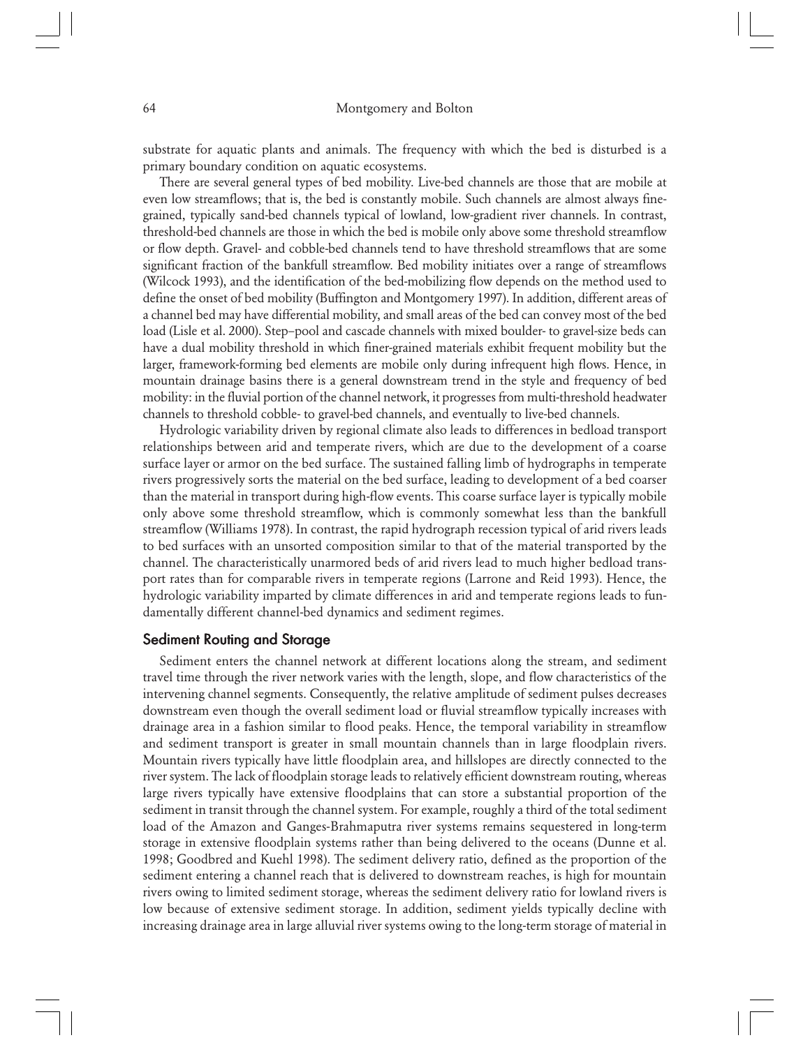substrate for aquatic plants and animals. The frequency with which the bed is disturbed is a primary boundary condition on aquatic ecosystems.

There are several general types of bed mobility. Live-bed channels are those that are mobile at even low streamflows; that is, the bed is constantly mobile. Such channels are almost always fine-grained, typically sand-bed channels typical of lowland, low-gradient river channels. In contrast, threshold-bed channels are those in which the bed is mobile only above some threshold streamflow or flow depth. Gravel- and cobble-bed channels tend to have threshold streamflows that are some significant fraction of the bankfull streamflow. Bed mobility initiates over a range of streamflows (Wilcock 1993), and the identification of the bed-mobilizing flow depends on the method used to define the onset of bed mobility (Buffington and Montgomery 1997). In addition, different areas of a channel bed may have differential mobility, and small areas of the bed can convey most of the bed load (Lisle et al. 2000). Step–pool and cascade channels with mixed boulder- to gravel-size beds can have a dual mobility threshold in which finer-grained materials exhibit frequent mobility but the larger, framework-forming bed elements are mobile only during infrequent high flows. Hence, in mountain drainage basins there is a general downstream trend in the style and frequency of bed mobility: in the fluvial portion of the channel network, it progresses from multi-threshold headwater channels to threshold cobble- to gravel-bed channels, and eventually to live-bed channels.

Hydrologic variability driven by regional climate also leads to differences in bedload transport relationships between arid and temperate rivers, which are due to the development of a coarse surface layer or armor on the bed surface. The sustained falling limb of hydrographs in temperate rivers progressively sorts the material on the bed surface, leading to development of a bed coarser than the material in transport during high-flow events. This coarse surface layer is typically mobile only above some threshold streamflow, which is commonly somewhat less than the bankfull streamflow (Williams 1978). In contrast, the rapid hydrograph recession typical of arid rivers leads to bed surfaces with an unsorted composition similar to that of the material transported by the channel. The characteristically unarmored beds of arid rivers lead to much higher bedload transport rates than for comparable rivers in temperate regions (Larrone and Reid 1993). Hence, the hydrologic variability imparted by climate differences in arid and temperate regions leads to fundamentally different channel-bed dynamics and sediment regimes.

## Sediment Routing and Storage

Sediment enters the channel network at different locations along the stream, and sediment travel time through the river network varies with the length, slope, and flow characteristics of the intervening channel segments. Consequently, the relative amplitude of sediment pulses decreases downstream even though the overall sediment load or fluvial streamflow typically increases with drainage area in a fashion similar to flood peaks. Hence, the temporal variability in streamflow and sediment transport is greater in small mountain channels than in large floodplain rivers. Mountain rivers typically have little floodplain area, and hillslopes are directly connected to the river system. The lack of floodplain storage leads to relatively efficient downstream routing, whereas large rivers typically have extensive floodplains that can store a substantial proportion of the sediment in transit through the channel system. For example, roughly a third of the total sediment load of the Amazon and Ganges-Brahmaputra river systems remains sequestered in long-term storage in extensive floodplain systems rather than being delivered to the oceans (Dunne et al. 1998; Goodbred and Kuehl 1998). The sediment delivery ratio, defined as the proportion of the sediment entering a channel reach that is delivered to downstream reaches, is high for mountain rivers owing to limited sediment storage, whereas the sediment delivery ratio for lowland rivers is low because of extensive sediment storage. In addition, sediment yields typically decline with increasing drainage area in large alluvial river systems owing to the long-term storage of material in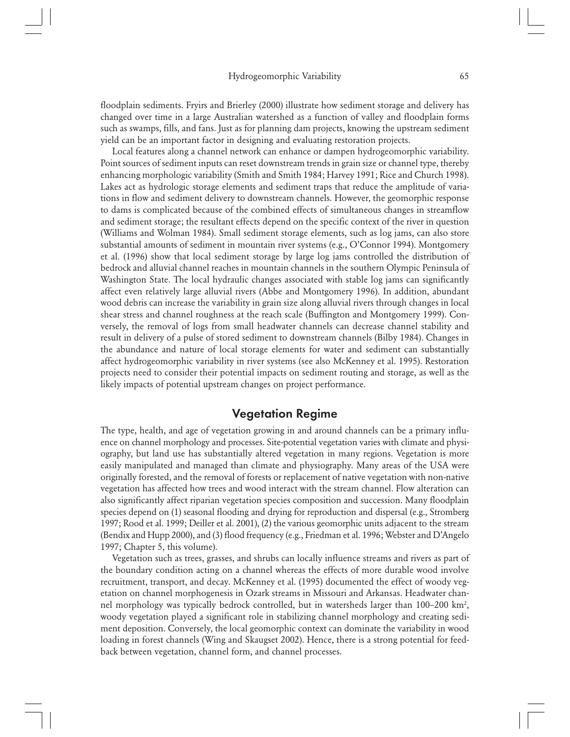floodplain sediments. Fryirs and Brierley (2000) illustrate how sediment storage and delivery has changed over time in a large Australian watershed as a function of valley and floodplain forms such as swamps, fills, and fans. Just as for planning dam projects, knowing the upstream sediment yield can be an important factor in designing and evaluating restoration projects.

Local features along a channel network can enhance or dampen hydrogeomorphic variability. Point sources of sediment inputs can reset downstream trends in grain size or channel type, thereby enhancing morphologic variability (Smith and Smith 1984; Harvey 1991; Rice and Church 1998). Lakes act as hydrologic storage elements and sediment traps that reduce the amplitude of variations in flow and sediment delivery to downstream channels. However, the geomorphic response to dams is complicated because of the combined effects of simultaneous changes in streamflow and sediment storage; the resultant effects depend on the specific context of the river in question (Williams and Wolman 1984). Small sediment storage elements, such as log jams, can also store substantial amounts of sediment in mountain river systems (e.g., O'Connor 1994). Montgomery et al. (1996) show that local sediment storage by large log jams controlled the distribution of bedrock and alluvial channel reaches in mountain channels in the southern Olympic Peninsula of Washington State. The local hydraulic changes associated with stable log jams can significantly affect even relatively large alluvial rivers (Abbe and Montgomery 1996). In addition, abundant wood debris can increase the variability in grain size along alluvial rivers through changes in local shear stress and channel roughness at the reach scale (Buffington and Montgomery 1999). Conversely, the removal of logs from small headwater channels can decrease channel stability and result in delivery of a pulse of stored sediment to downstream channels (Bilby 1984). Changes in the abundance and nature of local storage elements for water and sediment can substantially affect hydrogeomorphic variability in river systems (see also McKenney et al. 1995). Restoration projects need to consider their potential impacts on sediment routing and storage, as well as the likely impacts of potential upstream changes on project performance.

## Vegetation Regime

The type, health, and age of vegetation growing in and around channels can be a primary influence on channel morphology and processes. Site-potential vegetation varies with climate and physiography, but land use has substantially altered vegetation in many regions. Vegetation is more easily manipulated and managed than climate and physiography. Many areas of the USA were originally forested, and the removal of forests or replacement of native vegetation with non-native vegetation has affected how trees and wood interact with the stream channel. Flow alteration can also significantly affect riparian vegetation species composition and succession. Many floodplain species depend on (1) seasonal flooding and drying for reproduction and dispersal (e.g., Stromberg 1997; Rood et al. 1999; Deiller et al. 2001), (2) the various geomorphic units adjacent to the stream (Bendix and Hupp 2000), and (3) flood frequency (e.g., Friedman et al. 1996; Webster and D'Angelo 1997; Chapter 5, this volume).

Vegetation such as trees, grasses, and shrubs can locally influence streams and rivers as part of the boundary condition acting on a channel whereas the effects of more durable wood involve recruitment, transport, and decay. McKenney et al. (1995) documented the effect of woody vegetation on channel morphogenesis in Ozark streams in Missouri and Arkansas. Headwater channel morphology was typically bedrock controlled, but in watersheds larger than 100–200 km$^2$, woody vegetation played a significant role in stabilizing channel morphology and creating sediment deposition. Conversely, the local geomorphic context can dominate the variability in wood loading in forest channels (Wing and Skaugset 2002). Hence, there is a strong potential for feedback between vegetation, channel form, and channel processes.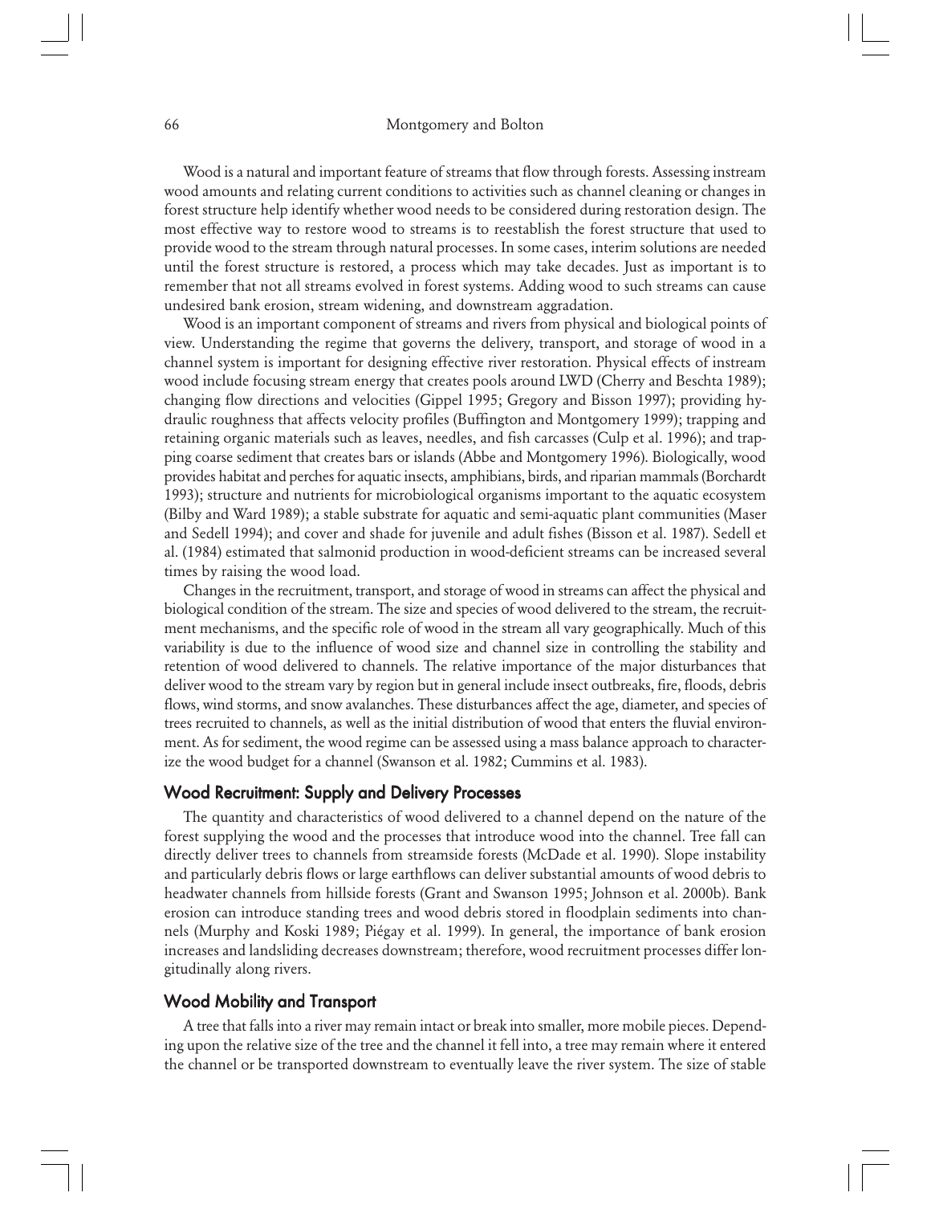Wood is a natural and important feature of streams that flow through forests. Assessing instream wood amounts and relating current conditions to activities such as channel cleaning or changes in forest structure help identify whether wood needs to be considered during restoration design. The most effective way to restore wood to streams is to reestablish the forest structure that used to provide wood to the stream through natural processes. In some cases, interim solutions are needed until the forest structure is restored, a process which may take decades. Just as important is to remember that not all streams evolved in forest systems. Adding wood to such streams can cause undesired bank erosion, stream widening, and downstream aggradation.

Wood is an important component of streams and rivers from physical and biological points of view. Understanding the regime that governs the delivery, transport, and storage of wood in a channel system is important for designing effective river restoration. Physical effects of instream wood include focusing stream energy that creates pools around LWD (Cherry and Beschta 1989); changing flow directions and velocities (Gippel 1995; Gregory and Bisson 1997); providing hydraulic roughness that affects velocity profiles (Buffington and Montgomery 1999); trapping and retaining organic materials such as leaves, needles, and fish carcasses (Culp et al. 1996); and trapping coarse sediment that creates bars or islands (Abbe and Montgomery 1996). Biologically, wood provides habitat and perches for aquatic insects, amphibians, birds, and riparian mammals (Borchardt 1993); structure and nutrients for microbiological organisms important to the aquatic ecosystem (Bilby and Ward 1989); a stable substrate for aquatic and semi-aquatic plant communities (Maser and Sedell 1994); and cover and shade for juvenile and adult fishes (Bisson et al. 1987). Sedell et al. (1984) estimated that salmonid production in wood-deficient streams can be increased several times by raising the wood load.

Changes in the recruitment, transport, and storage of wood in streams can affect the physical and biological condition of the stream. The size and species of wood delivered to the stream, the recruitment mechanisms, and the specific role of wood in the stream all vary geographically. Much of this variability is due to the influence of wood size and channel size in controlling the stability and retention of wood delivered to channels. The relative importance of the major disturbances that deliver wood to the stream vary by region but in general include insect outbreaks, fire, floods, debris flows, wind storms, and snow avalanches. These disturbances affect the age, diameter, and species of trees recruited to channels, as well as the initial distribution of wood that enters the fluvial environment. As for sediment, the wood regime can be assessed using a mass balance approach to characterize the wood budget for a channel (Swanson et al. 1982; Cummins et al. 1983).

## Wood Recruitment: Supply and Delivery Processes

The quantity and characteristics of wood delivered to a channel depend on the nature of the forest supplying the wood and the processes that introduce wood into the channel. Tree fall can directly deliver trees to channels from streamside forests (McDade et al. 1990). Slope instability and particularly debris flows or large earthflows can deliver substantial amounts of wood debris to headwater channels from hillside forests (Grant and Swanson 1995; Johnson et al. 2000b). Bank erosion can introduce standing trees and wood debris stored in floodplain sediments into channels (Murphy and Koski 1989; Piégay et al. 1999). In general, the importance of bank erosion increases and landsliding decreases downstream; therefore, wood recruitment processes differ longitudinally along rivers.

## Wood Mobility and Transport

A tree that falls into a river may remain intact or break into smaller, more mobile pieces. Depending upon the relative size of the tree and the channel it fell into, a tree may remain where it entered the channel or be transported downstream to eventually leave the river system. The size of stable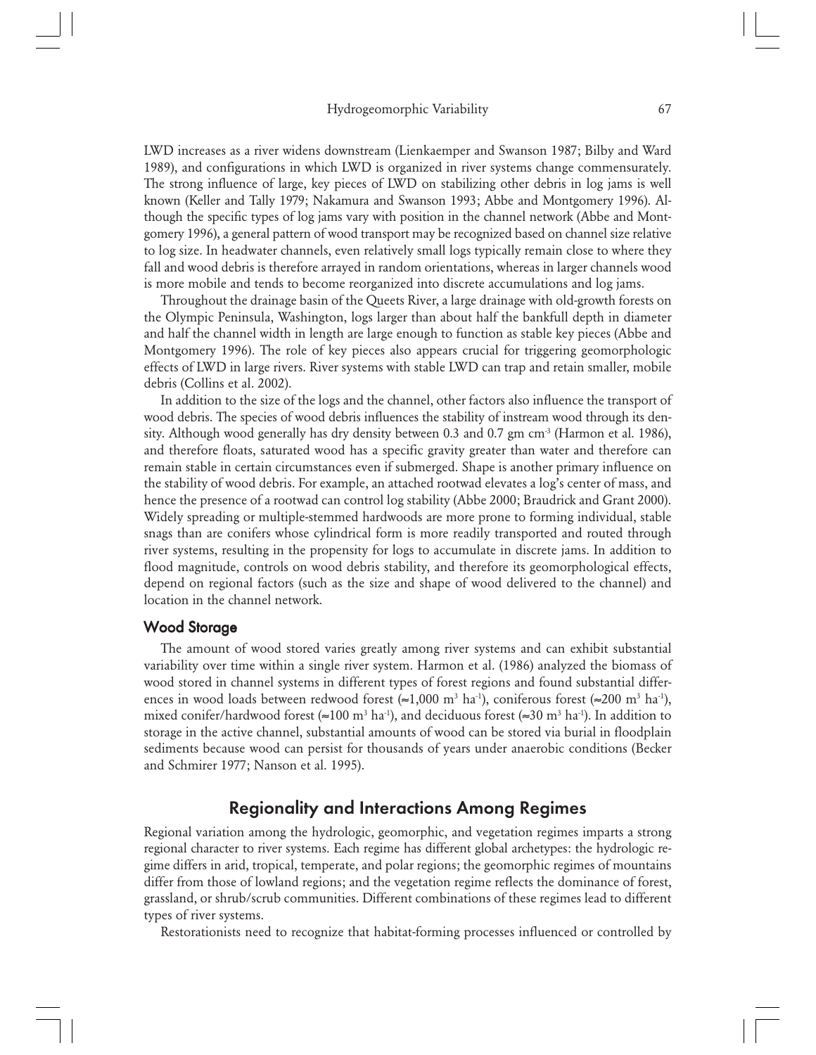LWD increases as a river widens downstream (Lienkaemper and Swanson 1987; Bilby and Ward 1989), and configurations in which LWD is organized in river systems change commensurately. The strong influence of large, key pieces of LWD on stabilizing other debris in log jams is well known (Keller and Tally 1979; Nakamura and Swanson 1993; Abbe and Montgomery 1996). Although the specific types of log jams vary with position in the channel network (Abbe and Montgomery 1996), a general pattern of wood transport may be recognized based on channel size relative to log size. In headwater channels, even relatively small logs typically remain close to where they fall and wood debris is therefore arrayed in random orientations, whereas in larger channels wood is more mobile and tends to become reorganized into discrete accumulations and log jams.

Throughout the drainage basin of the Queets River, a large drainage with old-growth forests on the Olympic Peninsula, Washington, logs larger than about half the bankfull depth in diameter and half the channel width in length are large enough to function as stable key pieces (Abbe and Montgomery 1996). The role of key pieces also appears crucial for triggering geomorphologic effects of LWD in large rivers. River systems with stable LWD can trap and retain smaller, mobile debris (Collins et al. 2002).

In addition to the size of the logs and the channel, other factors also influence the transport of wood debris. The species of wood debris influences the stability of instream wood through its density. Although wood generally has dry density between 0.3 and 0.7 gm $cm^{-3}$ (Harmon et al. 1986), and therefore floats, saturated wood has a specific gravity greater than water and therefore can remain stable in certain circumstances even if submerged. Shape is another primary influence on the stability of wood debris. For example, an attached rootwad elevates a log's center of mass, and hence the presence of a rootwad can control log stability (Abbe 2000; Braudrick and Grant 2000). Widely spreading or multiple-stemmed hardwoods are more prone to forming individual, stable snags than are conifers whose cylindrical form is more readily transported and routed through river systems, resulting in the propensity for logs to accumulate in discrete jams. In addition to flood magnitude, controls on wood debris stability, and therefore its geomorphological effects, depend on regional factors (such as the size and shape of wood delivered to the channel) and location in the channel network.

### Wood Storage

The amount of wood stored varies greatly among river systems and can exhibit substantial variability over time within a single river system. Harmon et al. (1986) analyzed the biomass of wood stored in channel systems in different types of forest regions and found substantial differences in wood loads between redwood forest ($\approx$1,000 $m^3$ $ha^{-1}$), coniferous forest ($\approx$200 $m^3$ $ha^{-1}$), mixed conifer/hardwood forest ($\approx$100 $m^3$ $ha^{-1}$), and deciduous forest ($\approx$30 $m^3$ $ha^{-1}$). In addition to storage in the active channel, substantial amounts of wood can be stored via burial in floodplain sediments because wood can persist for thousands of years under anaerobic conditions (Becker and Schmirer 1977; Nanson et al. 1995).

## Regionality and Interactions Among Regimes

Regional variation among the hydrologic, geomorphic, and vegetation regimes imparts a strong regional character to river systems. Each regime has different global archetypes: the hydrologic regime differs in arid, tropical, temperate, and polar regions; the geomorphic regimes of mountains differ from those of lowland regions; and the vegetation regime reflects the dominance of forest, grassland, or shrub/scrub communities. Different combinations of these regimes lead to different types of river systems.

Restorationists need to recognize that habitat-forming processes influenced or controlled by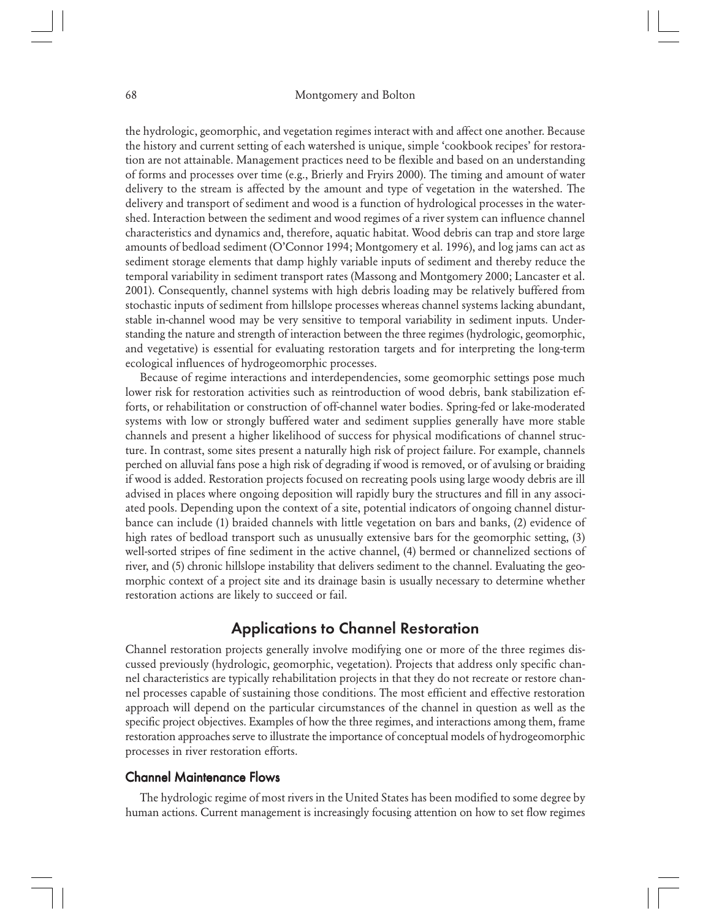the hydrologic, geomorphic, and vegetation regimes interact with and affect one another. Because the history and current setting of each watershed is unique, simple 'cookbook recipes' for restoration are not attainable. Management practices need to be flexible and based on an understanding of forms and processes over time (e.g., Brierly and Fryirs 2000). The timing and amount of water delivery to the stream is affected by the amount and type of vegetation in the watershed. The delivery and transport of sediment and wood is a function of hydrological processes in the watershed. Interaction between the sediment and wood regimes of a river system can influence channel characteristics and dynamics and, therefore, aquatic habitat. Wood debris can trap and store large amounts of bedload sediment (O'Connor 1994; Montgomery et al. 1996), and log jams can act as sediment storage elements that damp highly variable inputs of sediment and thereby reduce the temporal variability in sediment transport rates (Massong and Montgomery 2000; Lancaster et al. 2001). Consequently, channel systems with high debris loading may be relatively buffered from stochastic inputs of sediment from hillslope processes whereas channel systems lacking abundant, stable in-channel wood may be very sensitive to temporal variability in sediment inputs. Understanding the nature and strength of interaction between the three regimes (hydrologic, geomorphic, and vegetative) is essential for evaluating restoration targets and for interpreting the long-term ecological influences of hydrogeomorphic processes.

Because of regime interactions and interdependencies, some geomorphic settings pose much lower risk for restoration activities such as reintroduction of wood debris, bank stabilization efforts, or rehabilitation or construction of off-channel water bodies. Spring-fed or lake-moderated systems with low or strongly buffered water and sediment supplies generally have more stable channels and present a higher likelihood of success for physical modifications of channel structure. In contrast, some sites present a naturally high risk of project failure. For example, channels perched on alluvial fans pose a high risk of degrading if wood is removed, or of avulsing or braiding if wood is added. Restoration projects focused on recreating pools using large woody debris are ill advised in places where ongoing deposition will rapidly bury the structures and fill in any associated pools. Depending upon the context of a site, potential indicators of ongoing channel disturbance can include (1) braided channels with little vegetation on bars and banks, (2) evidence of high rates of bedload transport such as unusually extensive bars for the geomorphic setting, (3) well-sorted stripes of fine sediment in the active channel, (4) bermed or channelized sections of river, and (5) chronic hillslope instability that delivers sediment to the channel. Evaluating the geomorphic context of a project site and its drainage basin is usually necessary to determine whether restoration actions are likely to succeed or fail.

## Applications to Channel Restoration

Channel restoration projects generally involve modifying one or more of the three regimes discussed previously (hydrologic, geomorphic, vegetation). Projects that address only specific channel characteristics are typically rehabilitation projects in that they do not recreate or restore channel processes capable of sustaining those conditions. The most efficient and effective restoration approach will depend on the particular circumstances of the channel in question as well as the specific project objectives. Examples of how the three regimes, and interactions among them, frame restoration approaches serve to illustrate the importance of conceptual models of hydrogeomorphic processes in river restoration efforts.

### Channel Maintenance Flows

The hydrologic regime of most rivers in the United States has been modified to some degree by human actions. Current management is increasingly focusing attention on how to set flow regimes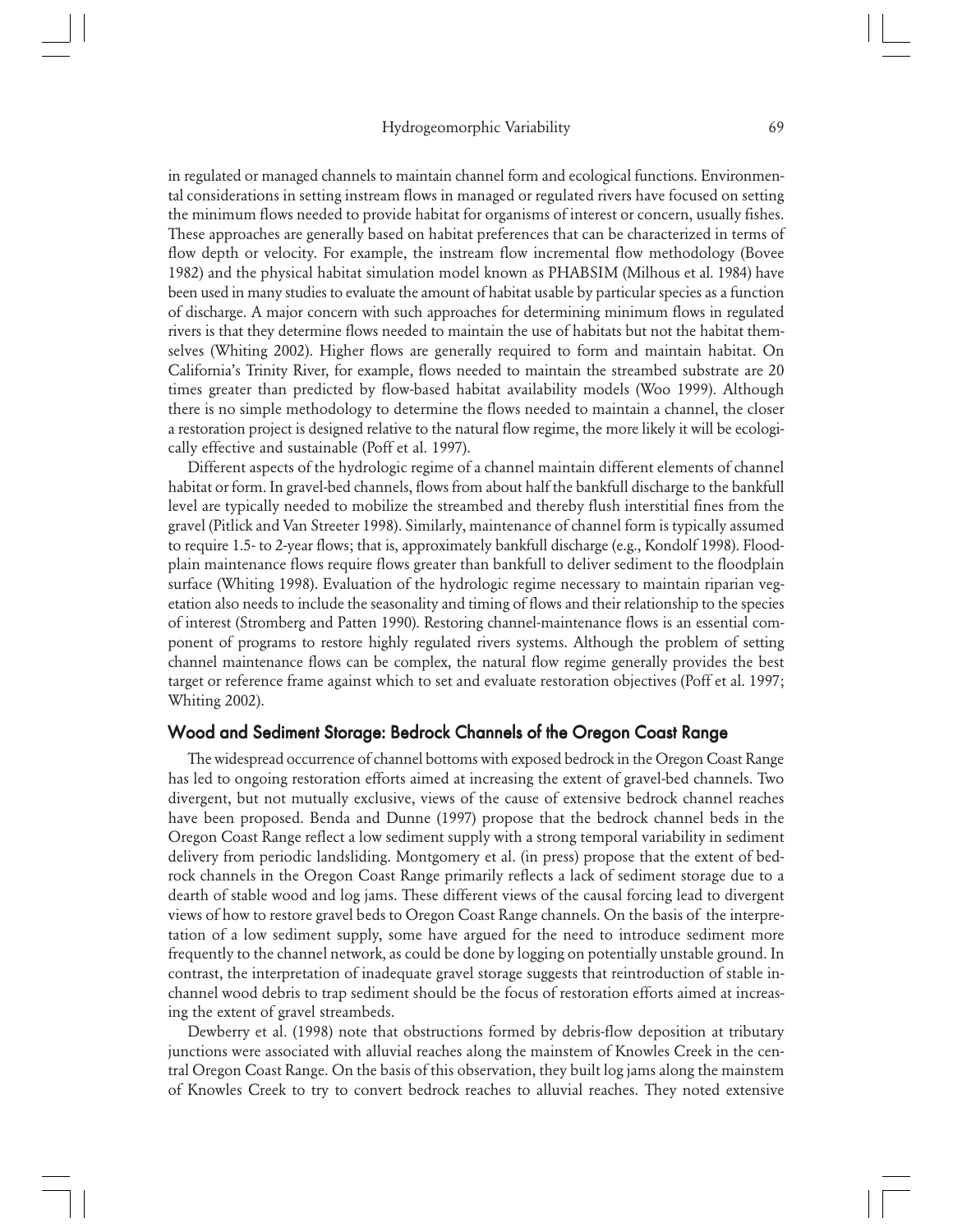in regulated or managed channels to maintain channel form and ecological functions. Environmental considerations in setting instream flows in managed or regulated rivers have focused on setting the minimum flows needed to provide habitat for organisms of interest or concern, usually fishes. These approaches are generally based on habitat preferences that can be characterized in terms of flow depth or velocity. For example, the instream flow incremental flow methodology (Bovee 1982) and the physical habitat simulation model known as PHABSIM (Milhous et al. 1984) have been used in many studies to evaluate the amount of habitat usable by particular species as a function of discharge. A major concern with such approaches for determining minimum flows in regulated rivers is that they determine flows needed to maintain the use of habitats but not the habitat themselves (Whiting 2002). Higher flows are generally required to form and maintain habitat. On California's Trinity River, for example, flows needed to maintain the streambed substrate are 20 times greater than predicted by flow-based habitat availability models (Woo 1999). Although there is no simple methodology to determine the flows needed to maintain a channel, the closer a restoration project is designed relative to the natural flow regime, the more likely it will be ecologically effective and sustainable (Poff et al. 1997).

Different aspects of the hydrologic regime of a channel maintain different elements of channel habitat or form. In gravel-bed channels, flows from about half the bankfull discharge to the bankfull level are typically needed to mobilize the streambed and thereby flush interstitial fines from the gravel (Pitlick and Van Streeter 1998). Similarly, maintenance of channel form is typically assumed to require 1.5- to 2-year flows; that is, approximately bankfull discharge (e.g., Kondolf 1998). Floodplain maintenance flows require flows greater than bankfull to deliver sediment to the floodplain surface (Whiting 1998). Evaluation of the hydrologic regime necessary to maintain riparian vegetation also needs to include the seasonality and timing of flows and their relationship to the species of interest (Stromberg and Patten 1990). Restoring channel-maintenance flows is an essential component of programs to restore highly regulated rivers systems. Although the problem of setting channel maintenance flows can be complex, the natural flow regime generally provides the best target or reference frame against which to set and evaluate restoration objectives (Poff et al. 1997; Whiting 2002).

## Wood and Sediment Storage: Bedrock Channels of the Oregon Coast Range

The widespread occurrence of channel bottoms with exposed bedrock in the Oregon Coast Range has led to ongoing restoration efforts aimed at increasing the extent of gravel-bed channels. Two divergent, but not mutually exclusive, views of the cause of extensive bedrock channel reaches have been proposed. Benda and Dunne (1997) propose that the bedrock channel beds in the Oregon Coast Range reflect a low sediment supply with a strong temporal variability in sediment delivery from periodic landsliding. Montgomery et al. (in press) propose that the extent of bedrock channels in the Oregon Coast Range primarily reflects a lack of sediment storage due to a dearth of stable wood and log jams. These different views of the causal forcing lead to divergent views of how to restore gravel beds to Oregon Coast Range channels. On the basis of the interpretation of a low sediment supply, some have argued for the need to introduce sediment more frequently to the channel network, as could be done by logging on potentially unstable ground. In contrast, the interpretation of inadequate gravel storage suggests that reintroduction of stable in-channel wood debris to trap sediment should be the focus of restoration efforts aimed at increasing the extent of gravel streambeds.

Dewberry et al. (1998) note that obstructions formed by debris-flow deposition at tributary junctions were associated with alluvial reaches along the mainstem of Knowles Creek in the central Oregon Coast Range. On the basis of this observation, they built log jams along the mainstem of Knowles Creek to try to convert bedrock reaches to alluvial reaches. They noted extensive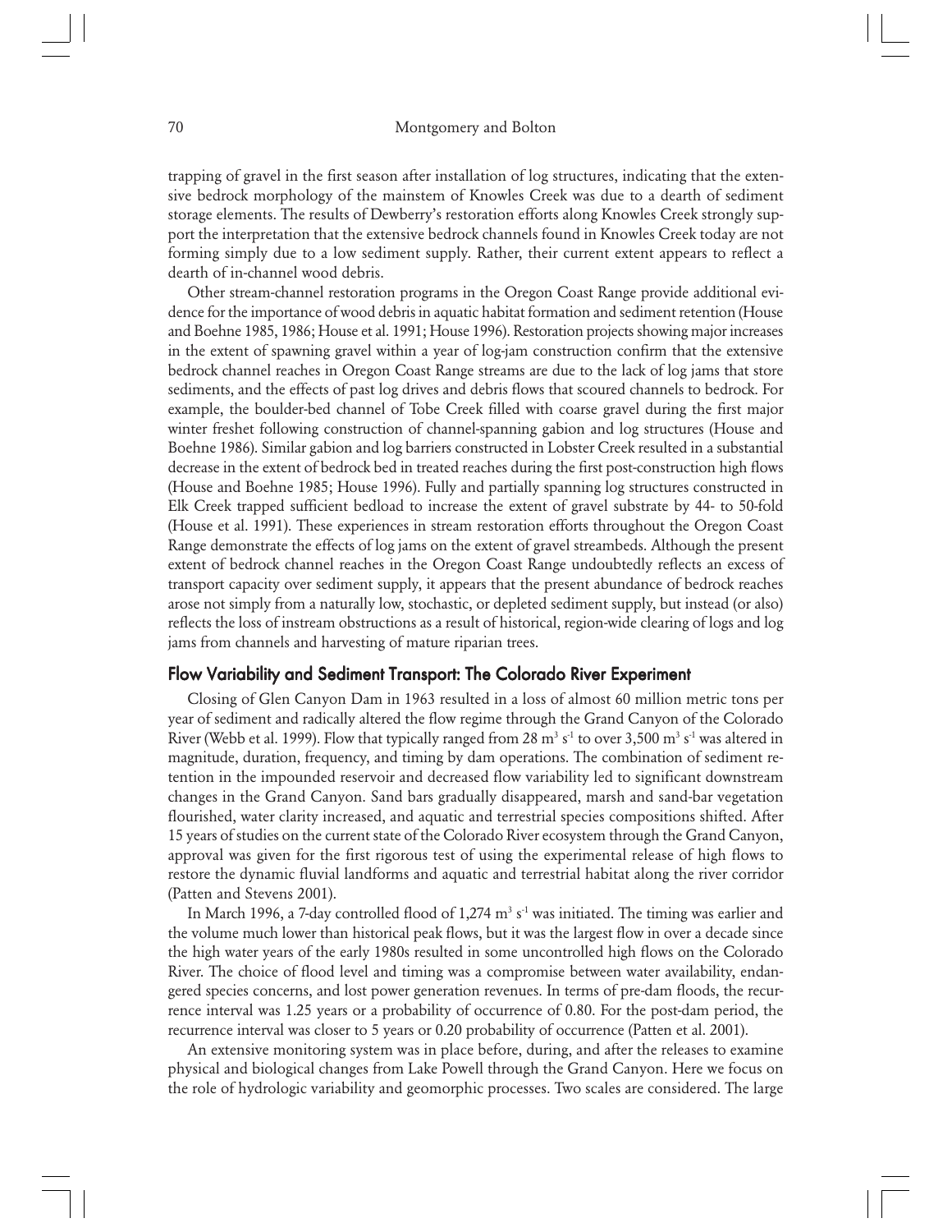trapping of gravel in the first season after installation of log structures, indicating that the extensive bedrock morphology of the mainstem of Knowles Creek was due to a dearth of sediment storage elements. The results of Dewberry's restoration efforts along Knowles Creek strongly support the interpretation that the extensive bedrock channels found in Knowles Creek today are not forming simply due to a low sediment supply. Rather, their current extent appears to reflect a dearth of in-channel wood debris.

Other stream-channel restoration programs in the Oregon Coast Range provide additional evidence for the importance of wood debris in aquatic habitat formation and sediment retention (House and Boehne 1985, 1986; House et al. 1991; House 1996). Restoration projects showing major increases in the extent of spawning gravel within a year of log-jam construction confirm that the extensive bedrock channel reaches in Oregon Coast Range streams are due to the lack of log jams that store sediments, and the effects of past log drives and debris flows that scoured channels to bedrock. For example, the boulder-bed channel of Tobe Creek filled with coarse gravel during the first major winter freshet following construction of channel-spanning gabion and log structures (House and Boehne 1986). Similar gabion and log barriers constructed in Lobster Creek resulted in a substantial decrease in the extent of bedrock bed in treated reaches during the first post-construction high flows (House and Boehne 1985; House 1996). Fully and partially spanning log structures constructed in Elk Creek trapped sufficient bedload to increase the extent of gravel substrate by 44- to 50-fold (House et al. 1991). These experiences in stream restoration efforts throughout the Oregon Coast Range demonstrate the effects of log jams on the extent of gravel streambeds. Although the present extent of bedrock channel reaches in the Oregon Coast Range undoubtedly reflects an excess of transport capacity over sediment supply, it appears that the present abundance of bedrock reaches arose not simply from a naturally low, stochastic, or depleted sediment supply, but instead (or also) reflects the loss of instream obstructions as a result of historical, region-wide clearing of logs and log jams from channels and harvesting of mature riparian trees.

## Flow Variability and Sediment Transport: The Colorado River Experiment

Closing of Glen Canyon Dam in 1963 resulted in a loss of almost 60 million metric tons per year of sediment and radically altered the flow regime through the Grand Canyon of the Colorado River (Webb et al. 1999). Flow that typically ranged from 28 $m^3 s^{-1}$ to over 3,500 $m^3 s^{-1}$ was altered in magnitude, duration, frequency, and timing by dam operations. The combination of sediment retention in the impounded reservoir and decreased flow variability led to significant downstream changes in the Grand Canyon. Sand bars gradually disappeared, marsh and sand-bar vegetation flourished, water clarity increased, and aquatic and terrestrial species compositions shifted. After 15 years of studies on the current state of the Colorado River ecosystem through the Grand Canyon, approval was given for the first rigorous test of using the experimental release of high flows to restore the dynamic fluvial landforms and aquatic and terrestrial habitat along the river corridor (Patten and Stevens 2001).

In March 1996, a 7-day controlled flood of 1,274 $m^3 s^{-1}$ was initiated. The timing was earlier and the volume much lower than historical peak flows, but it was the largest flow in over a decade since the high water years of the early 1980s resulted in some uncontrolled high flows on the Colorado River. The choice of flood level and timing was a compromise between water availability, endangered species concerns, and lost power generation revenues. In terms of pre-dam floods, the recurrence interval was 1.25 years or a probability of occurrence of 0.80. For the post-dam period, the recurrence interval was closer to 5 years or 0.20 probability of occurrence (Patten et al. 2001).

An extensive monitoring system was in place before, during, and after the releases to examine physical and biological changes from Lake Powell through the Grand Canyon. Here we focus on the role of hydrologic variability and geomorphic processes. Two scales are considered. The large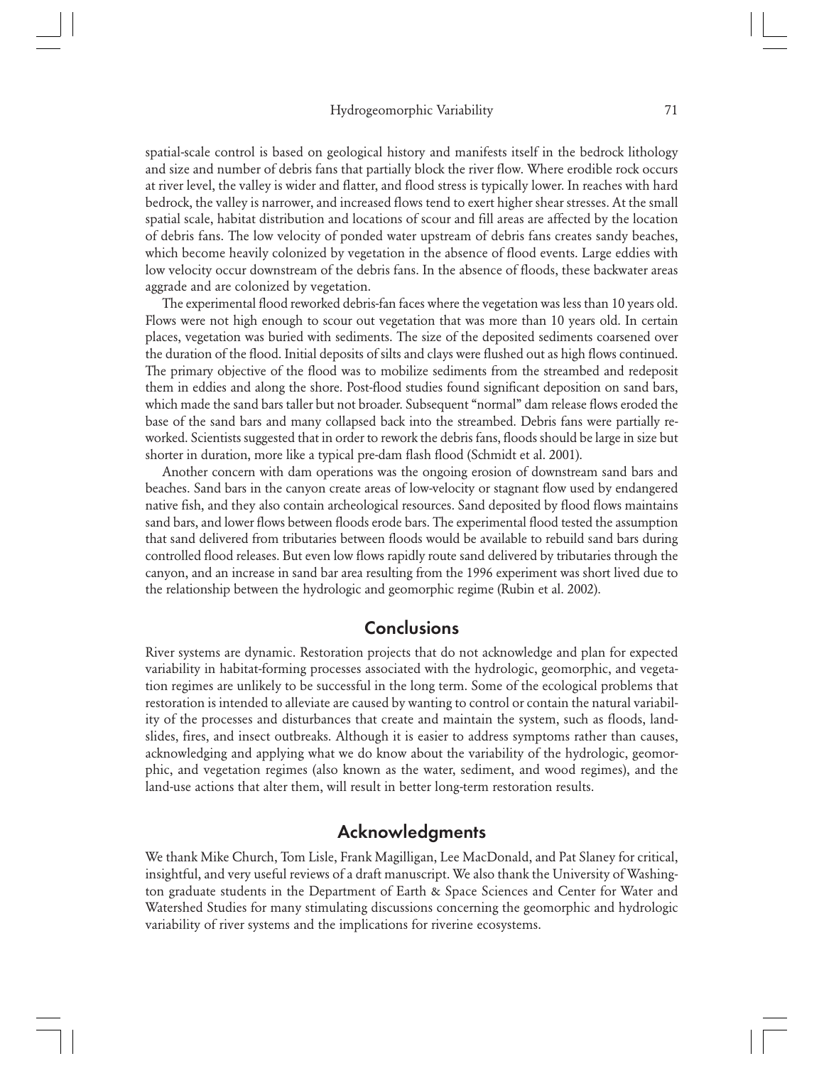spatial-scale control is based on geological history and manifests itself in the bedrock lithology and size and number of debris fans that partially block the river flow. Where erodible rock occurs at river level, the valley is wider and flatter, and flood stress is typically lower. In reaches with hard bedrock, the valley is narrower, and increased flows tend to exert higher shear stresses. At the small spatial scale, habitat distribution and locations of scour and fill areas are affected by the location of debris fans. The low velocity of ponded water upstream of debris fans creates sandy beaches, which become heavily colonized by vegetation in the absence of flood events. Large eddies with low velocity occur downstream of the debris fans. In the absence of floods, these backwater areas aggrade and are colonized by vegetation.

The experimental flood reworked debris-fan faces where the vegetation was less than 10 years old. Flows were not high enough to scour out vegetation that was more than 10 years old. In certain places, vegetation was buried with sediments. The size of the deposited sediments coarsened over the duration of the flood. Initial deposits of silts and clays were flushed out as high flows continued. The primary objective of the flood was to mobilize sediments from the streambed and redeposit them in eddies and along the shore. Post-flood studies found significant deposition on sand bars, which made the sand bars taller but not broader. Subsequent "normal" dam release flows eroded the base of the sand bars and many collapsed back into the streambed. Debris fans were partially reworked. Scientists suggested that in order to rework the debris fans, floods should be large in size but shorter in duration, more like a typical pre-dam flash flood (Schmidt et al. 2001).

Another concern with dam operations was the ongoing erosion of downstream sand bars and beaches. Sand bars in the canyon create areas of low-velocity or stagnant flow used by endangered native fish, and they also contain archeological resources. Sand deposited by flood flows maintains sand bars, and lower flows between floods erode bars. The experimental flood tested the assumption that sand delivered from tributaries between floods would be available to rebuild sand bars during controlled flood releases. But even low flows rapidly route sand delivered by tributaries through the canyon, and an increase in sand bar area resulting from the 1996 experiment was short lived due to the relationship between the hydrologic and geomorphic regime (Rubin et al. 2002).

## Conclusions

River systems are dynamic. Restoration projects that do not acknowledge and plan for expected variability in habitat-forming processes associated with the hydrologic, geomorphic, and vegetation regimes are unlikely to be successful in the long term. Some of the ecological problems that restoration is intended to alleviate are caused by wanting to control or contain the natural variability of the processes and disturbances that create and maintain the system, such as floods, landslides, fires, and insect outbreaks. Although it is easier to address symptoms rather than causes, acknowledging and applying what we do know about the variability of the hydrologic, geomorphic, and vegetation regimes (also known as the water, sediment, and wood regimes), and the land-use actions that alter them, will result in better long-term restoration results.

## Acknowledgments

We thank Mike Church, Tom Lisle, Frank Magilligan, Lee MacDonald, and Pat Slaney for critical, insightful, and very useful reviews of a draft manuscript. We also thank the University of Washington graduate students in the Department of Earth & Space Sciences and Center for Water and Watershed Studies for many stimulating discussions concerning the geomorphic and hydrologic variability of river systems and the implications for riverine ecosystems.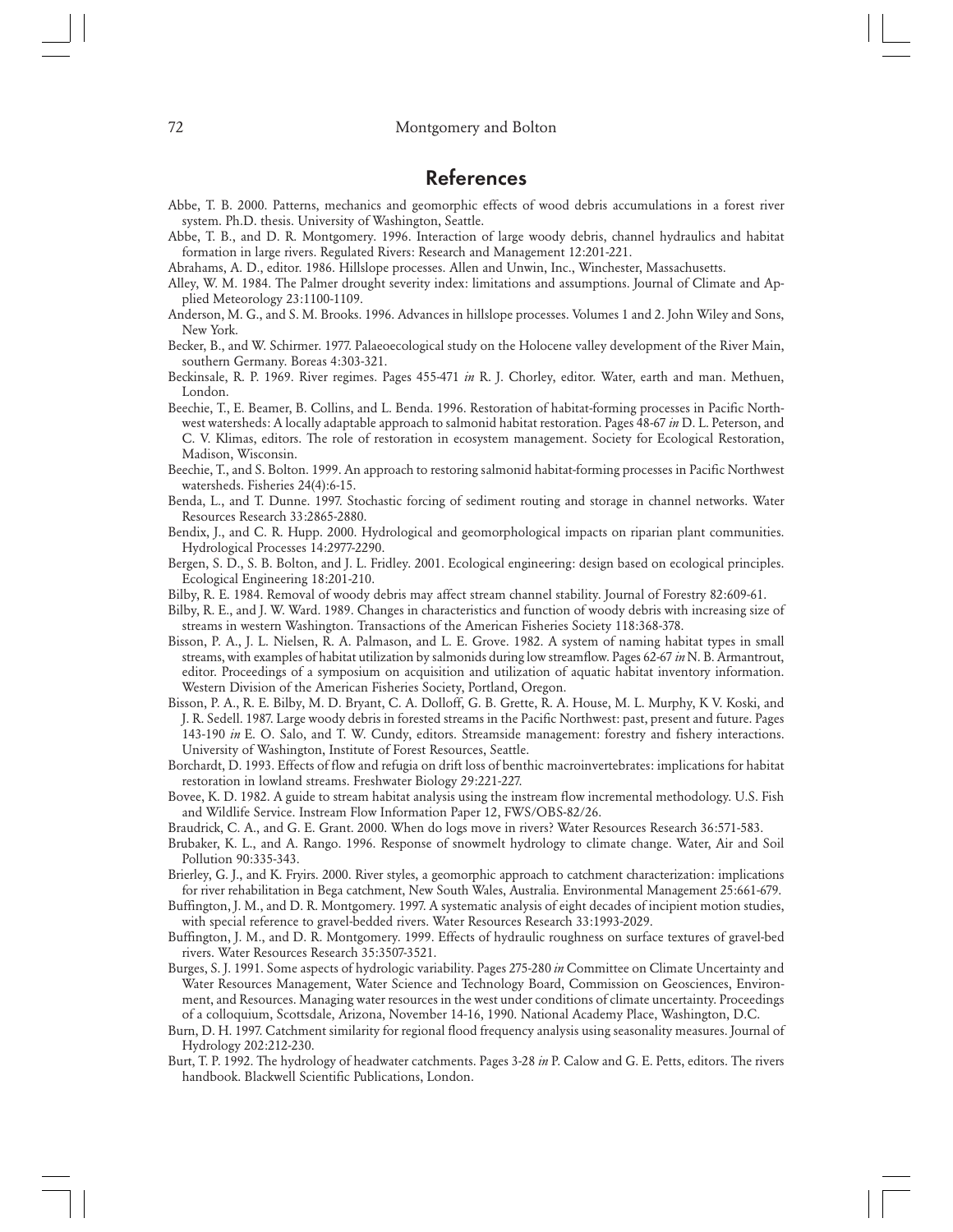# References

Abbe, T. B. 2000. Patterns, mechanics and geomorphic effects of wood debris accumulations in a forest river system. Ph.D. thesis. University of Washington, Seattle.

Abbe, T. B., and D. R. Montgomery. 1996. Interaction of large woody debris, channel hydraulics and habitat formation in large rivers. Regulated Rivers: Research and Management 12:201-221.

Abrahams, A. D., editor. 1986. Hillslope processes. Allen and Unwin, Inc., Winchester, Massachusetts.

Alley, W. M. 1984. The Palmer drought severity index: limitations and assumptions. Journal of Climate and Applied Meteorology 23:1100-1109.

Anderson, M. G., and S. M. Brooks. 1996. Advances in hillslope processes. Volumes 1 and 2. John Wiley and Sons, New York.

Becker, B., and W. Schirmer. 1977. Palaeoecological study on the Holocene valley development of the River Main, southern Germany. Boreas 4:303-321.

Beckinsale, R. P. 1969. River regimes. Pages 455-471 *in* R. J. Chorley, editor. Water, earth and man. Methuen, London.

Beechie, T., E. Beamer, B. Collins, and L. Benda. 1996. Restoration of habitat-forming processes in Pacific Northwest watersheds: A locally adaptable approach to salmonid habitat restoration. Pages 48-67 *in* D. L. Peterson, and C. V. Klimas, editors. The role of restoration in ecosystem management. Society for Ecological Restoration, Madison, Wisconsin.

Beechie, T., and S. Bolton. 1999. An approach to restoring salmonid habitat-forming processes in Pacific Northwest watersheds. Fisheries 24(4):6-15.

Benda, L., and T. Dunne. 1997. Stochastic forcing of sediment routing and storage in channel networks. Water Resources Research 33:2865-2880.

Bendix, J., and C. R. Hupp. 2000. Hydrological and geomorphological impacts on riparian plant communities. Hydrological Processes 14:2977-2290.

Bergen, S. D., S. B. Bolton, and J. L. Fridley. 2001. Ecological engineering: design based on ecological principles. Ecological Engineering 18:201-210.

Bilby, R. E. 1984. Removal of woody debris may affect stream channel stability. Journal of Forestry 82:609-61.

Bilby, R. E., and J. W. Ward. 1989. Changes in characteristics and function of woody debris with increasing size of streams in western Washington. Transactions of the American Fisheries Society 118:368-378.

Bisson, P. A., J. L. Nielsen, R. A. Palmason, and L. E. Grove. 1982. A system of naming habitat types in small streams, with examples of habitat utilization by salmonids during low streamflow. Pages 62-67 *in* N. B. Armantrout, editor. Proceedings of a symposium on acquisition and utilization of aquatic habitat inventory information. Western Division of the American Fisheries Society, Portland, Oregon.

Bisson, P. A., R. E. Bilby, M. D. Bryant, C. A. Dolloff, G. B. Grette, R. A. House, M. L. Murphy, K V. Koski, and J. R. Sedell. 1987. Large woody debris in forested streams in the Pacific Northwest: past, present and future. Pages 143-190 *in* E. O. Salo, and T. W. Cundy, editors. Streamside management: forestry and fishery interactions. University of Washington, Institute of Forest Resources, Seattle.

Borchardt, D. 1993. Effects of flow and refugia on drift loss of benthic macroinvertebrates: implications for habitat restoration in lowland streams. Freshwater Biology 29:221-227.

Bovee, K. D. 1982. A guide to stream habitat analysis using the instream flow incremental methodology. U.S. Fish and Wildlife Service. Instream Flow Information Paper 12, FWS/OBS-82/26.

Braudrick, C. A., and G. E. Grant. 2000. When do logs move in rivers? Water Resources Research 36:571-583.

Brubaker, K. L., and A. Rango. 1996. Response of snowmelt hydrology to climate change. Water, Air and Soil Pollution 90:335-343.

Brierley, G. J., and K. Fryirs. 2000. River styles, a geomorphic approach to catchment characterization: implications for river rehabilitation in Bega catchment, New South Wales, Australia. Environmental Management 25:661-679.

Buffington, J. M., and D. R. Montgomery. 1997. A systematic analysis of eight decades of incipient motion studies, with special reference to gravel-bedded rivers. Water Resources Research 33:1993-2029.

Buffington, J. M., and D. R. Montgomery. 1999. Effects of hydraulic roughness on surface textures of gravel-bed rivers. Water Resources Research 35:3507-3521.

Burges, S. J. 1991. Some aspects of hydrologic variability. Pages 275-280 *in* Committee on Climate Uncertainty and Water Resources Management, Water Science and Technology Board, Commission on Geosciences, Environment, and Resources. Managing water resources in the west under conditions of climate uncertainty. Proceedings of a colloquium, Scottsdale, Arizona, November 14-16, 1990. National Academy Place, Washington, D.C.

Burn, D. H. 1997. Catchment similarity for regional flood frequency analysis using seasonality measures. Journal of Hydrology 202:212-230.

Burt, T. P. 1992. The hydrology of headwater catchments. Pages 3-28 *in* P. Calow and G. E. Petts, editors. The rivers handbook. Blackwell Scientific Publications, London.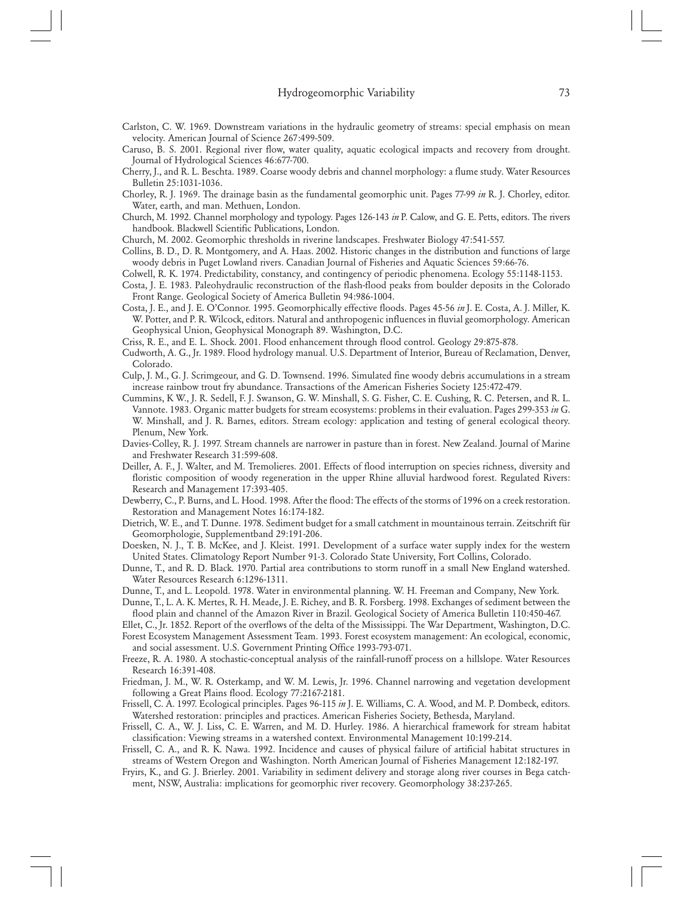Carlston, C. W. 1969. Downstream variations in the hydraulic geometry of streams: special emphasis on mean velocity. American Journal of Science 267:499-509.

Caruso, B. S. 2001. Regional river flow, water quality, aquatic ecological impacts and recovery from drought. Journal of Hydrological Sciences 46:677-700.

Cherry, J., and R. L. Beschta. 1989. Coarse woody debris and channel morphology: a flume study. Water Resources Bulletin 25:1031-1036.

Chorley, R. J. 1969. The drainage basin as the fundamental geomorphic unit. Pages 77-99 *in* R. J. Chorley, editor. Water, earth, and man. Methuen, London.

Church, M. 1992. Channel morphology and typology. Pages 126-143 *in* P. Calow, and G. E. Petts, editors. The rivers handbook. Blackwell Scientific Publications, London.

Church, M. 2002. Geomorphic thresholds in riverine landscapes. Freshwater Biology 47:541-557.

Collins, B. D., D. R. Montgomery, and A. Haas. 2002. Historic changes in the distribution and functions of large woody debris in Puget Lowland rivers. Canadian Journal of Fisheries and Aquatic Sciences 59:66-76.

Colwell, R. K. 1974. Predictability, constancy, and contingency of periodic phenomena. Ecology 55:1148-1153.

Costa, J. E. 1983. Paleohydraulic reconstruction of the flash-flood peaks from boulder deposits in the Colorado Front Range. Geological Society of America Bulletin 94:986-1004.

Costa, J. E., and J. E. O'Connor. 1995. Geomorphically effective floods. Pages 45-56 *in* J. E. Costa, A. J. Miller, K. W. Potter, and P. R. Wilcock, editors. Natural and anthropogenic influences in fluvial geomorphology. American Geophysical Union, Geophysical Monograph 89. Washington, D.C.

Criss, R. E., and E. L. Shock. 2001. Flood enhancement through flood control. Geology 29:875-878.

Cudworth, A. G., Jr. 1989. Flood hydrology manual. U.S. Department of Interior, Bureau of Reclamation, Denver, Colorado.

Culp, J. M., G. J. Scrimgeour, and G. D. Townsend. 1996. Simulated fine woody debris accumulations in a stream increase rainbow trout fry abundance. Transactions of the American Fisheries Society 125:472-479.

Cummins, K W., J. R. Sedell, F. J. Swanson, G. W. Minshall, S. G. Fisher, C. E. Cushing, R. C. Petersen, and R. L. Vannote. 1983. Organic matter budgets for stream ecosystems: problems in their evaluation. Pages 299-353 *in* G. W. Minshall, and J. R. Barnes, editors. Stream ecology: application and testing of general ecological theory. Plenum, New York.

Davies-Colley, R. J. 1997. Stream channels are narrower in pasture than in forest. New Zealand. Journal of Marine and Freshwater Research 31:599-608.

Deiller, A. F., J. Walter, and M. Tremolieres. 2001. Effects of flood interruption on species richness, diversity and floristic composition of woody regeneration in the upper Rhine alluvial hardwood forest. Regulated Rivers: Research and Management 17:393-405.

Dewberry, C., P. Burns, and L. Hood. 1998. After the flood: The effects of the storms of 1996 on a creek restoration. Restoration and Management Notes 16:174-182.

Dietrich, W. E., and T. Dunne. 1978. Sediment budget for a small catchment in mountainous terrain. Zeitschrift für Geomorphologie, Supplementband 29:191-206.

Doesken, N. J., T. B. McKee, and J. Kleist. 1991. Development of a surface water supply index for the western United States. Climatology Report Number 91-3. Colorado State University, Fort Collins, Colorado.

Dunne, T., and R. D. Black. 1970. Partial area contributions to storm runoff in a small New England watershed. Water Resources Research 6:1296-1311.

Dunne, T., and L. Leopold. 1978. Water in environmental planning. W. H. Freeman and Company, New York.

Dunne, T., L. A. K. Mertes, R. H. Meade, J. E. Richey, and B. R. Forsberg. 1998. Exchanges of sediment between the flood plain and channel of the Amazon River in Brazil. Geological Society of America Bulletin 110:450-467.

Ellet, C., Jr. 1852. Report of the overflows of the delta of the Mississippi. The War Department, Washington, D.C.

Forest Ecosystem Management Assessment Team. 1993. Forest ecosystem management: An ecological, economic, and social assessment. U.S. Government Printing Office 1993-793-071.

Freeze, R. A. 1980. A stochastic-conceptual analysis of the rainfall-runoff process on a hillslope. Water Resources Research 16:391-408.

Friedman, J. M., W. R. Osterkamp, and W. M. Lewis, Jr. 1996. Channel narrowing and vegetation development following a Great Plains flood. Ecology 77:2167-2181.

Frissell, C. A. 1997. Ecological principles. Pages 96-115 *in* J. E. Williams, C. A. Wood, and M. P. Dombeck, editors. Watershed restoration: principles and practices. American Fisheries Society, Bethesda, Maryland.

Frissell, C. A., W. J. Liss, C. E. Warren, and M. D. Hurley. 1986. A hierarchical framework for stream habitat classification: Viewing streams in a watershed context. Environmental Management 10:199-214.

Frissell, C. A., and R. K. Nawa. 1992. Incidence and causes of physical failure of artificial habitat structures in streams of Western Oregon and Washington. North American Journal of Fisheries Management 12:182-197.

Fryirs, K., and G. J. Brierley. 2001. Variability in sediment delivery and storage along river courses in Bega catchment, NSW, Australia: implications for geomorphic river recovery. Geomorphology 38:237-265.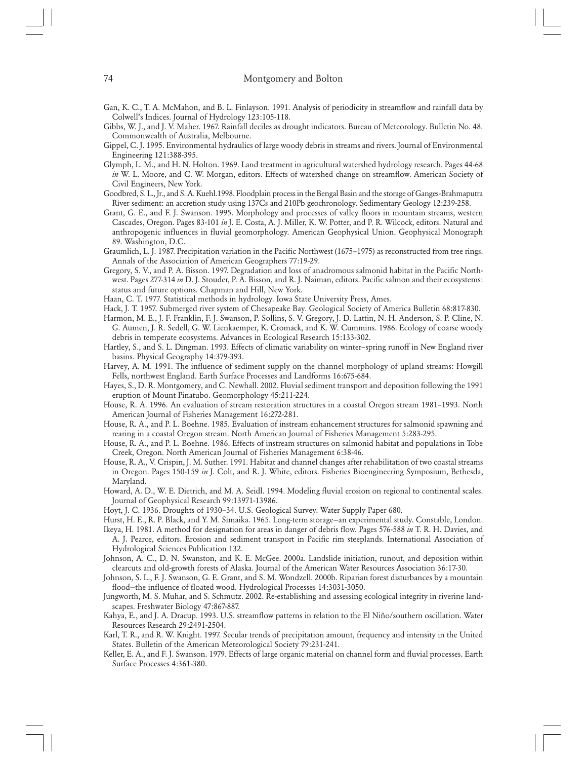Gan, K. C., T. A. McMahon, and B. L. Finlayson. 1991. Analysis of periodicity in streamflow and rainfall data by Colwell's Indices. Journal of Hydrology 123:105-118.

Gibbs, W. J., and J. V. Maher. 1967. Rainfall deciles as drought indicators. Bureau of Meteorology. Bulletin No. 48. Commonwealth of Australia, Melbourne.

Gippel, C. J. 1995. Environmental hydraulics of large woody debris in streams and rivers. Journal of Environmental Engineering 121:388-395.

Glymph, L. M., and H. N. Holton. 1969. Land treatment in agricultural watershed hydrology research. Pages 44-68 *in* W. L. Moore, and C. W. Morgan, editors. Effects of watershed change on streamflow. American Society of Civil Engineers, New York.

Goodbred, S. L., Jr., and S. A. Kuehl. 1998. Floodplain process in the Bengal Basin and the storage of Ganges-Brahmaputra River sediment: an accretion study using 137Cs and 210Pb geochronology. Sedimentary Geology 12:239-258.

Grant, G. E., and F. J. Swanson. 1995. Morphology and processes of valley floors in mountain streams, western Cascades, Oregon. Pages 83-101 *in* J. E. Costa, A. J. Miller, K. W. Potter, and P. R. Wilcock, editors. Natural and anthropogenic influences in fluvial geomorphology. American Geophysical Union. Geophysical Monograph 89. Washington, D.C.

Graumlich, L. J. 1987. Precipitation variation in the Pacific Northwest (1675–1975) as reconstructed from tree rings. Annals of the Association of American Geographers 77:19-29.

Gregory, S. V., and P. A. Bisson. 1997. Degradation and loss of anadromous salmonid habitat in the Pacific Northwest. Pages 277-314 *in* D. J. Stouder, P. A. Bisson, and R. J. Naiman, editors. Pacific salmon and their ecosystems: status and future options. Chapman and Hill, New York.

Haan, C. T. 1977. Statistical methods in hydrology. Iowa State University Press, Ames.

Hack, J. T. 1957. Submerged river system of Chesapeake Bay. Geological Society of America Bulletin 68:817-830.

Harmon, M. E., J. F. Franklin, F. J. Swanson, P. Sollins, S. V. Gregory, J. D. Lattin, N. H. Anderson, S. P. Cline, N. G. Aumen, J. R. Sedell, G. W. Lienkaemper, K. Cromack, and K. W. Cummins. 1986. Ecology of coarse woody debris in temperate ecosystems. Advances in Ecological Research 15:133-302.

Hartley, S., and S. L. Dingman. 1993. Effects of climatic variability on winter–spring runoff in New England river basins. Physical Geography 14:379-393.

Harvey, A. M. 1991. The influence of sediment supply on the channel morphology of upland streams: Howgill Fells, northwest England. Earth Surface Processes and Landforms 16:675-684.

Hayes, S., D. R. Montgomery, and C. Newhall. 2002. Fluvial sediment transport and deposition following the 1991 eruption of Mount Pinatubo. Geomorphology 45:211-224.

House, R. A. 1996. An evaluation of stream restoration structures in a coastal Oregon stream 1981–1993. North American Journal of Fisheries Management 16:272-281.

House, R. A., and P. L. Boehne. 1985. Evaluation of instream enhancement structures for salmonid spawning and rearing in a coastal Oregon stream. North American Journal of Fisheries Management 5:283-295.

House, R. A., and P. L. Boehne. 1986. Effects of instream structures on salmonid habitat and populations in Tobe Creek, Oregon. North American Journal of Fisheries Management 6:38-46.

House, R. A., V. Crispin, J. M. Suther. 1991. Habitat and channel changes after rehabilitation of two coastal streams in Oregon. Pages 150-159 *in* J. Colt, and R. J. White, editors. Fisheries Bioengineering Symposium, Bethesda, Maryland.

Howard, A. D., W. E. Dietrich, and M. A. Seidl. 1994. Modeling fluvial erosion on regional to continental scales. Journal of Geophysical Research 99:13971-13986.

Hoyt, J. C. 1936. Droughts of 1930–34. U.S. Geological Survey. Water Supply Paper 680.

Hurst, H. E., R. P. Black, and Y. M. Simaika. 1965. Long-term storage–an experimental study. Constable, London.

Ikeya, H. 1981. A method for designation for areas in danger of debris flow. Pages 576-588 *in* T. R. H. Davies, and A. J. Pearce, editors. Erosion and sediment transport in Pacific rim steeplands. International Association of Hydrological Sciences Publication 132.

Johnson, A. C., D. N. Swanston, and K. E. McGee. 2000a. Landslide initiation, runout, and deposition within clearcuts and old-growth forests of Alaska. Journal of the American Water Resources Association 36:17-30.

Johnson, S. L., F. J. Swanson, G. E. Grant, and S. M. Wondzell. 2000b. Riparian forest disturbances by a mountain flood–the influence of floated wood. Hydrological Processes 14:3031-3050.

Jungworth, M. S. Muhar, and S. Schmutz. 2002. Re-establishing and assessing ecological integrity in riverine landscapes. Freshwater Biology 47:867-887.

Kahya, E., and J. A. Dracup. 1993. U.S. streamflow patterns in relation to the El Niño/southern oscillation. Water Resources Research 29:2491-2504.

Karl, T. R., and R. W. Knight. 1997. Secular trends of precipitation amount, frequency and intensity in the United States. Bulletin of the American Meteorological Society 79:231-241.

Keller, E. A., and F. J. Swanson. 1979. Effects of large organic material on channel form and fluvial processes. Earth Surface Processes 4:361-380.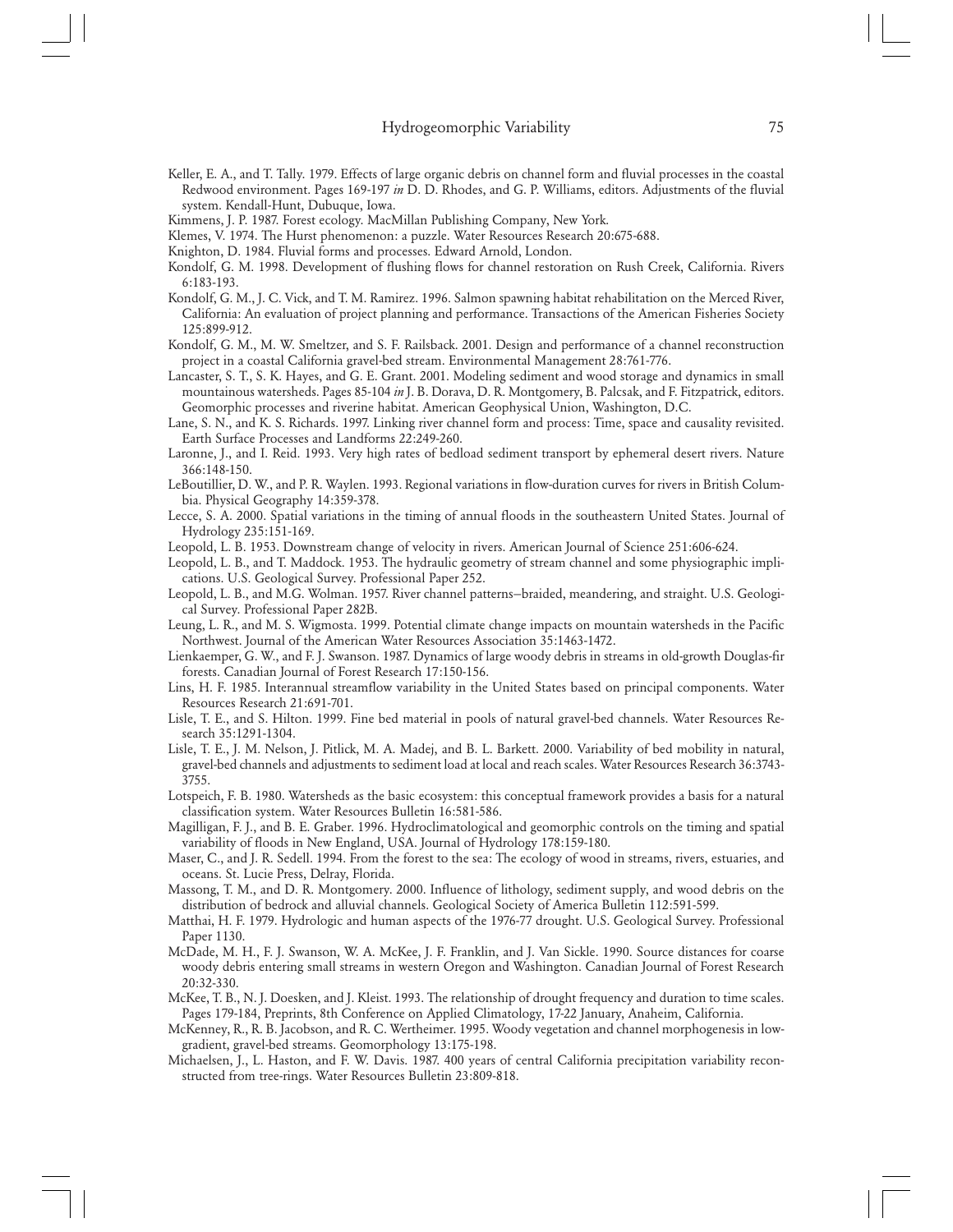Keller, E. A., and T. Tally. 1979. Effects of large organic debris on channel form and fluvial processes in the coastal Redwood environment. Pages 169-197 *in* D. D. Rhodes, and G. P. Williams, editors. Adjustments of the fluvial system. Kendall-Hunt, Dubuque, Iowa.

Kimmens, J. P. 1987. Forest ecology. MacMillan Publishing Company, New York.

Klemes, V. 1974. The Hurst phenomenon: a puzzle. Water Resources Research 20:675-688.

Knighton, D. 1984. Fluvial forms and processes. Edward Arnold, London.

Kondolf, G. M. 1998. Development of flushing flows for channel restoration on Rush Creek, California. Rivers 6:183-193.

Kondolf, G. M., J. C. Vick, and T. M. Ramirez. 1996. Salmon spawning habitat rehabilitation on the Merced River, California: An evaluation of project planning and performance. Transactions of the American Fisheries Society 125:899-912.

Kondolf, G. M., M. W. Smeltzer, and S. F. Railsback. 2001. Design and performance of a channel reconstruction project in a coastal California gravel-bed stream. Environmental Management 28:761-776.

Lancaster, S. T., S. K. Hayes, and G. E. Grant. 2001. Modeling sediment and wood storage and dynamics in small mountainous watersheds. Pages 85-104 *in* J. B. Dorava, D. R. Montgomery, B. Palcsak, and F. Fitzpatrick, editors. Geomorphic processes and riverine habitat. American Geophysical Union, Washington, D.C.

Lane, S. N., and K. S. Richards. 1997. Linking river channel form and process: Time, space and causality revisited. Earth Surface Processes and Landforms 22:249-260.

Laronne, J., and I. Reid. 1993. Very high rates of bedload sediment transport by ephemeral desert rivers. Nature 366:148-150.

LeBoutillier, D. W., and P. R. Waylen. 1993. Regional variations in flow-duration curves for rivers in British Columbia. Physical Geography 14:359-378.

Lecce, S. A. 2000. Spatial variations in the timing of annual floods in the southeastern United States. Journal of Hydrology 235:151-169.

Leopold, L. B. 1953. Downstream change of velocity in rivers. American Journal of Science 251:606-624.

Leopold, L. B., and T. Maddock. 1953. The hydraulic geometry of stream channel and some physiographic implications. U.S. Geological Survey. Professional Paper 252.

Leopold, L. B., and M.G. Wolman. 1957. River channel patterns–braided, meandering, and straight. U.S. Geological Survey. Professional Paper 282B.

Leung, L. R., and M. S. Wigmosta. 1999. Potential climate change impacts on mountain watersheds in the Pacific Northwest. Journal of the American Water Resources Association 35:1463-1472.

Lienkaemper, G. W., and F. J. Swanson. 1987. Dynamics of large woody debris in streams in old-growth Douglas-fir forests. Canadian Journal of Forest Research 17:150-156.

Lins, H. F. 1985. Interannual streamflow variability in the United States based on principal components. Water Resources Research 21:691-701.

Lisle, T. E., and S. Hilton. 1999. Fine bed material in pools of natural gravel-bed channels. Water Resources Research 35:1291-1304.

Lisle, T. E., J. M. Nelson, J. Pitlick, M. A. Madej, and B. L. Barkett. 2000. Variability of bed mobility in natural, gravel-bed channels and adjustments to sediment load at local and reach scales. Water Resources Research 36:3743-3755.

Lotspeich, F. B. 1980. Watersheds as the basic ecosystem: this conceptual framework provides a basis for a natural classification system. Water Resources Bulletin 16:581-586.

Magilligan, F. J., and B. E. Graber. 1996. Hydroclimatological and geomorphic controls on the timing and spatial variability of floods in New England, USA. Journal of Hydrology 178:159-180.

Maser, C., and J. R. Sedell. 1994. From the forest to the sea: The ecology of wood in streams, rivers, estuaries, and oceans. St. Lucie Press, Delray, Florida.

Massong, T. M., and D. R. Montgomery. 2000. Influence of lithology, sediment supply, and wood debris on the distribution of bedrock and alluvial channels. Geological Society of America Bulletin 112:591-599.

Matthai, H. F. 1979. Hydrologic and human aspects of the 1976-77 drought. U.S. Geological Survey. Professional Paper 1130.

McDade, M. H., F. J. Swanson, W. A. McKee, J. F. Franklin, and J. Van Sickle. 1990. Source distances for coarse woody debris entering small streams in western Oregon and Washington. Canadian Journal of Forest Research 20:32-330.

McKee, T. B., N. J. Doesken, and J. Kleist. 1993. The relationship of drought frequency and duration to time scales. Pages 179-184, Preprints, 8th Conference on Applied Climatology, 17-22 January, Anaheim, California.

McKenney, R., R. B. Jacobson, and R. C. Wertheimer. 1995. Woody vegetation and channel morphogenesis in low-gradient, gravel-bed streams. Geomorphology 13:175-198.

Michaelsen, J., L. Haston, and F. W. Davis. 1987. 400 years of central California precipitation variability reconstructed from tree-rings. Water Resources Bulletin 23:809-818.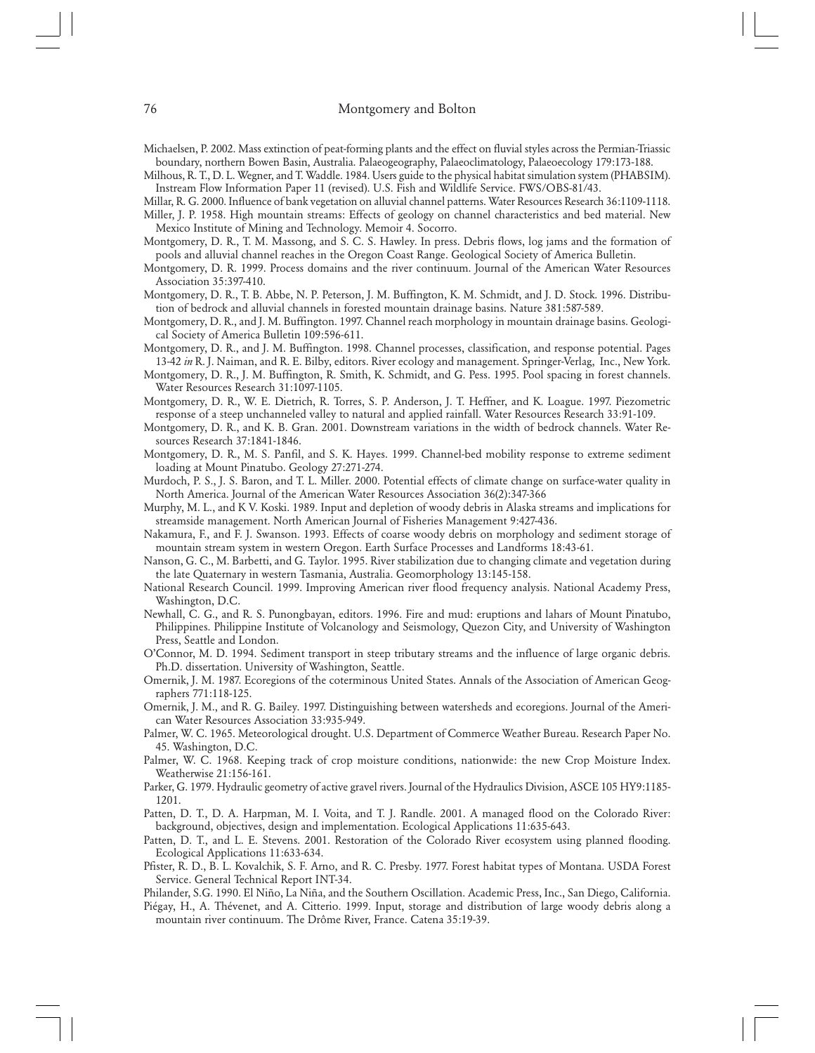Michaelsen, P. 2002. Mass extinction of peat-forming plants and the effect on fluvial styles across the Permian-Triassic boundary, northern Bowen Basin, Australia. Palaeogeography, Palaeoclimatology, Palaeoecology 179:173-188.

Milhous, R. T., D. L. Wegner, and T. Waddle. 1984. Users guide to the physical habitat simulation system (PHABSIM). Instream Flow Information Paper 11 (revised). U.S. Fish and Wildlife Service. FWS/OBS-81/43.

Millar, R. G. 2000. Influence of bank vegetation on alluvial channel patterns. Water Resources Research 36:1109-1118.

Miller, J. P. 1958. High mountain streams: Effects of geology on channel characteristics and bed material. New Mexico Institute of Mining and Technology. Memoir 4. Socorro.

Montgomery, D. R., T. M. Massong, and S. C. S. Hawley. In press. Debris flows, log jams and the formation of pools and alluvial channel reaches in the Oregon Coast Range. Geological Society of America Bulletin.

Montgomery, D. R. 1999. Process domains and the river continuum. Journal of the American Water Resources Association 35:397-410.

Montgomery, D. R., T. B. Abbe, N. P. Peterson, J. M. Buffington, K. M. Schmidt, and J. D. Stock. 1996. Distribution of bedrock and alluvial channels in forested mountain drainage basins. Nature 381:587-589.

Montgomery, D. R., and J. M. Buffington. 1997. Channel reach morphology in mountain drainage basins. Geological Society of America Bulletin 109:596-611.

Montgomery, D. R., and J. M. Buffington. 1998. Channel processes, classification, and response potential. Pages 13-42 *in* R. J. Naiman, and R. E. Bilby, editors. River ecology and management. Springer-Verlag, Inc., New York.

Montgomery, D. R., J. M. Buffington, R. Smith, K. Schmidt, and G. Pess. 1995. Pool spacing in forest channels. Water Resources Research 31:1097-1105.

Montgomery, D. R., W. E. Dietrich, R. Torres, S. P. Anderson, J. T. Heffner, and K. Loague. 1997. Piezometric response of a steep unchanneled valley to natural and applied rainfall. Water Resources Research 33:91-109.

Montgomery, D. R., and K. B. Gran. 2001. Downstream variations in the width of bedrock channels. Water Resources Research 37:1841-1846.

Montgomery, D. R., M. S. Panfil, and S. K. Hayes. 1999. Channel-bed mobility response to extreme sediment loading at Mount Pinatubo. Geology 27:271-274.

Murdoch, P. S., J. S. Baron, and T. L. Miller. 2000. Potential effects of climate change on surface-water quality in North America. Journal of the American Water Resources Association 36(2):347-366

Murphy, M. L., and K V. Koski. 1989. Input and depletion of woody debris in Alaska streams and implications for streamside management. North American Journal of Fisheries Management 9:427-436.

Nakamura, F., and F. J. Swanson. 1993. Effects of coarse woody debris on morphology and sediment storage of mountain stream system in western Oregon. Earth Surface Processes and Landforms 18:43-61.

Nanson, G. C., M. Barbetti, and G. Taylor. 1995. River stabilization due to changing climate and vegetation during the late Quaternary in western Tasmania, Australia. Geomorphology 13:145-158.

National Research Council. 1999. Improving American river flood frequency analysis. National Academy Press, Washington, D.C.

Newhall, C. G., and R. S. Punongbayan, editors. 1996. Fire and mud: eruptions and lahars of Mount Pinatubo, Philippines. Philippine Institute of Volcanology and Seismology, Quezon City, and University of Washington Press, Seattle and London.

O'Connor, M. D. 1994. Sediment transport in steep tributary streams and the influence of large organic debris. Ph.D. dissertation. University of Washington, Seattle.

Omernik, J. M. 1987. Ecoregions of the coterminous United States. Annals of the Association of American Geographers 771:118-125.

Omernik, J. M., and R. G. Bailey. 1997. Distinguishing between watersheds and ecoregions. Journal of the American Water Resources Association 33:935-949.

Palmer, W. C. 1965. Meteorological drought. U.S. Department of Commerce Weather Bureau. Research Paper No. 45. Washington, D.C.

Palmer, W. C. 1968. Keeping track of crop moisture conditions, nationwide: the new Crop Moisture Index. Weatherwise 21:156-161.

Parker, G. 1979. Hydraulic geometry of active gravel rivers. Journal of the Hydraulics Division, ASCE 105 HY9:1185-1201.

Patten, D. T., D. A. Harpman, M. I. Voita, and T. J. Randle. 2001. A managed flood on the Colorado River: background, objectives, design and implementation. Ecological Applications 11:635-643.

Patten, D. T., and L. E. Stevens. 2001. Restoration of the Colorado River ecosystem using planned flooding. Ecological Applications 11:633-634.

Pfister, R. D., B. L. Kovalchik, S. F. Arno, and R. C. Presby. 1977. Forest habitat types of Montana. USDA Forest Service. General Technical Report INT-34.

Philander, S.G. 1990. El Niño, La Niña, and the Southern Oscillation. Academic Press, Inc., San Diego, California.

Piégay, H., A. Thévenet, and A. Citterio. 1999. Input, storage and distribution of large woody debris along a mountain river continuum. The Drôme River, France. Catena 35:19-39.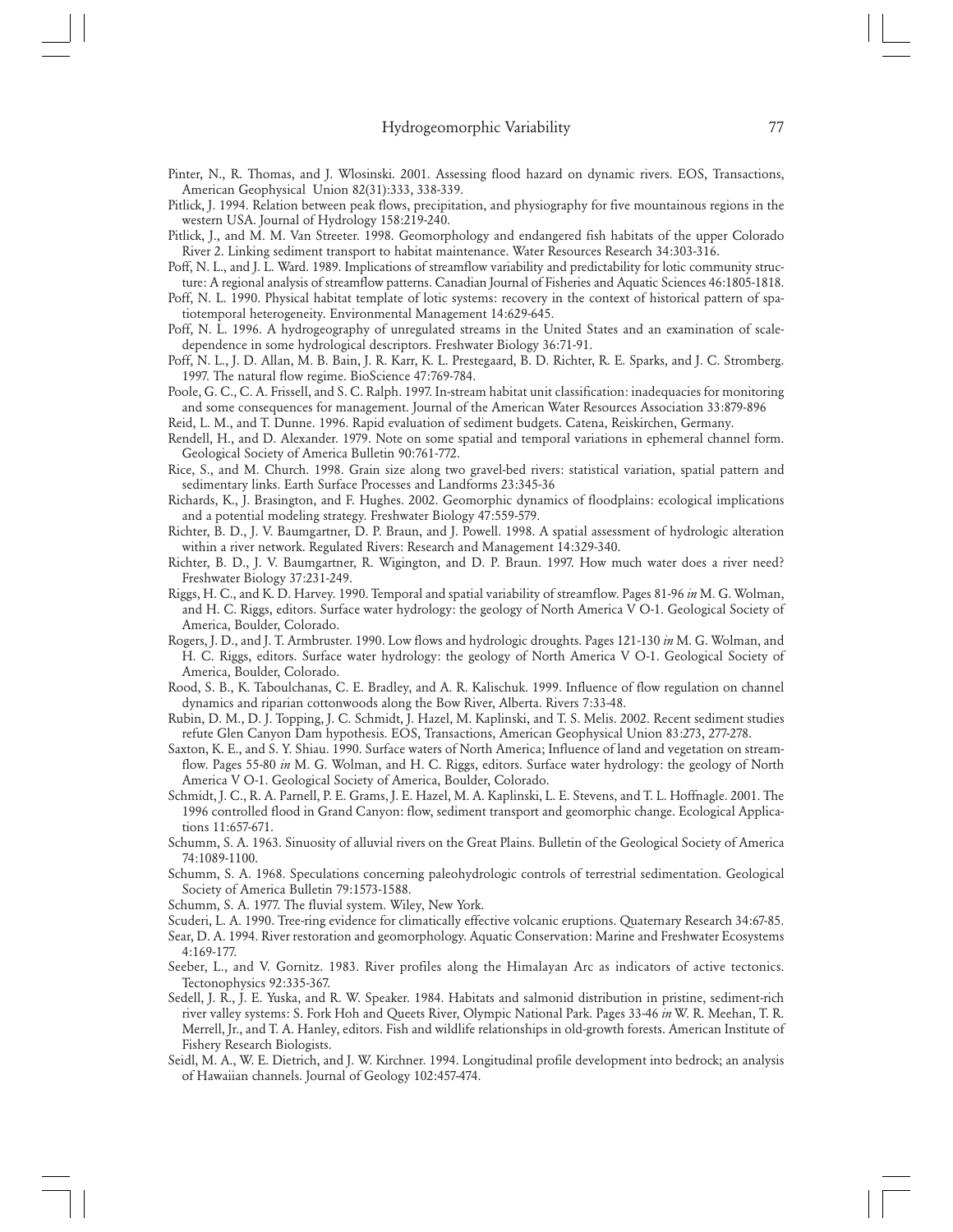Pinter, N., R. Thomas, and J. Wlosinski. 2001. Assessing flood hazard on dynamic rivers. EOS, Transactions, American Geophysical Union 82(31):333, 338-339.

Pitlick, J. 1994. Relation between peak flows, precipitation, and physiography for five mountainous regions in the western USA. Journal of Hydrology 158:219-240.

Pitlick, J., and M. M. Van Streeter. 1998. Geomorphology and endangered fish habitats of the upper Colorado River 2. Linking sediment transport to habitat maintenance. Water Resources Research 34:303-316.

Poff, N. L., and J. L. Ward. 1989. Implications of streamflow variability and predictability for lotic community structure: A regional analysis of streamflow patterns. Canadian Journal of Fisheries and Aquatic Sciences 46:1805-1818.

Poff, N. L. 1990. Physical habitat template of lotic systems: recovery in the context of historical pattern of spatiotemporal heterogeneity. Environmental Management 14:629-645.

Poff, N. L. 1996. A hydrogeography of unregulated streams in the United States and an examination of scale-dependence in some hydrological descriptors. Freshwater Biology 36:71-91.

Poff, N. L., J. D. Allan, M. B. Bain, J. R. Karr, K. L. Prestegaard, B. D. Richter, R. E. Sparks, and J. C. Stromberg. 1997. The natural flow regime. BioScience 47:769-784.

Poole, G. C., C. A. Frissell, and S. C. Ralph. 1997. In-stream habitat unit classification: inadequacies for monitoring and some consequences for management. Journal of the American Water Resources Association 33:879-896

Reid, L. M., and T. Dunne. 1996. Rapid evaluation of sediment budgets. Catena, Reiskirchen, Germany.

Rendell, H., and D. Alexander. 1979. Note on some spatial and temporal variations in ephemeral channel form. Geological Society of America Bulletin 90:761-772.

Rice, S., and M. Church. 1998. Grain size along two gravel-bed rivers: statistical variation, spatial pattern and sedimentary links. Earth Surface Processes and Landforms 23:345-36

Richards, K., J. Brasington, and F. Hughes. 2002. Geomorphic dynamics of floodplains: ecological implications and a potential modeling strategy. Freshwater Biology 47:559-579.

Richter, B. D., J. V. Baumgartner, D. P. Braun, and J. Powell. 1998. A spatial assessment of hydrologic alteration within a river network. Regulated Rivers: Research and Management 14:329-340.

Richter, B. D., J. V. Baumgartner, R. Wigington, and D. P. Braun. 1997. How much water does a river need? Freshwater Biology 37:231-249.

Riggs, H. C., and K. D. Harvey. 1990. Temporal and spatial variability of streamflow. Pages 81-96 *in* M. G. Wolman, and H. C. Riggs, editors. Surface water hydrology: the geology of North America V O-1. Geological Society of America, Boulder, Colorado.

Rogers, J. D., and J. T. Armbruster. 1990. Low flows and hydrologic droughts. Pages 121-130 *in* M. G. Wolman, and H. C. Riggs, editors. Surface water hydrology: the geology of North America V O-1. Geological Society of America, Boulder, Colorado.

Rood, S. B., K. Taboulchanas, C. E. Bradley, and A. R. Kalischuk. 1999. Influence of flow regulation on channel dynamics and riparian cottonwoods along the Bow River, Alberta. Rivers 7:33-48.

Rubin, D. M., D. J. Topping, J. C. Schmidt, J. Hazel, M. Kaplinski, and T. S. Melis. 2002. Recent sediment studies refute Glen Canyon Dam hypothesis. EOS, Transactions, American Geophysical Union 83:273, 277-278.

Saxton, K. E., and S. Y. Shiau. 1990. Surface waters of North America; Influence of land and vegetation on streamflow. Pages 55-80 *in* M. G. Wolman, and H. C. Riggs, editors. Surface water hydrology: the geology of North America V O-1. Geological Society of America, Boulder, Colorado.

Schmidt, J. C., R. A. Parnell, P. E. Grams, J. E. Hazel, M. A. Kaplinski, L. E. Stevens, and T. L. Hoffnagle. 2001. The 1996 controlled flood in Grand Canyon: flow, sediment transport and geomorphic change. Ecological Applications 11:657-671.

Schumm, S. A. 1963. Sinuosity of alluvial rivers on the Great Plains. Bulletin of the Geological Society of America 74:1089-1100.

Schumm, S. A. 1968. Speculations concerning paleohydrologic controls of terrestrial sedimentation. Geological Society of America Bulletin 79:1573-1588.

Schumm, S. A. 1977. The fluvial system. Wiley, New York.

Scuderi, L. A. 1990. Tree-ring evidence for climatically effective volcanic eruptions. Quaternary Research 34:67-85.

Sear, D. A. 1994. River restoration and geomorphology. Aquatic Conservation: Marine and Freshwater Ecosystems 4:169-177.

Seeber, L., and V. Gornitz. 1983. River profiles along the Himalayan Arc as indicators of active tectonics. Tectonophysics 92:335-367.

Sedell, J. R., J. E. Yuska, and R. W. Speaker. 1984. Habitats and salmonid distribution in pristine, sediment-rich river valley systems: S. Fork Hoh and Queets River, Olympic National Park. Pages 33-46 *in* W. R. Meehan, T. R. Merrell, Jr., and T. A. Hanley, editors. Fish and wildlife relationships in old-growth forests. American Institute of Fishery Research Biologists.

Seidl, M. A., W. E. Dietrich, and J. W. Kirchner. 1994. Longitudinal profile development into bedrock; an analysis of Hawaiian channels. Journal of Geology 102:457-474.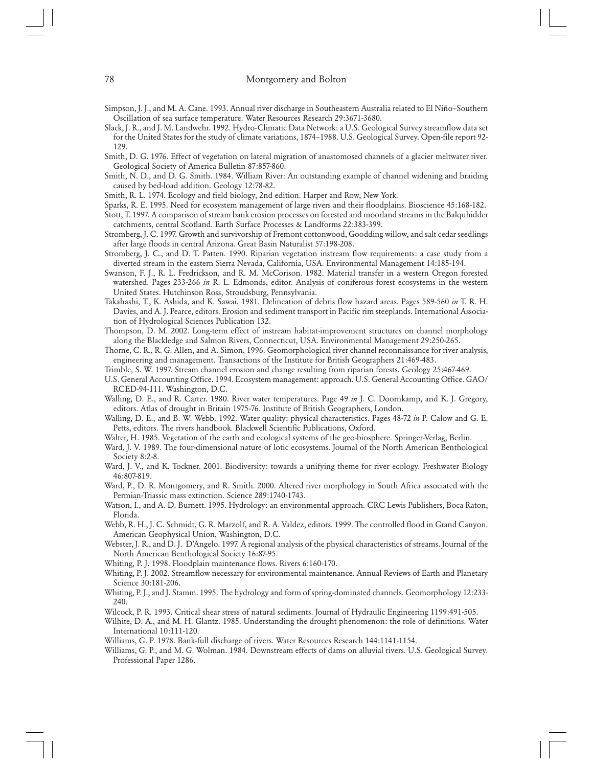Simpson, J. J., and M. A. Cane. 1993. Annual river discharge in Southeastern Australia related to El Niño–Southern Oscillation of sea surface temperature. Water Resources Research 29:3671-3680.

Slack, J. R., and J. M. Landwehr. 1992. Hydro-Climatic Data Network: a U.S. Geological Survey streamflow data set for the United States for the study of climate variations, 1874–1988. U.S. Geological Survey. Open-file report 92-129.

Smith, D. G. 1976. Effect of vegetation on lateral migration of anastomosed channels of a glacier meltwater river. Geological Society of America Bulletin 87:857-860.

Smith, N. D., and D. G. Smith. 1984. William River: An outstanding example of channel widening and braiding caused by bed-load addition. Geology 12:78-82.

Smith, R. L. 1974. Ecology and field biology, 2nd edition. Harper and Row, New York.

Sparks, R. E. 1995. Need for ecosystem management of large rivers and their floodplains. Bioscience 45:168-182.

Stott, T. 1997. A comparison of stream bank erosion processes on forested and moorland streams in the Balquhidder catchments, central Scotland. Earth Surface Processes & Landforms 22:383-399.

Stromberg, J. C. 1997. Growth and survivorship of Fremont cottonwood, Goodding willow, and salt cedar seedlings after large floods in central Arizona. Great Basin Naturalist 57:198-208.

Stromberg, J. C., and D. T. Patten. 1990. Riparian vegetation instream flow requirements: a case study from a diverted stream in the eastern Sierra Nevada, California, USA. Environmental Management 14:185-194.

Swanson, F. J., R. L. Fredrickson, and R. M. McCorison. 1982. Material transfer in a western Oregon forested watershed. Pages 233-266 *in* R. L. Edmonds, editor. Analysis of coniferous forest ecosystems in the western United States. Hutchinson Ross, Stroudsburg, Pennsylvania.

Takahashi, T., K. Ashida, and K. Sawai. 1981. Delineation of debris flow hazard areas. Pages 589-560 *in* T. R. H. Davies, and A. J. Pearce, editors. Erosion and sediment transport in Pacific rim steeplands. International Association of Hydrological Sciences Publication 132.

Thompson, D. M. 2002. Long-term effect of instream habitat-improvement structures on channel morphology along the Blackledge and Salmon Rivers, Connecticut, USA. Environmental Management 29:250-265.

Thorne, C. R., R. G. Allen, and A. Simon. 1996. Geomorphological river channel reconnaissance for river analysis, engineering and management. Transactions of the Institute for British Geographers 21:469-483.

Trimble, S. W. 1997. Stream channel erosion and change resulting from riparian forests. Geology 25:467-469.

U.S. General Accounting Office. 1994. Ecosystem management: approach. U.S. General Accounting Office. GAO/RCED-94-111. Washington, D.C.

Walling, D. E., and R. Carter. 1980. River water temperatures. Page 49 *in* J. C. Doornkamp, and K. J. Gregory, editors. Atlas of drought in Britain 1975-76. Institute of British Geographers, London.

Walling, D. E., and B. W. Webb. 1992. Water quality: physical characteristics. Pages 48-72 *in* P. Calow and G. E. Petts, editors. The rivers handbook. Blackwell Scientific Publications, Oxford.

Walter, H. 1985. Vegetation of the earth and ecological systems of the geo-biosphere. Springer-Verlag, Berlin.

Ward, J. V. 1989. The four-dimensional nature of lotic ecosystems. Journal of the North American Benthological Society 8:2-8.

Ward, J. V., and K. Tockner. 2001. Biodiversity: towards a unifying theme for river ecology. Freshwater Biology 46:807-819.

Ward, P., D. R. Montgomery, and R. Smith. 2000. Altered river morphology in South Africa associated with the Permian-Triassic mass extinction. Science 289:1740-1743.

Watson, I., and A. D. Burnett. 1995. Hydrology: an environmental approach. CRC Lewis Publishers, Boca Raton, Florida.

Webb, R. H., J. C. Schmidt, G. R. Marzolf, and R. A. Valdez, editors. 1999. The controlled flood in Grand Canyon. American Geophysical Union, Washington, D.C.

Webster, J. R., and D. J. D'Angelo. 1997. A regional analysis of the physical characteristics of streams. Journal of the North American Benthological Society 16:87-95.

Whiting, P. J. 1998. Floodplain maintenance flows. Rivers 6:160-170.

Whiting, P. J. 2002. Streamflow necessary for environmental maintenance. Annual Reviews of Earth and Planetary Science 30:181-206.

Whiting, P. J., and J. Stamm. 1995. The hydrology and form of spring-dominated channels. Geomorphology 12:233-240.

Wilcock, P. R. 1993. Critical shear stress of natural sediments. Journal of Hydraulic Engineering 1199:491-505.

Wilhite, D. A., and M. H. Glantz. 1985. Understanding the drought phenomenon: the role of definitions. Water International 10:111-120.

Williams, G. P. 1978. Bank-full discharge of rivers. Water Resources Research 144:1141-1154.

Williams, G. P., and M. G. Wolman. 1984. Downstream effects of dams on alluvial rivers. U.S. Geological Survey. Professional Paper 1286.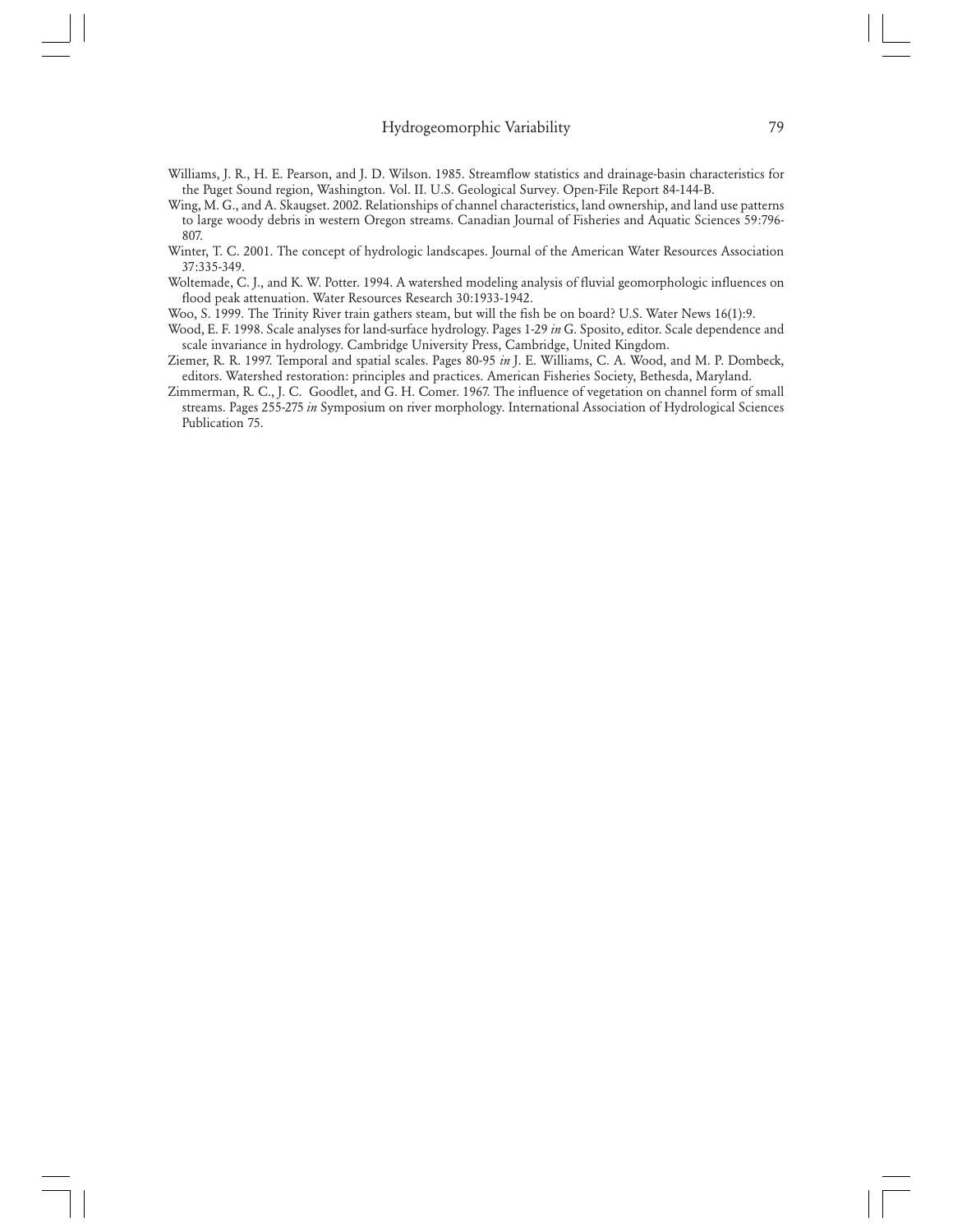Williams, J. R., H. E. Pearson, and J. D. Wilson. 1985. Streamflow statistics and drainage-basin characteristics for the Puget Sound region, Washington. Vol. II. U.S. Geological Survey. Open-File Report 84-144-B.

Wing, M. G., and A. Skaugset. 2002. Relationships of channel characteristics, land ownership, and land use patterns to large woody debris in western Oregon streams. Canadian Journal of Fisheries and Aquatic Sciences 59:796-807.

Winter, T. C. 2001. The concept of hydrologic landscapes. Journal of the American Water Resources Association 37:335-349.

Woltemade, C. J., and K. W. Potter. 1994. A watershed modeling analysis of fluvial geomorphologic influences on flood peak attenuation. Water Resources Research 30:1933-1942.

Woo, S. 1999. The Trinity River train gathers steam, but will the fish be on board? U.S. Water News 16(1):9.

Wood, E. F. 1998. Scale analyses for land-surface hydrology. Pages 1-29 *in* G. Sposito, editor. Scale dependence and scale invariance in hydrology. Cambridge University Press, Cambridge, United Kingdom.

Ziemer, R. R. 1997. Temporal and spatial scales. Pages 80-95 *in* J. E. Williams, C. A. Wood, and M. P. Dombeck, editors. Watershed restoration: principles and practices. American Fisheries Society, Bethesda, Maryland.

Zimmerman, R. C., J. C. Goodlet, and G. H. Comer. 1967. The influence of vegetation on channel form of small streams. Pages 255-275 *in* Symposium on river morphology. International Association of Hydrological Sciences Publication 75.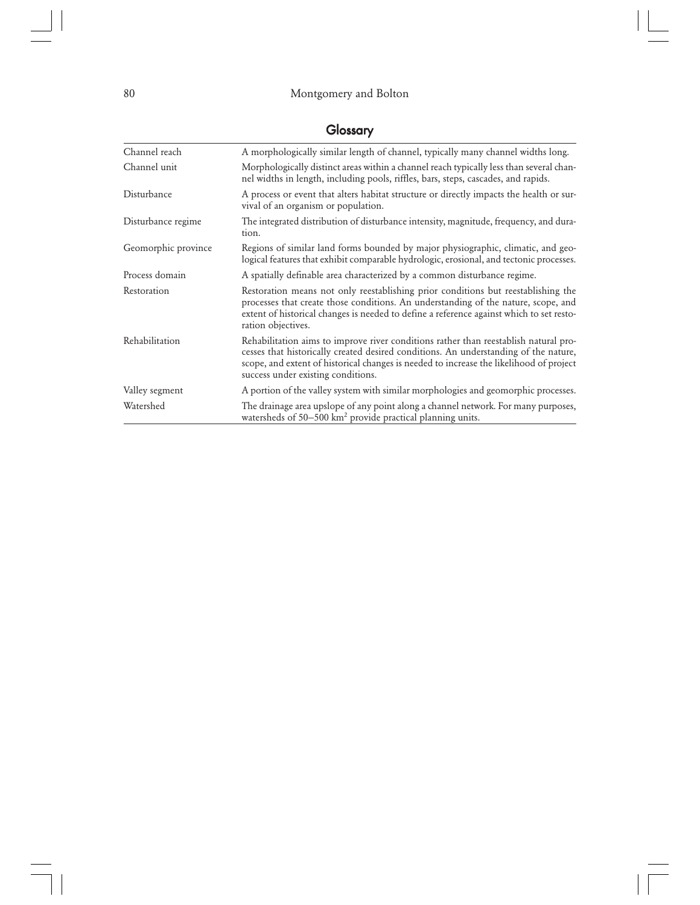## Glossary

| | |
|---|---|
| Channel reach | A morphologically similar length of channel, typically many channel widths long. |
| Channel unit | Morphologically distinct areas within a channel reach typically less than several channel widths in length, including pools, riffles, bars, steps, cascades, and rapids. |
| Disturbance | A process or event that alters habitat structure or directly impacts the health or survival of an organism or population. |
| Disturbance regime | The integrated distribution of disturbance intensity, magnitude, frequency, and duration. |
| Geomorphic province | Regions of similar land forms bounded by major physiographic, climatic, and geological features that exhibit comparable hydrologic, erosional, and tectonic processes. |
| Process domain | A spatially definable area characterized by a common disturbance regime. |
| Restoration | Restoration means not only reestablishing prior conditions but reestablishing the processes that create those conditions. An understanding of the nature, scope, and extent of historical changes is needed to define a reference against which to set restoration objectives. |
| Rehabilitation | Rehabilitation aims to improve river conditions rather than reestablish natural processes that historically created desired conditions. An understanding of the nature, scope, and extent of historical changes is needed to increase the likelihood of project success under existing conditions. |
| Valley segment | A portion of the valley system with similar morphologies and geomorphic processes. |
| Watershed | The drainage area upslope of any point along a channel network. For many purposes, watersheds of 50–500 $km^2$ provide practical planning units. |